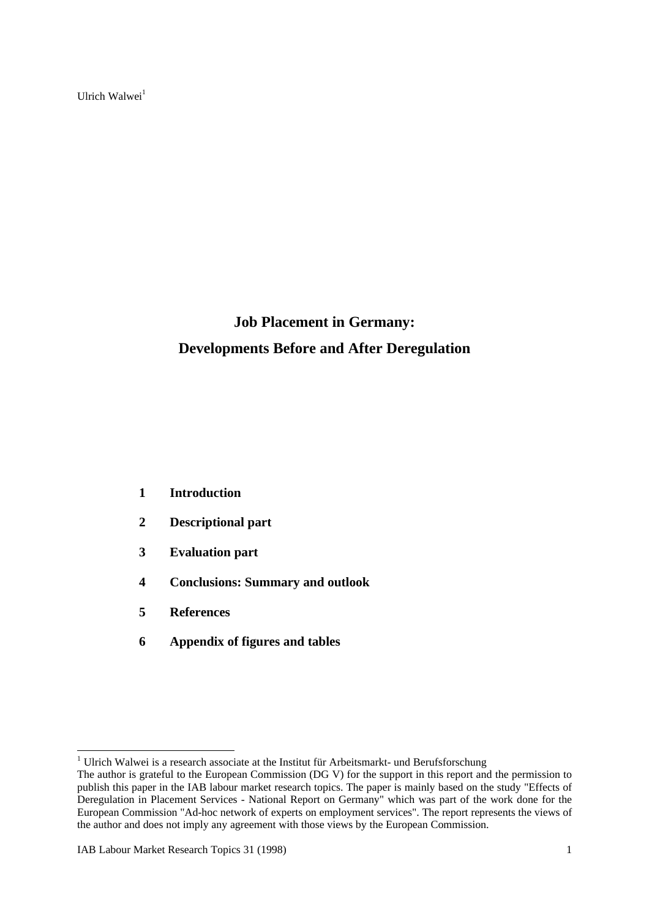Ulrich Walwei[1]

# Job Placement in Germany:

# Developments Before and After Deregulation

**1 Introduction**

**2 Descriptional part**

**3 Evaluation part**

**4 Conclusions: Summary and outlook**

**5 References**

**6 Appendix of figures and tables**

---

[1] Ulrich Walwei is a research associate at the Institut für Arbeitsmarkt- und Berufsforschung

The author is grateful to the European Commission (DG V) for the support in this report and the permission to publish this paper in the IAB labour market research topics. The paper is mainly based on the study "Effects of Deregulation in Placement Services - National Report on Germany" which was part of the work done for the European Commission "Ad-hoc network of experts on employment services". The report represents the views of the author and does not imply any agreement with those views by the European Commission.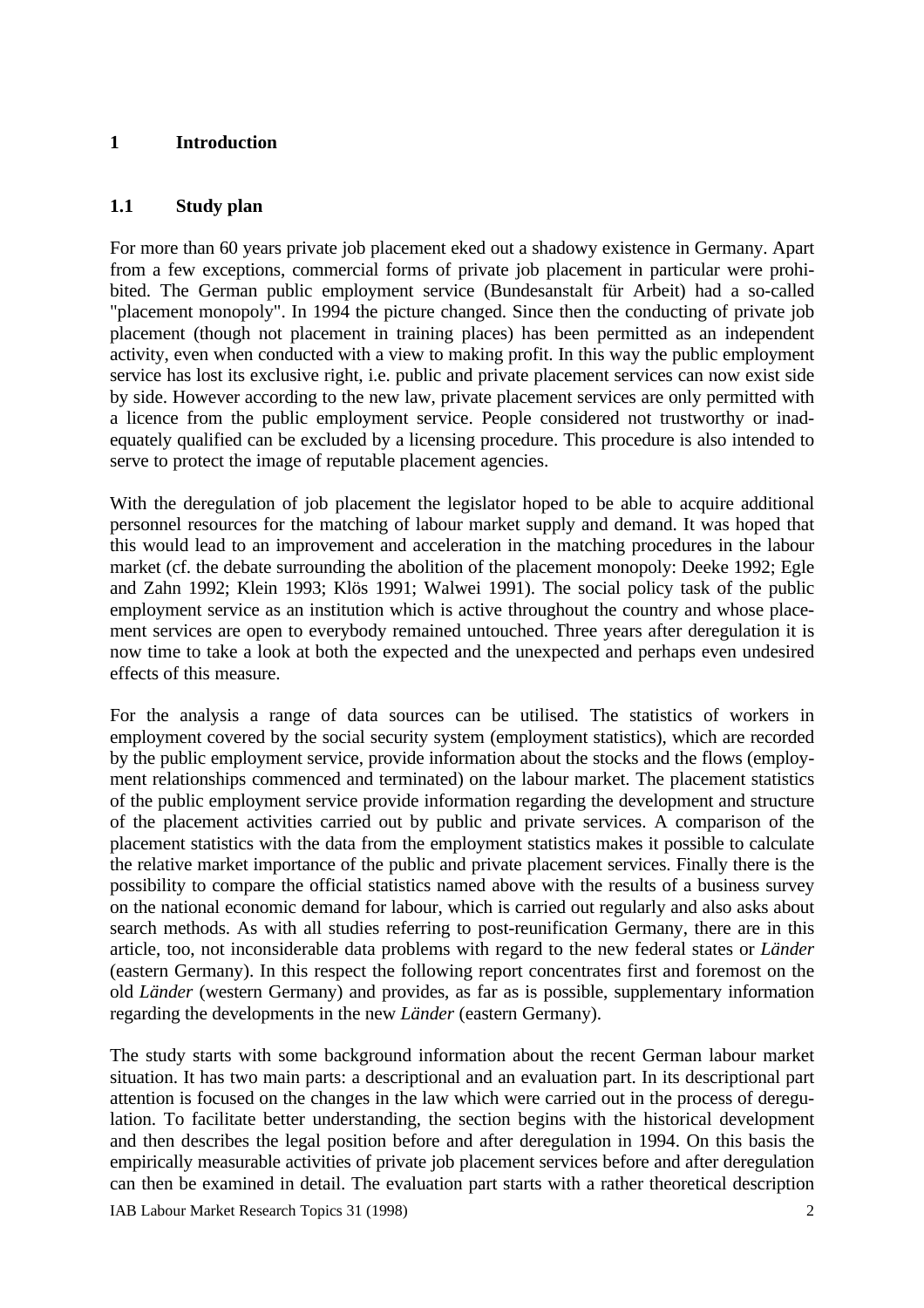# 1 Introduction

## 1.1 Study plan

For more than 60 years private job placement eked out a shadowy existence in Germany. Apart from a few exceptions, commercial forms of private job placement in particular were prohibited. The German public employment service (Bundesanstalt für Arbeit) had a so-called "placement monopoly". In 1994 the picture changed. Since then the conducting of private job placement (though not placement in training places) has been permitted as an independent activity, even when conducted with a view to making profit. In this way the public employment service has lost its exclusive right, i.e. public and private placement services can now exist side by side. However according to the new law, private placement services are only permitted with a licence from the public employment service. People considered not trustworthy or inadequately qualified can be excluded by a licensing procedure. This procedure is also intended to serve to protect the image of reputable placement agencies.

With the deregulation of job placement the legislator hoped to be able to acquire additional personnel resources for the matching of labour market supply and demand. It was hoped that this would lead to an improvement and acceleration in the matching procedures in the labour market (cf. the debate surrounding the abolition of the placement monopoly: Deeke 1992; Egle and Zahn 1992; Klein 1993; Klös 1991; Walwei 1991). The social policy task of the public employment service as an institution which is active throughout the country and whose placement services are open to everybody remained untouched. Three years after deregulation it is now time to take a look at both the expected and the unexpected and perhaps even undesired effects of this measure.

For the analysis a range of data sources can be utilised. The statistics of workers in employment covered by the social security system (employment statistics), which are recorded by the public employment service, provide information about the stocks and the flows (employment relationships commenced and terminated) on the labour market. The placement statistics of the public employment service provide information regarding the development and structure of the placement activities carried out by public and private services. A comparison of the placement statistics with the data from the employment statistics makes it possible to calculate the relative market importance of the public and private placement services. Finally there is the possibility to compare the official statistics named above with the results of a business survey on the national economic demand for labour, which is carried out regularly and also asks about search methods. As with all studies referring to post-reunification Germany, there are in this article, too, not inconsiderable data problems with regard to the new federal states or *Länder* (eastern Germany). In this respect the following report concentrates first and foremost on the old *Länder* (western Germany) and provides, as far as is possible, supplementary information regarding the developments in the new *Länder* (eastern Germany).

The study starts with some background information about the recent German labour market situation. It has two main parts: a descriptional and an evaluation part. In its descriptional part attention is focused on the changes in the law which were carried out in the process of deregulation. To facilitate better understanding, the section begins with the historical development and then describes the legal position before and after deregulation in 1994. On this basis the empirically measurable activities of private job placement services before and after deregulation can then be examined in detail. The evaluation part starts with a rather theoretical description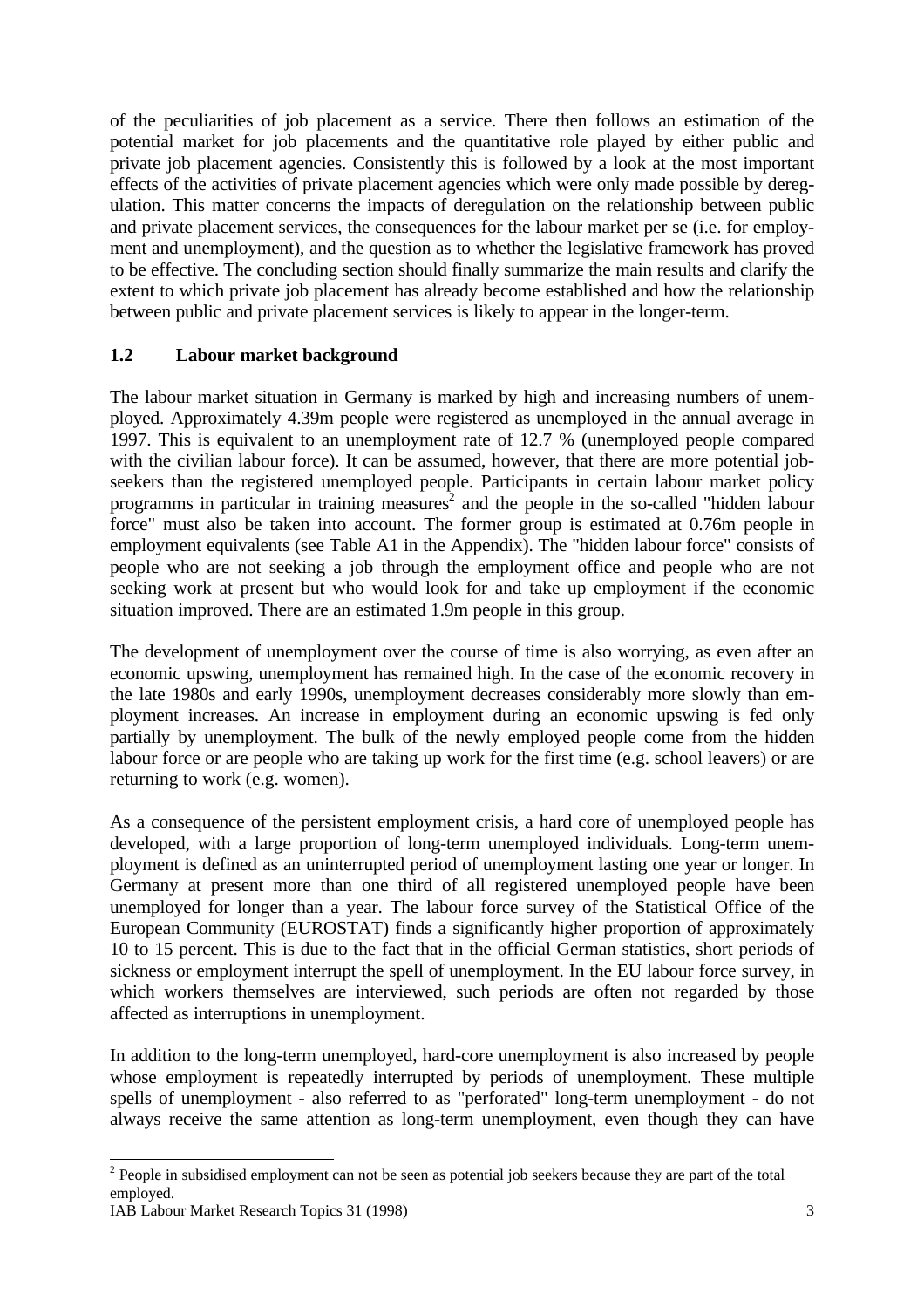of the peculiarities of job placement as a service. There then follows an estimation of the potential market for job placements and the quantitative role played by either public and private job placement agencies. Consistently this is followed by a look at the most important effects of the activities of private placement agencies which were only made possible by deregulation. This matter concerns the impacts of deregulation on the relationship between public and private placement services, the consequences for the labour market per se (i.e. for employment and unemployment), and the question as to whether the legislative framework has proved to be effective. The concluding section should finally summarize the main results and clarify the extent to which private job placement has already become established and how the relationship between public and private placement services is likely to appear in the longer-term.

## 1.2 Labour market background

The labour market situation in Germany is marked by high and increasing numbers of unemployed. Approximately 4.39m people were registered as unemployed in the annual average in 1997. This is equivalent to an unemployment rate of 12.7 % (unemployed people compared with the civilian labour force). It can be assumed, however, that there are more potential job-seekers than the registered unemployed people. Participants in certain labour market policy programms in particular in training measures[2] and the people in the so-called "hidden labour force" must also be taken into account. The former group is estimated at 0.76m people in employment equivalents (see Table A1 in the Appendix). The "hidden labour force" consists of people who are not seeking a job through the employment office and people who are not seeking work at present but who would look for and take up employment if the economic situation improved. There are an estimated 1.9m people in this group.

The development of unemployment over the course of time is also worrying, as even after an economic upswing, unemployment has remained high. In the case of the economic recovery in the late 1980s and early 1990s, unemployment decreases considerably more slowly than employment increases. An increase in employment during an economic upswing is fed only partially by unemployment. The bulk of the newly employed people come from the hidden labour force or are people who are taking up work for the first time (e.g. school leavers) or are returning to work (e.g. women).

As a consequence of the persistent employment crisis, a hard core of unemployed people has developed, with a large proportion of long-term unemployed individuals. Long-term unemployment is defined as an uninterrupted period of unemployment lasting one year or longer. In Germany at present more than one third of all registered unemployed people have been unemployed for longer than a year. The labour force survey of the Statistical Office of the European Community (EUROSTAT) finds a significantly higher proportion of approximately 10 to 15 percent. This is due to the fact that in the official German statistics, short periods of sickness or employment interrupt the spell of unemployment. In the EU labour force survey, in which workers themselves are interviewed, such periods are often not regarded by those affected as interruptions in unemployment.

In addition to the long-term unemployed, hard-core unemployment is also increased by people whose employment is repeatedly interrupted by periods of unemployment. These multiple spells of unemployment - also referred to as "perforated" long-term unemployment - do not always receive the same attention as long-term unemployment, even though they can have

[2] People in subsidised employment can not be seen as potential job seekers because they are part of the total employed.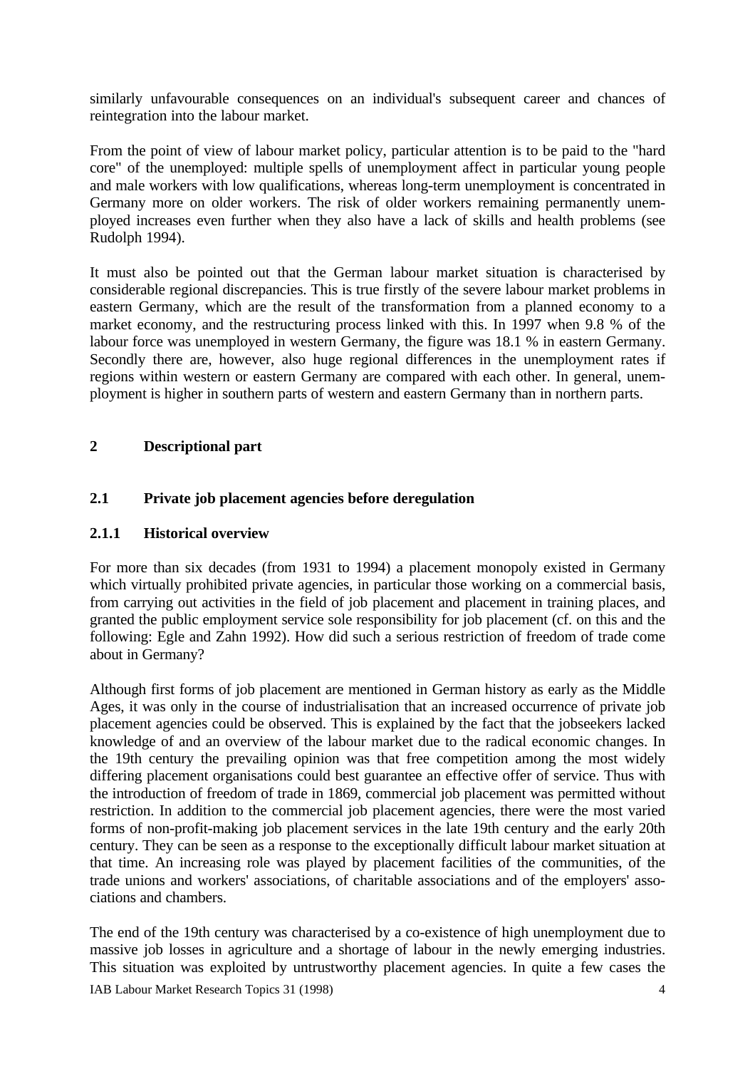similarly unfavourable consequences on an individual's subsequent career and chances of reintegration into the labour market.

From the point of view of labour market policy, particular attention is to be paid to the "hard core" of the unemployed: multiple spells of unemployment affect in particular young people and male workers with low qualifications, whereas long-term unemployment is concentrated in Germany more on older workers. The risk of older workers remaining permanently unemployed increases even further when they also have a lack of skills and health problems (see Rudolph 1994).

It must also be pointed out that the German labour market situation is characterised by considerable regional discrepancies. This is true firstly of the severe labour market problems in eastern Germany, which are the result of the transformation from a planned economy to a market economy, and the restructuring process linked with this. In 1997 when 9.8 % of the labour force was unemployed in western Germany, the figure was 18.1 % in eastern Germany. Secondly there are, however, also huge regional differences in the unemployment rates if regions within western or eastern Germany are compared with each other. In general, unemployment is higher in southern parts of western and eastern Germany than in northern parts.

# 2 Descriptional part

## 2.1 Private job placement agencies before deregulation

### 2.1.1 Historical overview

For more than six decades (from 1931 to 1994) a placement monopoly existed in Germany which virtually prohibited private agencies, in particular those working on a commercial basis, from carrying out activities in the field of job placement and placement in training places, and granted the public employment service sole responsibility for job placement (cf. on this and the following: Egle and Zahn 1992). How did such a serious restriction of freedom of trade come about in Germany?

Although first forms of job placement are mentioned in German history as early as the Middle Ages, it was only in the course of industrialisation that an increased occurrence of private job placement agencies could be observed. This is explained by the fact that the jobseekers lacked knowledge of and an overview of the labour market due to the radical economic changes. In the 19th century the prevailing opinion was that free competition among the most widely differing placement organisations could best guarantee an effective offer of service. Thus with the introduction of freedom of trade in 1869, commercial job placement was permitted without restriction. In addition to the commercial job placement agencies, there were the most varied forms of non-profit-making job placement services in the late 19th century and the early 20th century. They can be seen as a response to the exceptionally difficult labour market situation at that time. An increasing role was played by placement facilities of the communities, of the trade unions and workers' associations, of charitable associations and of the employers' associations and chambers.

The end of the 19th century was characterised by a co-existence of high unemployment due to massive job losses in agriculture and a shortage of labour in the newly emerging industries. This situation was exploited by untrustworthy placement agencies. In quite a few cases the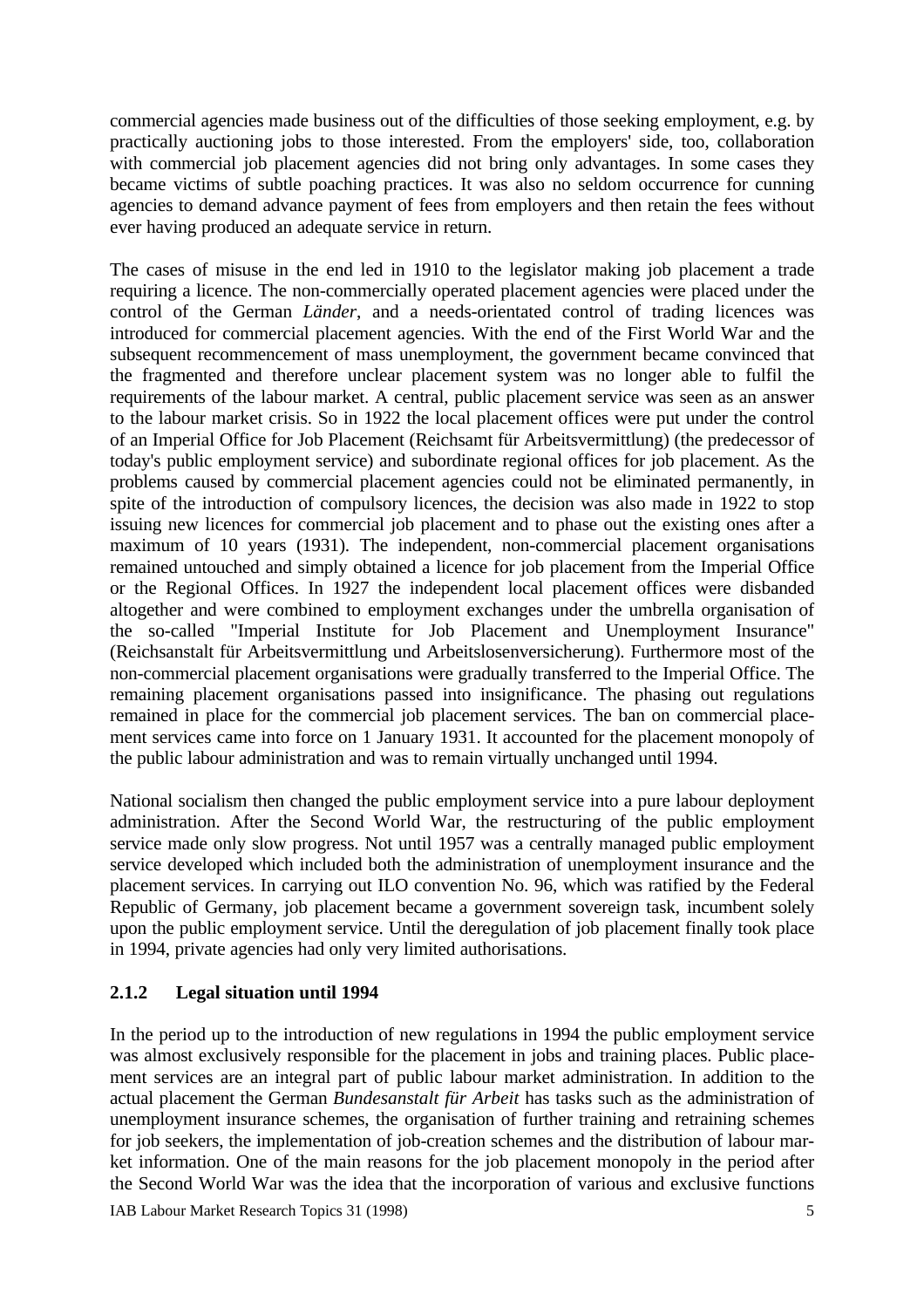commercial agencies made business out of the difficulties of those seeking employment, e.g. by practically auctioning jobs to those interested. From the employers' side, too, collaboration with commercial job placement agencies did not bring only advantages. In some cases they became victims of subtle poaching practices. It was also no seldom occurrence for cunning agencies to demand advance payment of fees from employers and then retain the fees without ever having produced an adequate service in return.

The cases of misuse in the end led in 1910 to the legislator making job placement a trade requiring a licence. The non-commercially operated placement agencies were placed under the control of the German *Länder*, and a needs-orientated control of trading licences was introduced for commercial placement agencies. With the end of the First World War and the subsequent recommencement of mass unemployment, the government became convinced that the fragmented and therefore unclear placement system was no longer able to fulfil the requirements of the labour market. A central, public placement service was seen as an answer to the labour market crisis. So in 1922 the local placement offices were put under the control of an Imperial Office for Job Placement (Reichsamt für Arbeitsvermittlung) (the predecessor of today's public employment service) and subordinate regional offices for job placement. As the problems caused by commercial placement agencies could not be eliminated permanently, in spite of the introduction of compulsory licences, the decision was also made in 1922 to stop issuing new licences for commercial job placement and to phase out the existing ones after a maximum of 10 years (1931). The independent, non-commercial placement organisations remained untouched and simply obtained a licence for job placement from the Imperial Office or the Regional Offices. In 1927 the independent local placement offices were disbanded altogether and were combined to employment exchanges under the umbrella organisation of the so-called "Imperial Institute for Job Placement and Unemployment Insurance" (Reichsanstalt für Arbeitsvermittlung und Arbeitslosenversicherung). Furthermore most of the non-commercial placement organisations were gradually transferred to the Imperial Office. The remaining placement organisations passed into insignificance. The phasing out regulations remained in place for the commercial job placement services. The ban on commercial placement services came into force on 1 January 1931. It accounted for the placement monopoly of the public labour administration and was to remain virtually unchanged until 1994.

National socialism then changed the public employment service into a pure labour deployment administration. After the Second World War, the restructuring of the public employment service made only slow progress. Not until 1957 was a centrally managed public employment service developed which included both the administration of unemployment insurance and the placement services. In carrying out ILO convention No. 96, which was ratified by the Federal Republic of Germany, job placement became a government sovereign task, incumbent solely upon the public employment service. Until the deregulation of job placement finally took place in 1994, private agencies had only very limited authorisations.

### 2.1.2 Legal situation until 1994

In the period up to the introduction of new regulations in 1994 the public employment service was almost exclusively responsible for the placement in jobs and training places. Public placement services are an integral part of public labour market administration. In addition to the actual placement the German *Bundesanstalt für Arbeit* has tasks such as the administration of unemployment insurance schemes, the organisation of further training and retraining schemes for job seekers, the implementation of job-creation schemes and the distribution of labour market information. One of the main reasons for the job placement monopoly in the period after the Second World War was the idea that the incorporation of various and exclusive functions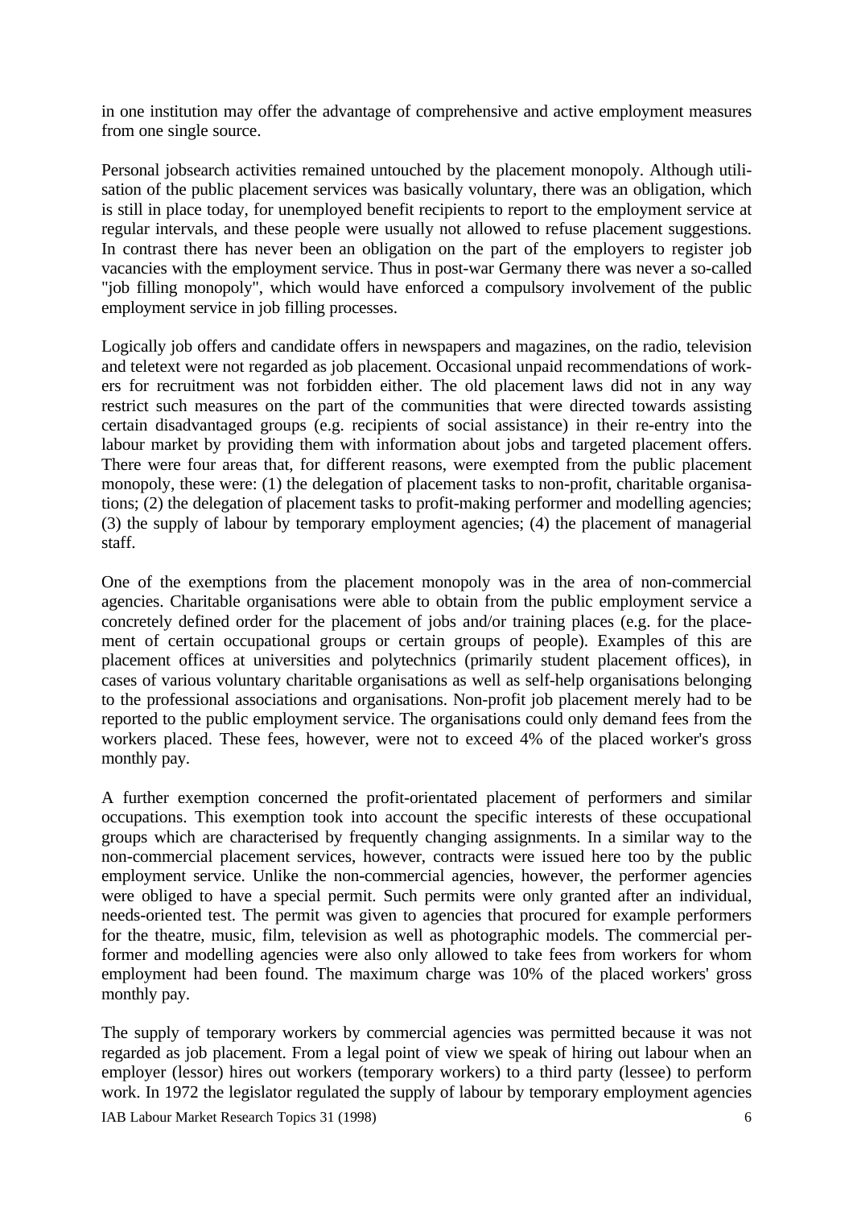in one institution may offer the advantage of comprehensive and active employment measures from one single source.

Personal jobsearch activities remained untouched by the placement monopoly. Although utilisation of the public placement services was basically voluntary, there was an obligation, which is still in place today, for unemployed benefit recipients to report to the employment service at regular intervals, and these people were usually not allowed to refuse placement suggestions. In contrast there has never been an obligation on the part of the employers to register job vacancies with the employment service. Thus in post-war Germany there was never a so-called "job filling monopoly", which would have enforced a compulsory involvement of the public employment service in job filling processes.

Logically job offers and candidate offers in newspapers and magazines, on the radio, television and teletext were not regarded as job placement. Occasional unpaid recommendations of workers for recruitment was not forbidden either. The old placement laws did not in any way restrict such measures on the part of the communities that were directed towards assisting certain disadvantaged groups (e.g. recipients of social assistance) in their re-entry into the labour market by providing them with information about jobs and targeted placement offers. There were four areas that, for different reasons, were exempted from the public placement monopoly, these were: (1) the delegation of placement tasks to non-profit, charitable organisations; (2) the delegation of placement tasks to profit-making performer and modelling agencies; (3) the supply of labour by temporary employment agencies; (4) the placement of managerial staff.

One of the exemptions from the placement monopoly was in the area of non-commercial agencies. Charitable organisations were able to obtain from the public employment service a concretely defined order for the placement of jobs and/or training places (e.g. for the placement of certain occupational groups or certain groups of people). Examples of this are placement offices at universities and polytechnics (primarily student placement offices), in cases of various voluntary charitable organisations as well as self-help organisations belonging to the professional associations and organisations. Non-profit job placement merely had to be reported to the public employment service. The organisations could only demand fees from the workers placed. These fees, however, were not to exceed 4% of the placed worker's gross monthly pay.

A further exemption concerned the profit-orientated placement of performers and similar occupations. This exemption took into account the specific interests of these occupational groups which are characterised by frequently changing assignments. In a similar way to the non-commercial placement services, however, contracts were issued here too by the public employment service. Unlike the non-commercial agencies, however, the performer agencies were obliged to have a special permit. Such permits were only granted after an individual, needs-oriented test. The permit was given to agencies that procured for example performers for the theatre, music, film, television as well as photographic models. The commercial performer and modelling agencies were also only allowed to take fees from workers for whom employment had been found. The maximum charge was 10% of the placed workers' gross monthly pay.

The supply of temporary workers by commercial agencies was permitted because it was not regarded as job placement. From a legal point of view we speak of hiring out labour when an employer (lessor) hires out workers (temporary workers) to a third party (lessee) to perform work. In 1972 the legislator regulated the supply of labour by temporary employment agencies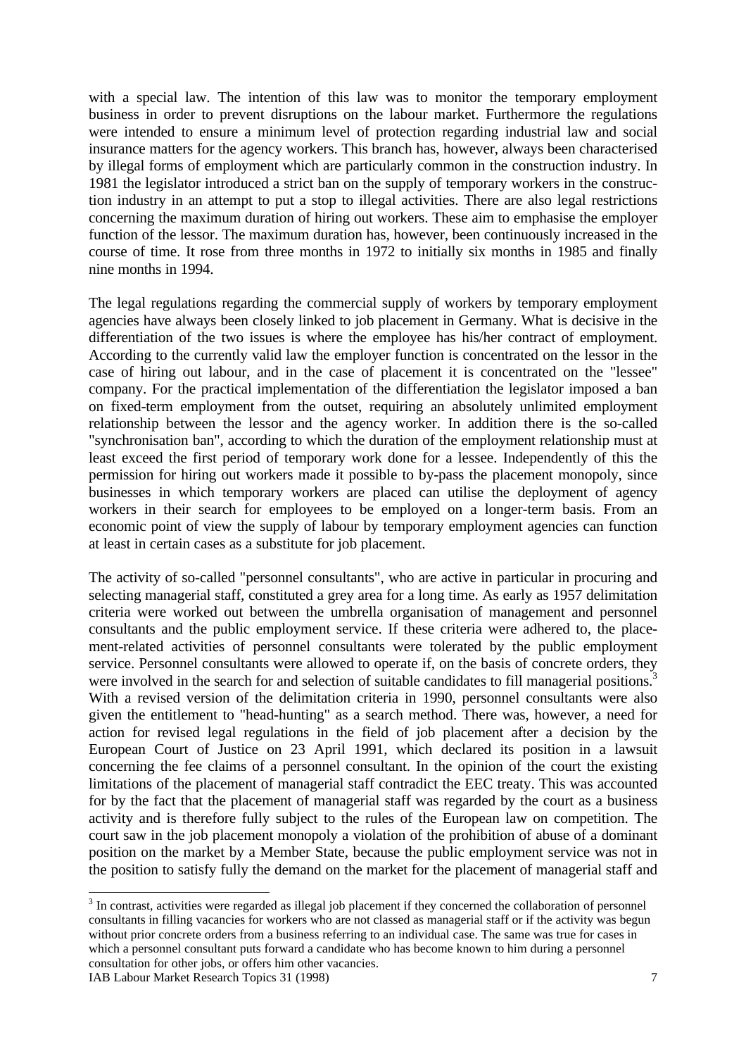with a special law. The intention of this law was to monitor the temporary employment business in order to prevent disruptions on the labour market. Furthermore the regulations were intended to ensure a minimum level of protection regarding industrial law and social insurance matters for the agency workers. This branch has, however, always been characterised by illegal forms of employment which are particularly common in the construction industry. In 1981 the legislator introduced a strict ban on the supply of temporary workers in the construction industry in an attempt to put a stop to illegal activities. There are also legal restrictions concerning the maximum duration of hiring out workers. These aim to emphasise the employer function of the lessor. The maximum duration has, however, been continuously increased in the course of time. It rose from three months in 1972 to initially six months in 1985 and finally nine months in 1994.

The legal regulations regarding the commercial supply of workers by temporary employment agencies have always been closely linked to job placement in Germany. What is decisive in the differentiation of the two issues is where the employee has his/her contract of employment. According to the currently valid law the employer function is concentrated on the lessor in the case of hiring out labour, and in the case of placement it is concentrated on the "lessee" company. For the practical implementation of the differentiation the legislator imposed a ban on fixed-term employment from the outset, requiring an absolutely unlimited employment relationship between the lessor and the agency worker. In addition there is the so-called "synchronisation ban", according to which the duration of the employment relationship must at least exceed the first period of temporary work done for a lessee. Independently of this the permission for hiring out workers made it possible to by-pass the placement monopoly, since businesses in which temporary workers are placed can utilise the deployment of agency workers in their search for employees to be employed on a longer-term basis. From an economic point of view the supply of labour by temporary employment agencies can function at least in certain cases as a substitute for job placement.

The activity of so-called "personnel consultants", who are active in particular in procuring and selecting managerial staff, constituted a grey area for a long time. As early as 1957 delimitation criteria were worked out between the umbrella organisation of management and personnel consultants and the public employment service. If these criteria were adhered to, the placement-related activities of personnel consultants were tolerated by the public employment service. Personnel consultants were allowed to operate if, on the basis of concrete orders, they were involved in the search for and selection of suitable candidates to fill managerial positions.[3] With a revised version of the delimitation criteria in 1990, personnel consultants were also given the entitlement to "head-hunting" as a search method. There was, however, a need for action for revised legal regulations in the field of job placement after a decision by the European Court of Justice on 23 April 1991, which declared its position in a lawsuit concerning the fee claims of a personnel consultant. In the opinion of the court the existing limitations of the placement of managerial staff contradict the EEC treaty. This was accounted for by the fact that the placement of managerial staff was regarded by the court as a business activity and is therefore fully subject to the rules of the European law on competition. The court saw in the job placement monopoly a violation of the prohibition of abuse of a dominant position on the market by a Member State, because the public employment service was not in the position to satisfy fully the demand on the market for the placement of managerial staff and

[3] In contrast, activities were regarded as illegal job placement if they concerned the collaboration of personnel consultants in filling vacancies for workers who are not classed as managerial staff or if the activity was begun without prior concrete orders from a business referring to an individual case. The same was true for cases in which a personnel consultant puts forward a candidate who has become known to him during a personnel consultation for other jobs, or offers him other vacancies.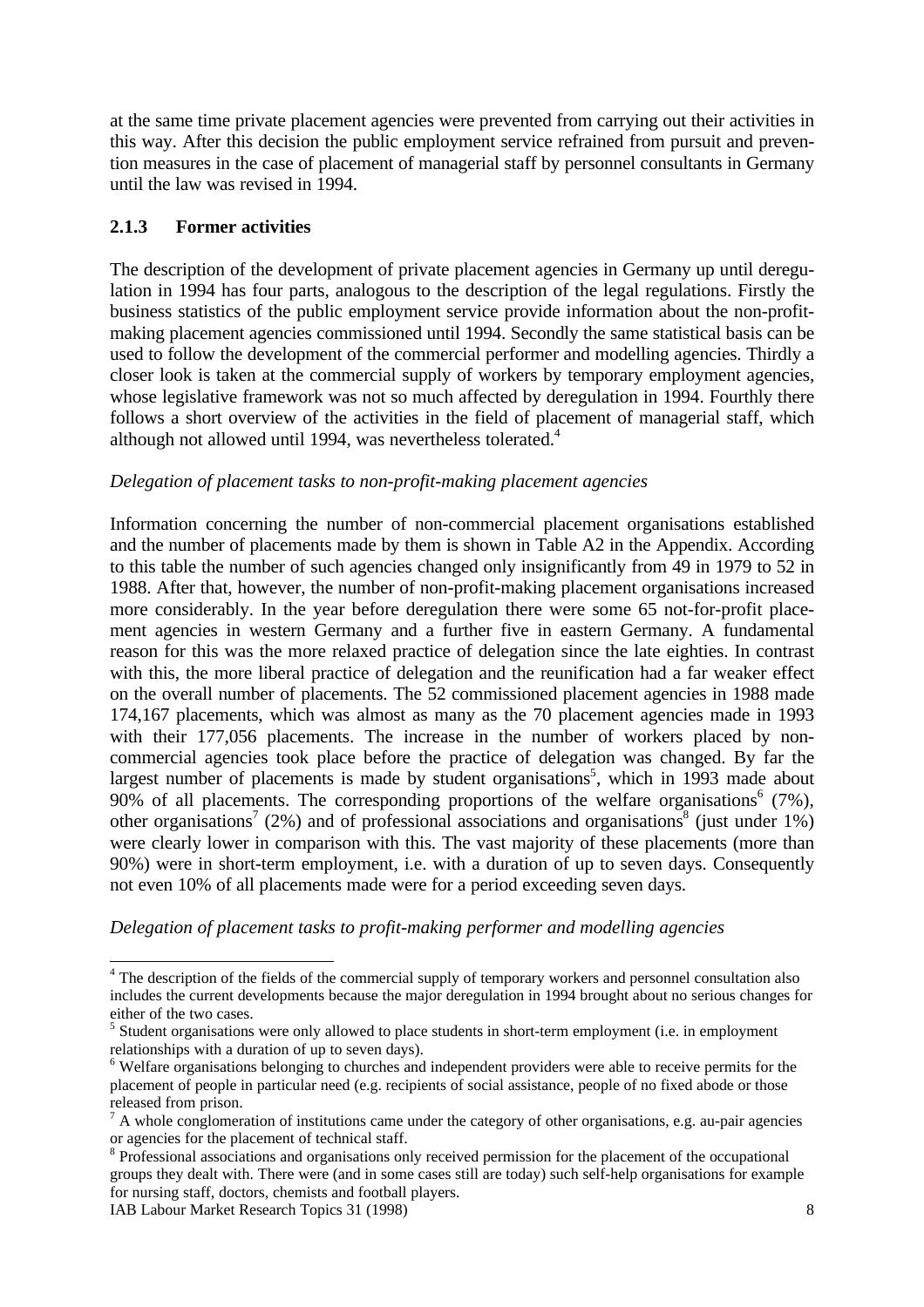at the same time private placement agencies were prevented from carrying out their activities in this way. After this decision the public employment service refrained from pursuit and prevention measures in the case of placement of managerial staff by personnel consultants in Germany until the law was revised in 1994.

### 2.1.3 Former activities

The description of the development of private placement agencies in Germany up until deregulation in 1994 has four parts, analogous to the description of the legal regulations. Firstly the business statistics of the public employment service provide information about the non-profit-making placement agencies commissioned until 1994. Secondly the same statistical basis can be used to follow the development of the commercial performer and modelling agencies. Thirdly a closer look is taken at the commercial supply of workers by temporary employment agencies, whose legislative framework was not so much affected by deregulation in 1994. Fourthly there follows a short overview of the activities in the field of placement of managerial staff, which although not allowed until 1994, was nevertheless tolerated.[4]

*Delegation of placement tasks to non-profit-making placement agencies*

Information concerning the number of non-commercial placement organisations established and the number of placements made by them is shown in Table A2 in the Appendix. According to this table the number of such agencies changed only insignificantly from 49 in 1979 to 52 in 1988. After that, however, the number of non-profit-making placement organisations increased more considerably. In the year before deregulation there were some 65 not-for-profit placement agencies in western Germany and a further five in eastern Germany. A fundamental reason for this was the more relaxed practice of delegation since the late eighties. In contrast with this, the more liberal practice of delegation and the reunification had a far weaker effect on the overall number of placements. The 52 commissioned placement agencies in 1988 made 174,167 placements, which was almost as many as the 70 placement agencies made in 1993 with their 177,056 placements. The increase in the number of workers placed by non-commercial agencies took place before the practice of delegation was changed. By far the largest number of placements is made by student organisations[5], which in 1993 made about 90% of all placements. The corresponding proportions of the welfare organisations[6] (7%), other organisations[7] (2%) and of professional associations and organisations[8] (just under 1%) were clearly lower in comparison with this. The vast majority of these placements (more than 90%) were in short-term employment, i.e. with a duration of up to seven days. Consequently not even 10% of all placements made were for a period exceeding seven days.

*Delegation of placement tasks to profit-making performer and modelling agencies*

---

[4] The description of the fields of the commercial supply of temporary workers and personnel consultation also includes the current developments because the major deregulation in 1994 brought about no serious changes for either of the two cases.

[5] Student organisations were only allowed to place students in short-term employment (i.e. in employment relationships with a duration of up to seven days).

[6] Welfare organisations belonging to churches and independent providers were able to receive permits for the placement of people in particular need (e.g. recipients of social assistance, people of no fixed abode or those released from prison.

[7] A whole conglomeration of institutions came under the category of other organisations, e.g. au-pair agencies or agencies for the placement of technical staff.

[8] Professional associations and organisations only received permission for the placement of the occupational groups they dealt with. There were (and in some cases still are today) such self-help organisations for example for nursing staff, doctors, chemists and football players.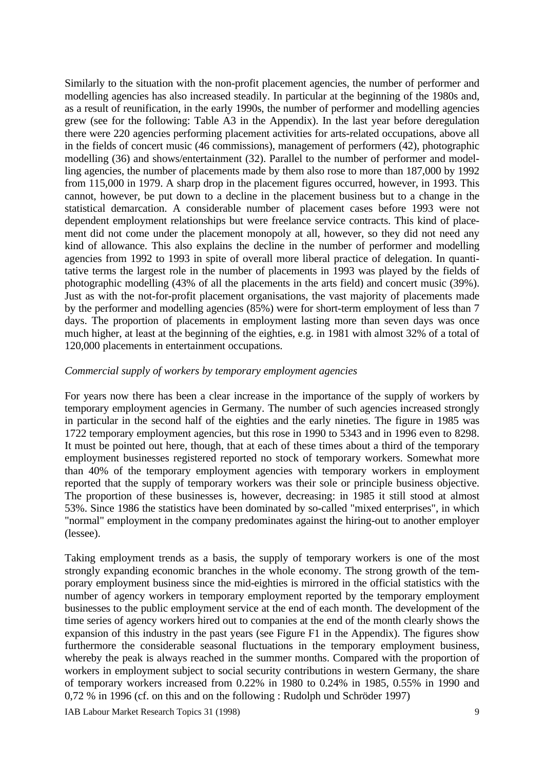Similarly to the situation with the non-profit placement agencies, the number of performer and modelling agencies has also increased steadily. In particular at the beginning of the 1980s and, as a result of reunification, in the early 1990s, the number of performer and modelling agencies grew (see for the following: Table A3 in the Appendix). In the last year before deregulation there were 220 agencies performing placement activities for arts-related occupations, above all in the fields of concert music (46 commissions), management of performers (42), photographic modelling (36) and shows/entertainment (32). Parallel to the number of performer and modelling agencies, the number of placements made by them also rose to more than 187,000 by 1992 from 115,000 in 1979. A sharp drop in the placement figures occurred, however, in 1993. This cannot, however, be put down to a decline in the placement business but to a change in the statistical demarcation. A considerable number of placement cases before 1993 were not dependent employment relationships but were freelance service contracts. This kind of placement did not come under the placement monopoly at all, however, so they did not need any kind of allowance. This also explains the decline in the number of performer and modelling agencies from 1992 to 1993 in spite of overall more liberal practice of delegation. In quantitative terms the largest role in the number of placements in 1993 was played by the fields of photographic modelling (43% of all the placements in the arts field) and concert music (39%). Just as with the not-for-profit placement organisations, the vast majority of placements made by the performer and modelling agencies (85%) were for short-term employment of less than 7 days. The proportion of placements in employment lasting more than seven days was once much higher, at least at the beginning of the eighties, e.g. in 1981 with almost 32% of a total of 120,000 placements in entertainment occupations.

*Commercial supply of workers by temporary employment agencies*

For years now there has been a clear increase in the importance of the supply of workers by temporary employment agencies in Germany. The number of such agencies increased strongly in particular in the second half of the eighties and the early nineties. The figure in 1985 was 1722 temporary employment agencies, but this rose in 1990 to 5343 and in 1996 even to 8298. It must be pointed out here, though, that at each of these times about a third of the temporary employment businesses registered reported no stock of temporary workers. Somewhat more than 40% of the temporary employment agencies with temporary workers in employment reported that the supply of temporary workers was their sole or principle business objective. The proportion of these businesses is, however, decreasing: in 1985 it still stood at almost 53%. Since 1986 the statistics have been dominated by so-called "mixed enterprises", in which "normal" employment in the company predominates against the hiring-out to another employer (lessee).

Taking employment trends as a basis, the supply of temporary workers is one of the most strongly expanding economic branches in the whole economy. The strong growth of the temporary employment business since the mid-eighties is mirrored in the official statistics with the number of agency workers in temporary employment reported by the temporary employment businesses to the public employment service at the end of each month. The development of the time series of agency workers hired out to companies at the end of the month clearly shows the expansion of this industry in the past years (see Figure F1 in the Appendix). The figures show furthermore the considerable seasonal fluctuations in the temporary employment business, whereby the peak is always reached in the summer months. Compared with the proportion of workers in employment subject to social security contributions in western Germany, the share of temporary workers increased from 0.22% in 1980 to 0.24% in 1985, 0.55% in 1990 and 0,72 % in 1996 (cf. on this and on the following : Rudolph und Schröder 1997)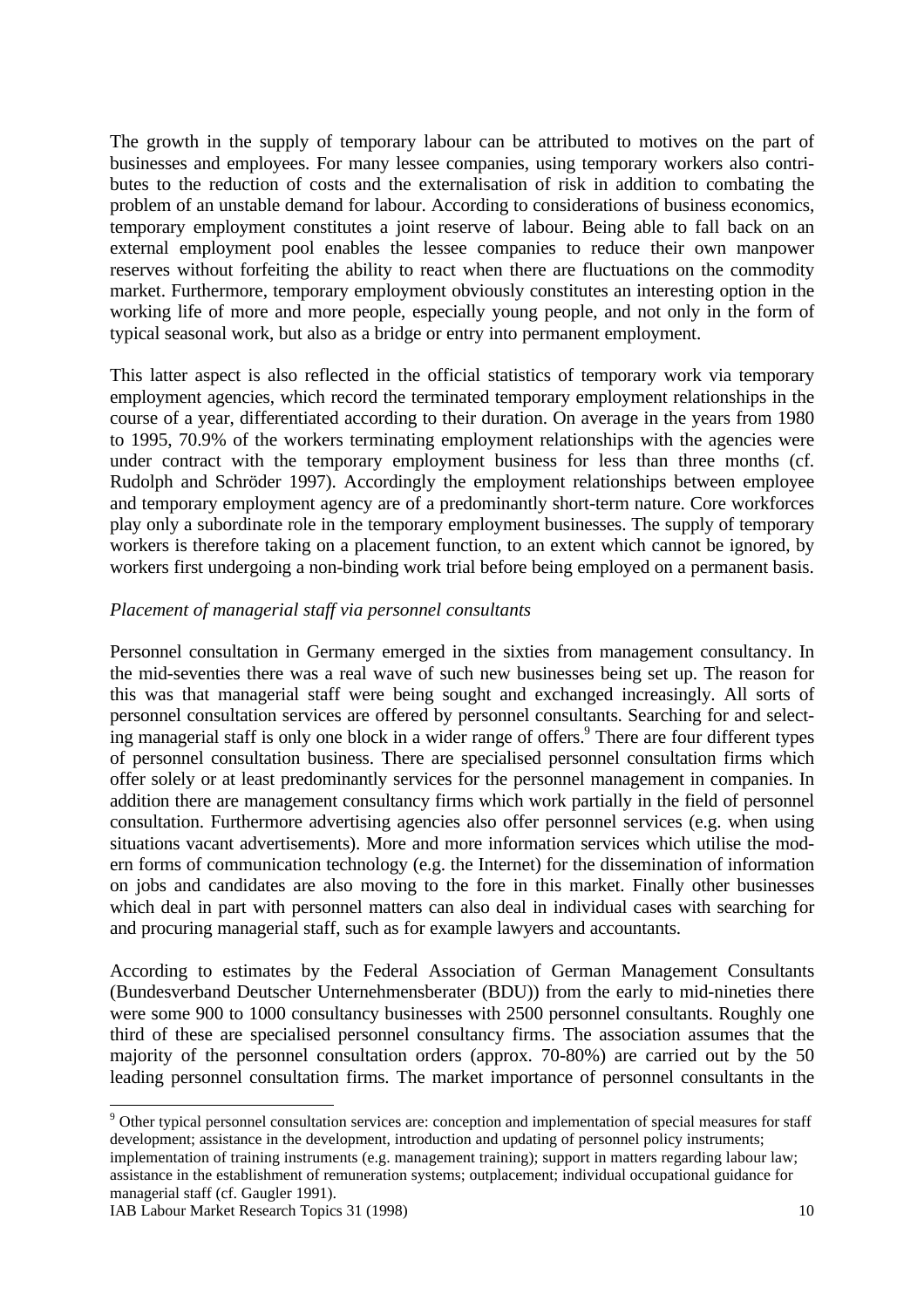The growth in the supply of temporary labour can be attributed to motives on the part of businesses and employees. For many lessee companies, using temporary workers also contributes to the reduction of costs and the externalisation of risk in addition to combating the problem of an unstable demand for labour. According to considerations of business economics, temporary employment constitutes a joint reserve of labour. Being able to fall back on an external employment pool enables the lessee companies to reduce their own manpower reserves without forfeiting the ability to react when there are fluctuations on the commodity market. Furthermore, temporary employment obviously constitutes an interesting option in the working life of more and more people, especially young people, and not only in the form of typical seasonal work, but also as a bridge or entry into permanent employment.

This latter aspect is also reflected in the official statistics of temporary work via temporary employment agencies, which record the terminated temporary employment relationships in the course of a year, differentiated according to their duration. On average in the years from 1980 to 1995, 70.9% of the workers terminating employment relationships with the agencies were under contract with the temporary employment business for less than three months (cf. Rudolph and Schröder 1997). Accordingly the employment relationships between employee and temporary employment agency are of a predominantly short-term nature. Core workforces play only a subordinate role in the temporary employment businesses. The supply of temporary workers is therefore taking on a placement function, to an extent which cannot be ignored, by workers first undergoing a non-binding work trial before being employed on a permanent basis.

*Placement of managerial staff via personnel consultants*

Personnel consultation in Germany emerged in the sixties from management consultancy. In the mid-seventies there was a real wave of such new businesses being set up. The reason for this was that managerial staff were being sought and exchanged increasingly. All sorts of personnel consultation services are offered by personnel consultants. Searching for and selecting managerial staff is only one block in a wider range of offers.[9] There are four different types of personnel consultation business. There are specialised personnel consultation firms which offer solely or at least predominantly services for the personnel management in companies. In addition there are management consultancy firms which work partially in the field of personnel consultation. Furthermore advertising agencies also offer personnel services (e.g. when using situations vacant advertisements). More and more information services which utilise the modern forms of communication technology (e.g. the Internet) for the dissemination of information on jobs and candidates are also moving to the fore in this market. Finally other businesses which deal in part with personnel matters can also deal in individual cases with searching for and procuring managerial staff, such as for example lawyers and accountants.

According to estimates by the Federal Association of German Management Consultants (Bundesverband Deutscher Unternehmensberater (BDU)) from the early to mid-nineties there were some 900 to 1000 consultancy businesses with 2500 personnel consultants. Roughly one third of these are specialised personnel consultancy firms. The association assumes that the majority of the personnel consultation orders (approx. 70-80%) are carried out by the 50 leading personnel consultation firms. The market importance of personnel consultants in the

[9] Other typical personnel consultation services are: conception and implementation of special measures for staff development; assistance in the development, introduction and updating of personnel policy instruments; implementation of training instruments (e.g. management training); support in matters regarding labour law; assistance in the establishment of remuneration systems; outplacement; individual occupational guidance for managerial staff (cf. Gaugler 1991).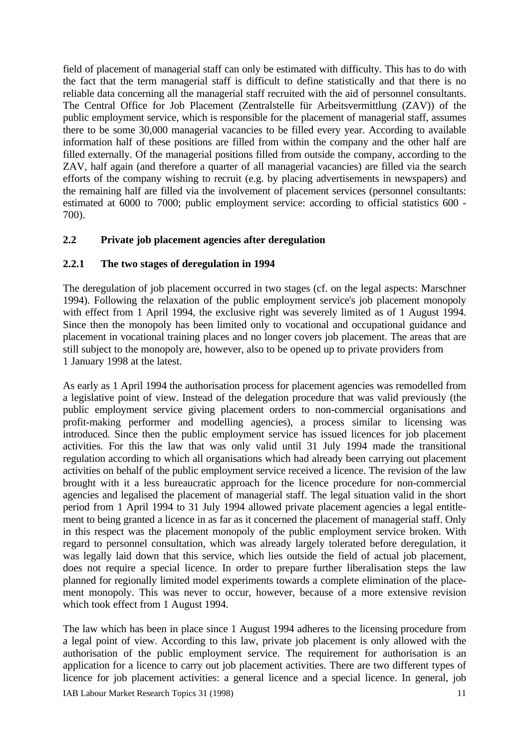field of placement of managerial staff can only be estimated with difficulty. This has to do with the fact that the term managerial staff is difficult to define statistically and that there is no reliable data concerning all the managerial staff recruited with the aid of personnel consultants. The Central Office for Job Placement (Zentralstelle für Arbeitsvermittlung (ZAV)) of the public employment service, which is responsible for the placement of managerial staff, assumes there to be some 30,000 managerial vacancies to be filled every year. According to available information half of these positions are filled from within the company and the other half are filled externally. Of the managerial positions filled from outside the company, according to the ZAV, half again (and therefore a quarter of all managerial vacancies) are filled via the search efforts of the company wishing to recruit (e.g. by placing advertisements in newspapers) and the remaining half are filled via the involvement of placement services (personnel consultants: estimated at 6000 to 7000; public employment service: according to official statistics 600 - 700).

## 2.2 Private job placement agencies after deregulation

### 2.2.1 The two stages of deregulation in 1994

The deregulation of job placement occurred in two stages (cf. on the legal aspects: Marschner 1994). Following the relaxation of the public employment service's job placement monopoly with effect from 1 April 1994, the exclusive right was severely limited as of 1 August 1994. Since then the monopoly has been limited only to vocational and occupational guidance and placement in vocational training places and no longer covers job placement. The areas that are still subject to the monopoly are, however, also to be opened up to private providers from 1 January 1998 at the latest.

As early as 1 April 1994 the authorisation process for placement agencies was remodelled from a legislative point of view. Instead of the delegation procedure that was valid previously (the public employment service giving placement orders to non-commercial organisations and profit-making performer and modelling agencies), a process similar to licensing was introduced. Since then the public employment service has issued licences for job placement activities. For this the law that was only valid until 31 July 1994 made the transitional regulation according to which all organisations which had already been carrying out placement activities on behalf of the public employment service received a licence. The revision of the law brought with it a less bureaucratic approach for the licence procedure for non-commercial agencies and legalised the placement of managerial staff. The legal situation valid in the short period from 1 April 1994 to 31 July 1994 allowed private placement agencies a legal entitlement to being granted a licence in as far as it concerned the placement of managerial staff. Only in this respect was the placement monopoly of the public employment service broken. With regard to personnel consultation, which was already largely tolerated before deregulation, it was legally laid down that this service, which lies outside the field of actual job placement, does not require a special licence. In order to prepare further liberalisation steps the law planned for regionally limited model experiments towards a complete elimination of the placement monopoly. This was never to occur, however, because of a more extensive revision which took effect from 1 August 1994.

The law which has been in place since 1 August 1994 adheres to the licensing procedure from a legal point of view. According to this law, private job placement is only allowed with the authorisation of the public employment service. The requirement for authorisation is an application for a licence to carry out job placement activities. There are two different types of licence for job placement activities: a general licence and a special licence. In general, job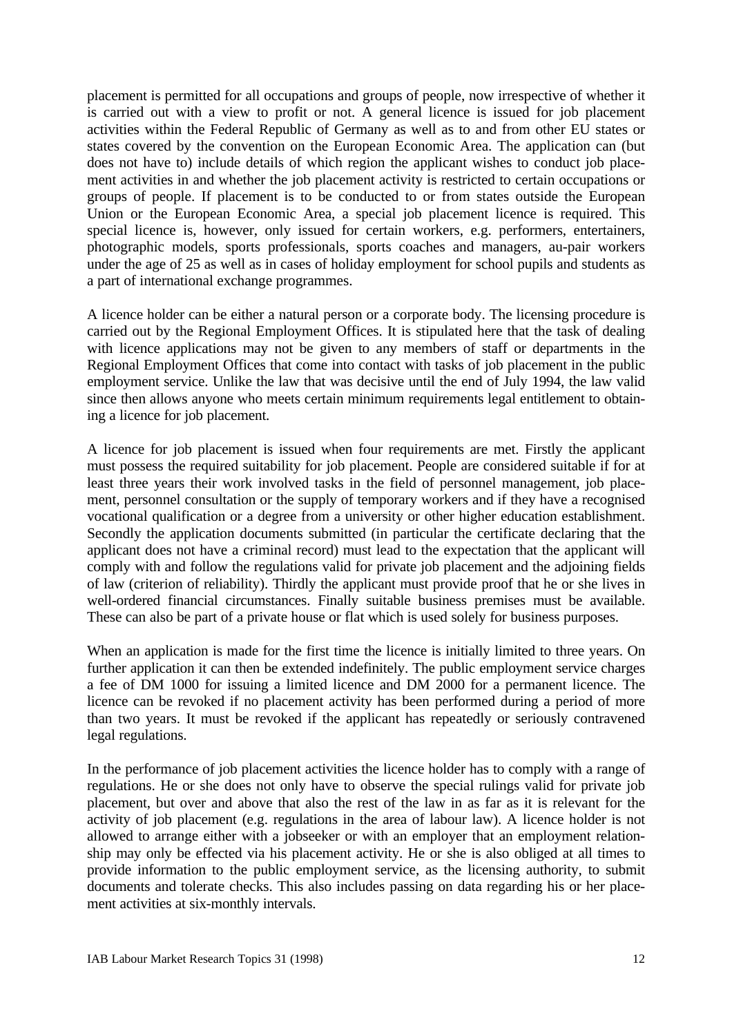placement is permitted for all occupations and groups of people, now irrespective of whether it is carried out with a view to profit or not. A general licence is issued for job placement activities within the Federal Republic of Germany as well as to and from other EU states or states covered by the convention on the European Economic Area. The application can (but does not have to) include details of which region the applicant wishes to conduct job placement activities in and whether the job placement activity is restricted to certain occupations or groups of people. If placement is to be conducted to or from states outside the European Union or the European Economic Area, a special job placement licence is required. This special licence is, however, only issued for certain workers, e.g. performers, entertainers, photographic models, sports professionals, sports coaches and managers, au-pair workers under the age of 25 as well as in cases of holiday employment for school pupils and students as a part of international exchange programmes.

A licence holder can be either a natural person or a corporate body. The licensing procedure is carried out by the Regional Employment Offices. It is stipulated here that the task of dealing with licence applications may not be given to any members of staff or departments in the Regional Employment Offices that come into contact with tasks of job placement in the public employment service. Unlike the law that was decisive until the end of July 1994, the law valid since then allows anyone who meets certain minimum requirements legal entitlement to obtaining a licence for job placement.

A licence for job placement is issued when four requirements are met. Firstly the applicant must possess the required suitability for job placement. People are considered suitable if for at least three years their work involved tasks in the field of personnel management, job placement, personnel consultation or the supply of temporary workers and if they have a recognised vocational qualification or a degree from a university or other higher education establishment. Secondly the application documents submitted (in particular the certificate declaring that the applicant does not have a criminal record) must lead to the expectation that the applicant will comply with and follow the regulations valid for private job placement and the adjoining fields of law (criterion of reliability). Thirdly the applicant must provide proof that he or she lives in well-ordered financial circumstances. Finally suitable business premises must be available. These can also be part of a private house or flat which is used solely for business purposes.

When an application is made for the first time the licence is initially limited to three years. On further application it can then be extended indefinitely. The public employment service charges a fee of DM 1000 for issuing a limited licence and DM 2000 for a permanent licence. The licence can be revoked if no placement activity has been performed during a period of more than two years. It must be revoked if the applicant has repeatedly or seriously contravened legal regulations.

In the performance of job placement activities the licence holder has to comply with a range of regulations. He or she does not only have to observe the special rulings valid for private job placement, but over and above that also the rest of the law in as far as it is relevant for the activity of job placement (e.g. regulations in the area of labour law). A licence holder is not allowed to arrange either with a jobseeker or with an employer that an employment relationship may only be effected via his placement activity. He or she is also obliged at all times to provide information to the public employment service, as the licensing authority, to submit documents and tolerate checks. This also includes passing on data regarding his or her placement activities at six-monthly intervals.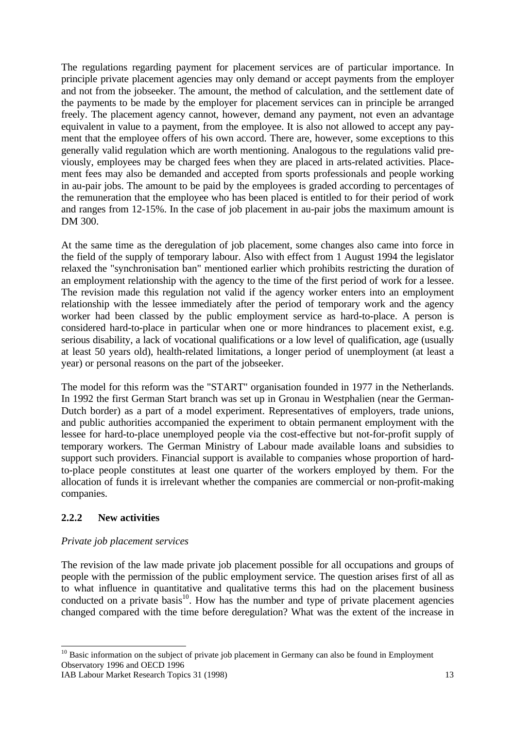The regulations regarding payment for placement services are of particular importance. In principle private placement agencies may only demand or accept payments from the employer and not from the jobseeker. The amount, the method of calculation, and the settlement date of the payments to be made by the employer for placement services can in principle be arranged freely. The placement agency cannot, however, demand any payment, not even an advantage equivalent in value to a payment, from the employee. It is also not allowed to accept any payment that the employee offers of his own accord. There are, however, some exceptions to this generally valid regulation which are worth mentioning. Analogous to the regulations valid previously, employees may be charged fees when they are placed in arts-related activities. Placement fees may also be demanded and accepted from sports professionals and people working in au-pair jobs. The amount to be paid by the employees is graded according to percentages of the remuneration that the employee who has been placed is entitled to for their period of work and ranges from 12-15%. In the case of job placement in au-pair jobs the maximum amount is DM 300.

At the same time as the deregulation of job placement, some changes also came into force in the field of the supply of temporary labour. Also with effect from 1 August 1994 the legislator relaxed the "synchronisation ban" mentioned earlier which prohibits restricting the duration of an employment relationship with the agency to the time of the first period of work for a lessee. The revision made this regulation not valid if the agency worker enters into an employment relationship with the lessee immediately after the period of temporary work and the agency worker had been classed by the public employment service as hard-to-place. A person is considered hard-to-place in particular when one or more hindrances to placement exist, e.g. serious disability, a lack of vocational qualifications or a low level of qualification, age (usually at least 50 years old), health-related limitations, a longer period of unemployment (at least a year) or personal reasons on the part of the jobseeker.

The model for this reform was the "START" organisation founded in 1977 in the Netherlands. In 1992 the first German Start branch was set up in Gronau in Westphalien (near the German-Dutch border) as a part of a model experiment. Representatives of employers, trade unions, and public authorities accompanied the experiment to obtain permanent employment with the lessee for hard-to-place unemployed people via the cost-effective but not-for-profit supply of temporary workers. The German Ministry of Labour made available loans and subsidies to support such providers. Financial support is available to companies whose proportion of hard-to-place people constitutes at least one quarter of the workers employed by them. For the allocation of funds it is irrelevant whether the companies are commercial or non-profit-making companies.

### 2.2.2 New activities

*Private job placement services*

The revision of the law made private job placement possible for all occupations and groups of people with the permission of the public employment service. The question arises first of all as to what influence in quantitative and qualitative terms this had on the placement business conducted on a private basis[10]. How has the number and type of private placement agencies changed compared with the time before deregulation? What was the extent of the increase in

[10] Basic information on the subject of private job placement in Germany can also be found in Employment Observatory 1996 and OECD 1996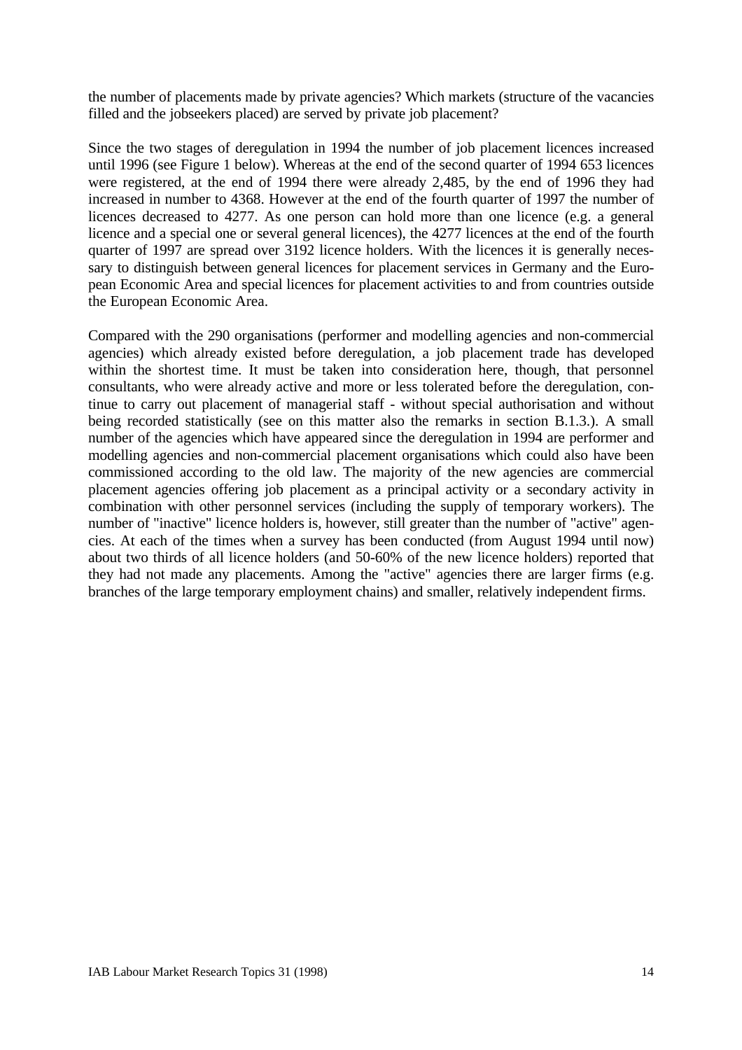the number of placements made by private agencies? Which markets (structure of the vacancies filled and the jobseekers placed) are served by private job placement?

Since the two stages of deregulation in 1994 the number of job placement licences increased until 1996 (see Figure 1 below). Whereas at the end of the second quarter of 1994 653 licences were registered, at the end of 1994 there were already 2,485, by the end of 1996 they had increased in number to 4368. However at the end of the fourth quarter of 1997 the number of licences decreased to 4277. As one person can hold more than one licence (e.g. a general licence and a special one or several general licences), the 4277 licences at the end of the fourth quarter of 1997 are spread over 3192 licence holders. With the licences it is generally necessary to distinguish between general licences for placement services in Germany and the European Economic Area and special licences for placement activities to and from countries outside the European Economic Area.

Compared with the 290 organisations (performer and modelling agencies and non-commercial agencies) which already existed before deregulation, a job placement trade has developed within the shortest time. It must be taken into consideration here, though, that personnel consultants, who were already active and more or less tolerated before the deregulation, continue to carry out placement of managerial staff - without special authorisation and without being recorded statistically (see on this matter also the remarks in section B.1.3.). A small number of the agencies which have appeared since the deregulation in 1994 are performer and modelling agencies and non-commercial placement organisations which could also have been commissioned according to the old law. The majority of the new agencies are commercial placement agencies offering job placement as a principal activity or a secondary activity in combination with other personnel services (including the supply of temporary workers). The number of "inactive" licence holders is, however, still greater than the number of "active" agencies. At each of the times when a survey has been conducted (from August 1994 until now) about two thirds of all licence holders (and 50-60% of the new licence holders) reported that they had not made any placements. Among the "active" agencies there are larger firms (e.g. branches of the large temporary employment chains) and smaller, relatively independent firms.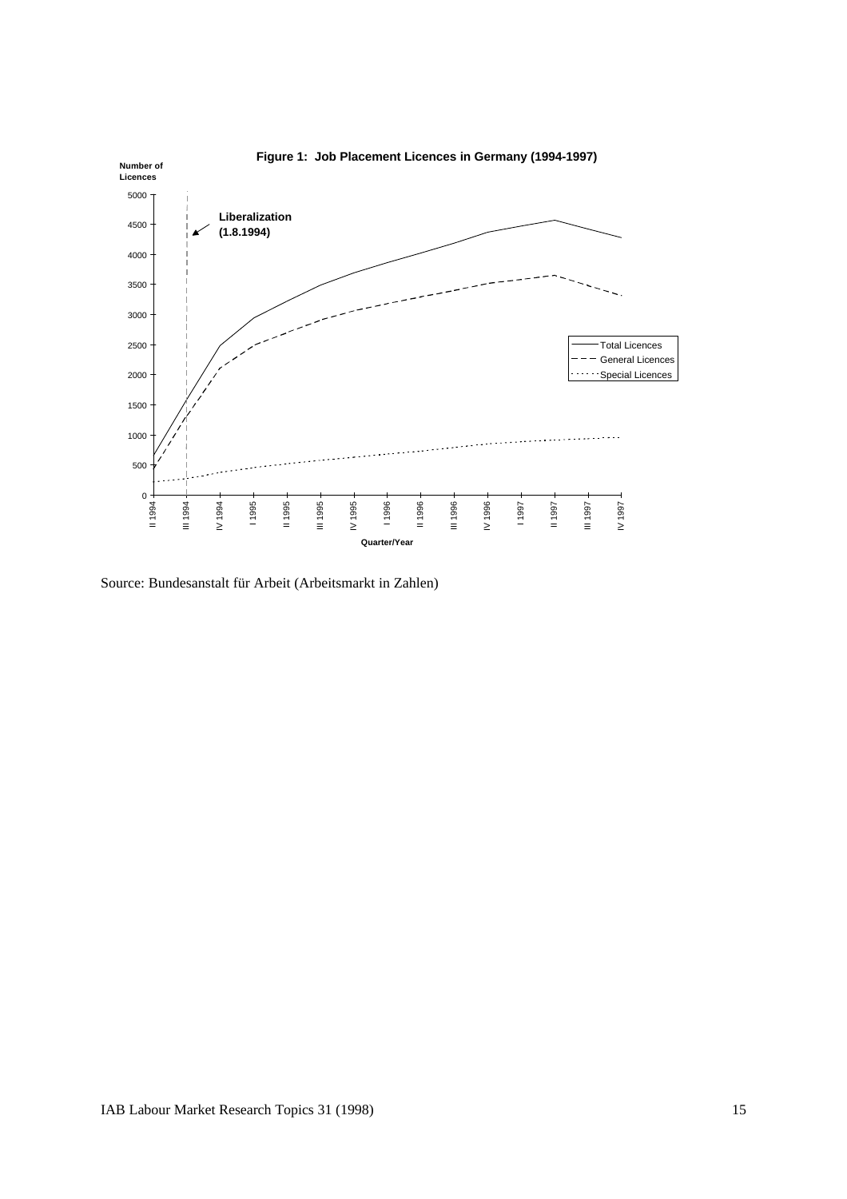**Figure 1: Job Placement Licences in Germany (1994-1997)**

Source: Bundesanstalt für Arbeit (Arbeitsmarkt in Zahlen)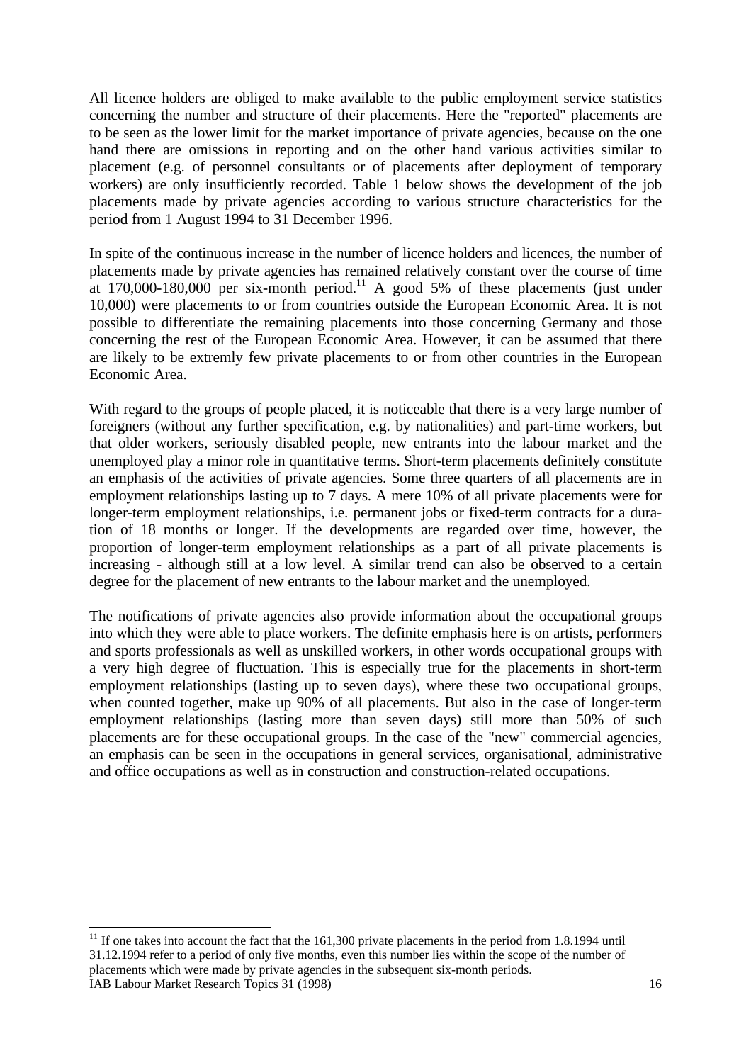All licence holders are obliged to make available to the public employment service statistics concerning the number and structure of their placements. Here the "reported" placements are to be seen as the lower limit for the market importance of private agencies, because on the one hand there are omissions in reporting and on the other hand various activities similar to placement (e.g. of personnel consultants or of placements after deployment of temporary workers) are only insufficiently recorded. Table 1 below shows the development of the job placements made by private agencies according to various structure characteristics for the period from 1 August 1994 to 31 December 1996.

In spite of the continuous increase in the number of licence holders and licences, the number of placements made by private agencies has remained relatively constant over the course of time at 170,000-180,000 per six-month period.[11] A good 5% of these placements (just under 10,000) were placements to or from countries outside the European Economic Area. It is not possible to differentiate the remaining placements into those concerning Germany and those concerning the rest of the European Economic Area. However, it can be assumed that there are likely to be extremly few private placements to or from other countries in the European Economic Area.

With regard to the groups of people placed, it is noticeable that there is a very large number of foreigners (without any further specification, e.g. by nationalities) and part-time workers, but that older workers, seriously disabled people, new entrants into the labour market and the unemployed play a minor role in quantitative terms. Short-term placements definitely constitute an emphasis of the activities of private agencies. Some three quarters of all placements are in employment relationships lasting up to 7 days. A mere 10% of all private placements were for longer-term employment relationships, i.e. permanent jobs or fixed-term contracts for a duration of 18 months or longer. If the developments are regarded over time, however, the proportion of longer-term employment relationships as a part of all private placements is increasing - although still at a low level. A similar trend can also be observed to a certain degree for the placement of new entrants to the labour market and the unemployed.

The notifications of private agencies also provide information about the occupational groups into which they were able to place workers. The definite emphasis here is on artists, performers and sports professionals as well as unskilled workers, in other words occupational groups with a very high degree of fluctuation. This is especially true for the placements in short-term employment relationships (lasting up to seven days), where these two occupational groups, when counted together, make up 90% of all placements. But also in the case of longer-term employment relationships (lasting more than seven days) still more than 50% of such placements are for these occupational groups. In the case of the "new" commercial agencies, an emphasis can be seen in the occupations in general services, organisational, administrative and office occupations as well as in construction and construction-related occupations.

[11] If one takes into account the fact that the 161,300 private placements in the period from 1.8.1994 until 31.12.1994 refer to a period of only five months, even this number lies within the scope of the number of placements which were made by private agencies in the subsequent six-month periods.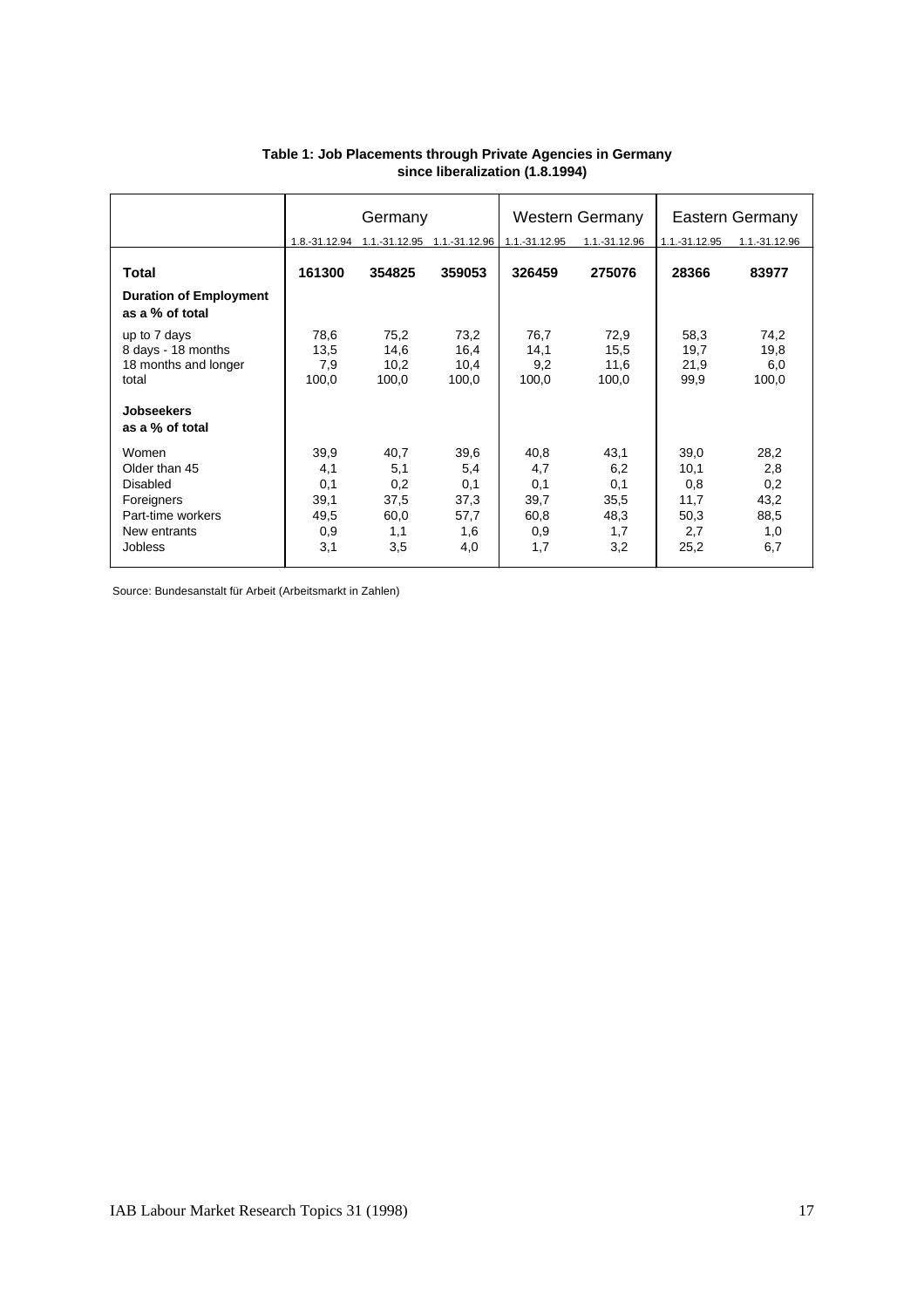**Table 1: Job Placements through Private Agencies in Germany since liberalization (1.8.1994)**

| | Germany | | | Western Germany | | Eastern Germany | |
|---|---|---|---|---|---|---|---|
| | 1.8.-31.12.94 | 1.1.-31.12.95 | 1.1.-31.12.96 | 1.1.-31.12.95 | 1.1.-31.12.96 | 1.1.-31.12.95 | 1.1.-31.12.96 |
| **Total** | **161300** | **354825** | **359053** | **326459** | **275076** | **28366** | **83977** |
| **Duration of Employment as a % of total** | | | | | | | |
| up to 7 days | 78,6 | 75,2 | 73,2 | 76,7 | 72,9 | 58,3 | 74,2 |
| 8 days - 18 months | 13,5 | 14,6 | 16,4 | 14,1 | 15,5 | 19,7 | 19,8 |
| 18 months and longer | 7,9 | 10,2 | 10,4 | 9,2 | 11,6 | 21,9 | 6,0 |
| total | 100,0 | 100,0 | 100,0 | 100,0 | 100,0 | 99,9 | 100,0 |
| **Jobseekers as a % of total** | | | | | | | |
| Women | 39,9 | 40,7 | 39,6 | 40,8 | 43,1 | 39,0 | 28,2 |
| Older than 45 | 4,1 | 5,1 | 5,4 | 4,7 | 6,2 | 10,1 | 2,8 |
| Disabled | 0,1 | 0,2 | 0,1 | 0,1 | 0,1 | 0,8 | 0,2 |
| Foreigners | 39,1 | 37,5 | 37,3 | 39,7 | 35,5 | 11,7 | 43,2 |
| Part-time workers | 49,5 | 60,0 | 57,7 | 60,8 | 48,3 | 50,3 | 88,5 |
| New entrants | 0,9 | 1,1 | 1,6 | 0,9 | 1,7 | 2,7 | 1,0 |
| Jobless | 3,1 | 3,5 | 4,0 | 1,7 | 3,2 | 25,2 | 6,7 |

Source: Bundesanstalt für Arbeit (Arbeitsmarkt in Zahlen)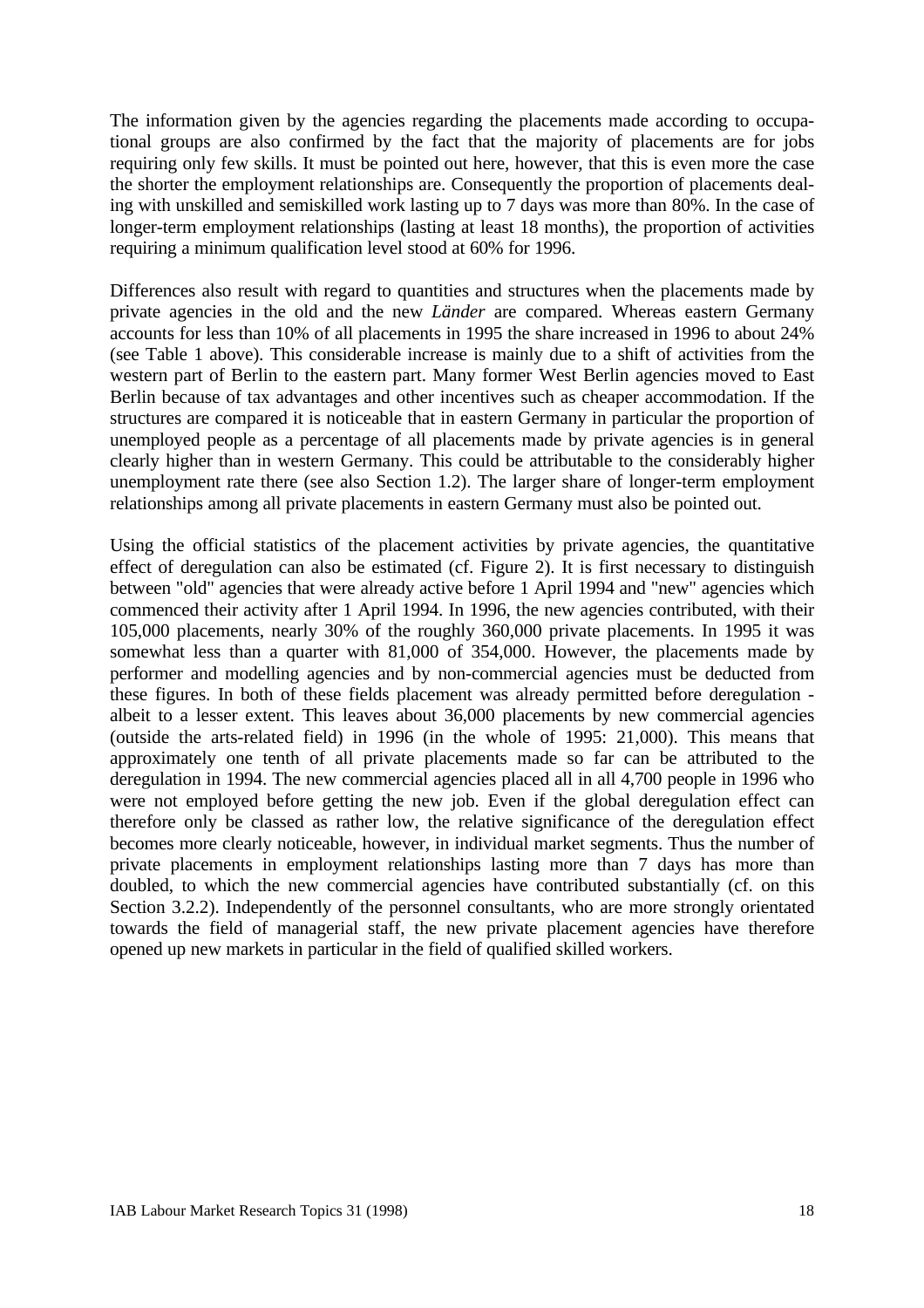The information given by the agencies regarding the placements made according to occupational groups are also confirmed by the fact that the majority of placements are for jobs requiring only few skills. It must be pointed out here, however, that this is even more the case the shorter the employment relationships are. Consequently the proportion of placements dealing with unskilled and semiskilled work lasting up to 7 days was more than 80%. In the case of longer-term employment relationships (lasting at least 18 months), the proportion of activities requiring a minimum qualification level stood at 60% for 1996.

Differences also result with regard to quantities and structures when the placements made by private agencies in the old and the new *Länder* are compared. Whereas eastern Germany accounts for less than 10% of all placements in 1995 the share increased in 1996 to about 24% (see Table 1 above). This considerable increase is mainly due to a shift of activities from the western part of Berlin to the eastern part. Many former West Berlin agencies moved to East Berlin because of tax advantages and other incentives such as cheaper accommodation. If the structures are compared it is noticeable that in eastern Germany in particular the proportion of unemployed people as a percentage of all placements made by private agencies is in general clearly higher than in western Germany. This could be attributable to the considerably higher unemployment rate there (see also Section 1.2). The larger share of longer-term employment relationships among all private placements in eastern Germany must also be pointed out.

Using the official statistics of the placement activities by private agencies, the quantitative effect of deregulation can also be estimated (cf. Figure 2). It is first necessary to distinguish between "old" agencies that were already active before 1 April 1994 and "new" agencies which commenced their activity after 1 April 1994. In 1996, the new agencies contributed, with their 105,000 placements, nearly 30% of the roughly 360,000 private placements. In 1995 it was somewhat less than a quarter with 81,000 of 354,000. However, the placements made by performer and modelling agencies and by non-commercial agencies must be deducted from these figures. In both of these fields placement was already permitted before deregulation - albeit to a lesser extent. This leaves about 36,000 placements by new commercial agencies (outside the arts-related field) in 1996 (in the whole of 1995: 21,000). This means that approximately one tenth of all private placements made so far can be attributed to the deregulation in 1994. The new commercial agencies placed all in all 4,700 people in 1996 who were not employed before getting the new job. Even if the global deregulation effect can therefore only be classed as rather low, the relative significance of the deregulation effect becomes more clearly noticeable, however, in individual market segments. Thus the number of private placements in employment relationships lasting more than 7 days has more than doubled, to which the new commercial agencies have contributed substantially (cf. on this Section 3.2.2). Independently of the personnel consultants, who are more strongly orientated towards the field of managerial staff, the new private placement agencies have therefore opened up new markets in particular in the field of qualified skilled workers.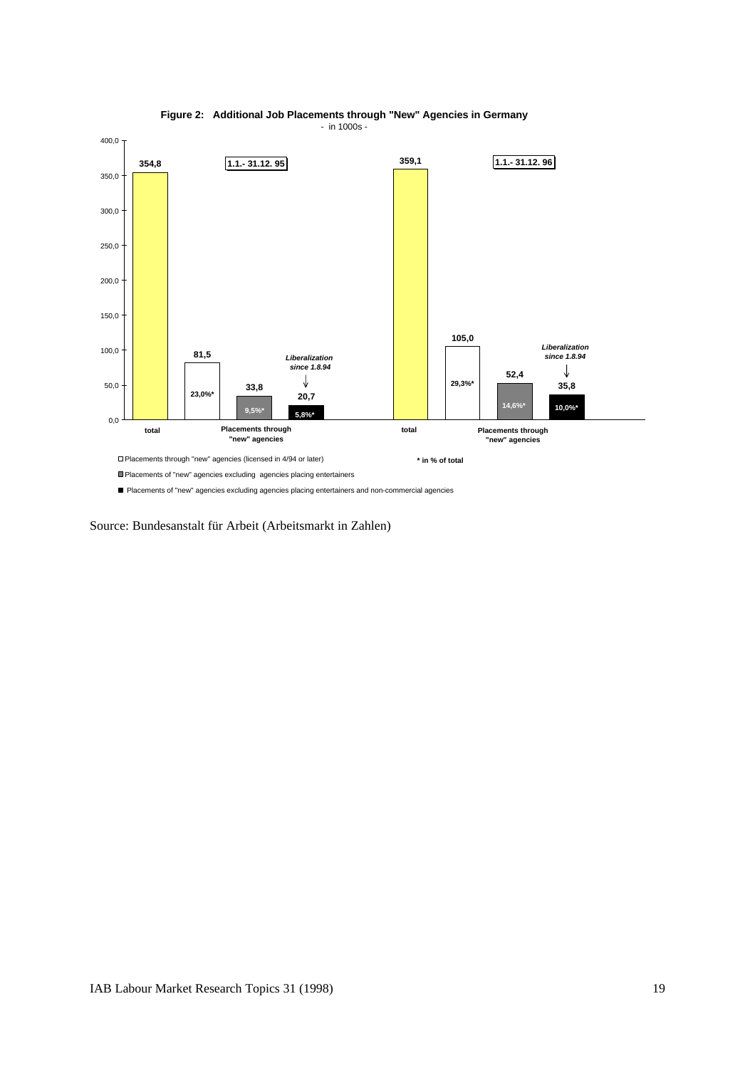**Figure 2: Additional Job Placements through "New" Agencies in Germany**
- in 1000s -

| | 1.1.- 31.12. 95 | 1.1.- 31.12. 96 |
|---|---|---|
| total | 354,8 | 359,1 |
| Placements through "new" agencies (licensed in 4/94 or later) | 81,5 (23,0%*) | 105,0 (29,3%*) |
| Placements of "new" agencies excluding agencies placing entertainers | 33,8 (9,5%*) | 52,4 (14,6%*) |
| Placements of "new" agencies excluding agencies placing entertainers and non-commercial agencies (*Liberalization since 1.8.94*) | 20,7 (5,8%*) | 35,8 (10,0%*) |

\* in % of total

Source: Bundesanstalt für Arbeit (Arbeitsmarkt in Zahlen)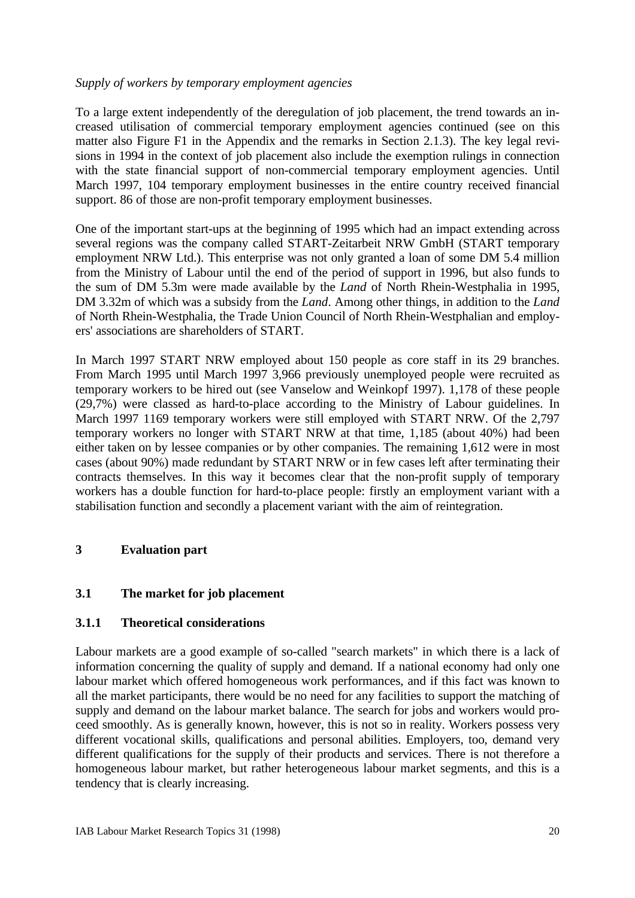*Supply of workers by temporary employment agencies*

To a large extent independently of the deregulation of job placement, the trend towards an increased utilisation of commercial temporary employment agencies continued (see on this matter also Figure F1 in the Appendix and the remarks in Section 2.1.3). The key legal revisions in 1994 in the context of job placement also include the exemption rulings in connection with the state financial support of non-commercial temporary employment agencies. Until March 1997, 104 temporary employment businesses in the entire country received financial support. 86 of those are non-profit temporary employment businesses.

One of the important start-ups at the beginning of 1995 which had an impact extending across several regions was the company called START-Zeitarbeit NRW GmbH (START temporary employment NRW Ltd.). This enterprise was not only granted a loan of some DM 5.4 million from the Ministry of Labour until the end of the period of support in 1996, but also funds to the sum of DM 5.3m were made available by the *Land* of North Rhein-Westphalia in 1995, DM 3.32m of which was a subsidy from the *Land*. Among other things, in addition to the *Land* of North Rhein-Westphalia, the Trade Union Council of North Rhein-Westphalian and employers' associations are shareholders of START.

In March 1997 START NRW employed about 150 people as core staff in its 29 branches. From March 1995 until March 1997 3,966 previously unemployed people were recruited as temporary workers to be hired out (see Vanselow and Weinkopf 1997). 1,178 of these people (29,7%) were classed as hard-to-place according to the Ministry of Labour guidelines. In March 1997 1169 temporary workers were still employed with START NRW. Of the 2,797 temporary workers no longer with START NRW at that time, 1,185 (about 40%) had been either taken on by lessee companies or by other companies. The remaining 1,612 were in most cases (about 90%) made redundant by START NRW or in few cases left after terminating their contracts themselves. In this way it becomes clear that the non-profit supply of temporary workers has a double function for hard-to-place people: firstly an employment variant with a stabilisation function and secondly a placement variant with the aim of reintegration.

# 3 Evaluation part

## 3.1 The market for job placement

### 3.1.1 Theoretical considerations

Labour markets are a good example of so-called "search markets" in which there is a lack of information concerning the quality of supply and demand. If a national economy had only one labour market which offered homogeneous work performances, and if this fact was known to all the market participants, there would be no need for any facilities to support the matching of supply and demand on the labour market balance. The search for jobs and workers would proceed smoothly. As is generally known, however, this is not so in reality. Workers possess very different vocational skills, qualifications and personal abilities. Employers, too, demand very different qualifications for the supply of their products and services. There is not therefore a homogeneous labour market, but rather heterogeneous labour market segments, and this is a tendency that is clearly increasing.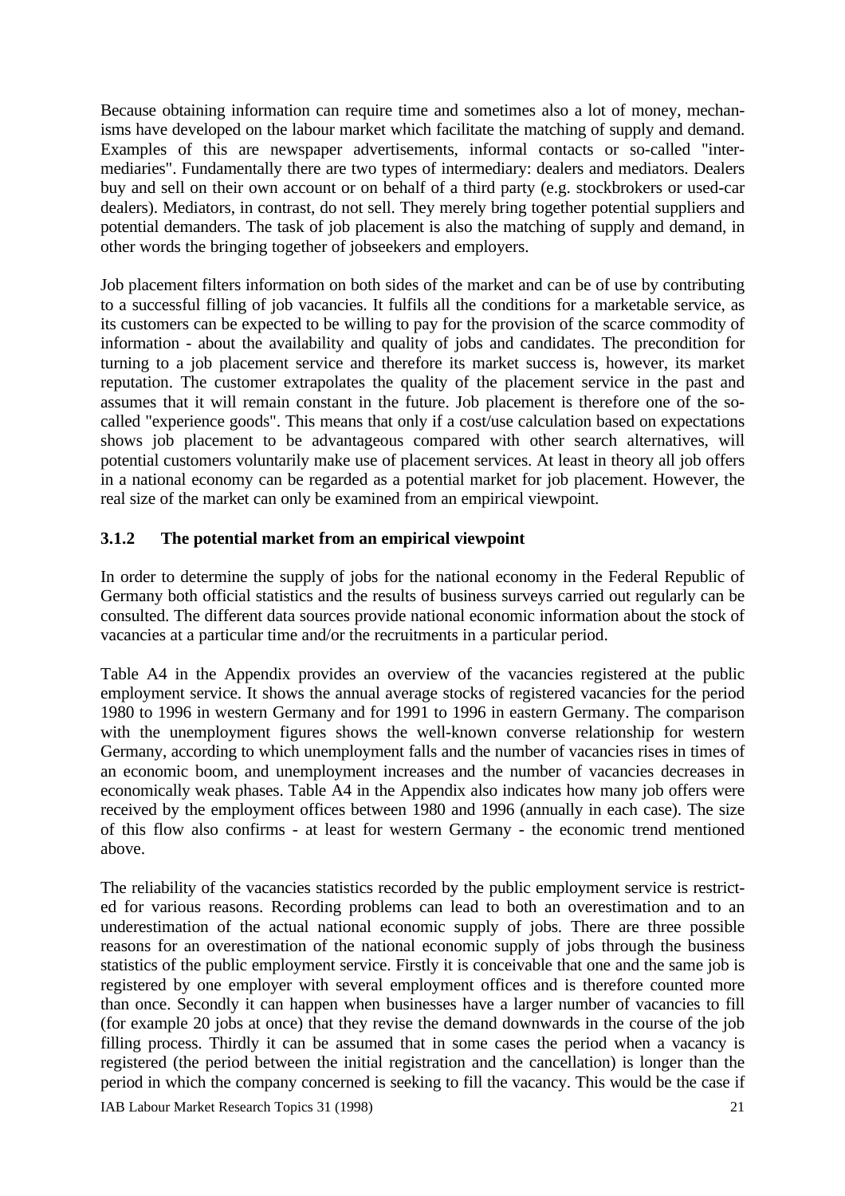Because obtaining information can require time and sometimes also a lot of money, mechanisms have developed on the labour market which facilitate the matching of supply and demand. Examples of this are newspaper advertisements, informal contacts or so-called "intermediaries". Fundamentally there are two types of intermediary: dealers and mediators. Dealers buy and sell on their own account or on behalf of a third party (e.g. stockbrokers or used-car dealers). Mediators, in contrast, do not sell. They merely bring together potential suppliers and potential demanders. The task of job placement is also the matching of supply and demand, in other words the bringing together of jobseekers and employers.

Job placement filters information on both sides of the market and can be of use by contributing to a successful filling of job vacancies. It fulfils all the conditions for a marketable service, as its customers can be expected to be willing to pay for the provision of the scarce commodity of information - about the availability and quality of jobs and candidates. The precondition for turning to a job placement service and therefore its market success is, however, its market reputation. The customer extrapolates the quality of the placement service in the past and assumes that it will remain constant in the future. Job placement is therefore one of the so-called "experience goods". This means that only if a cost/use calculation based on expectations shows job placement to be advantageous compared with other search alternatives, will potential customers voluntarily make use of placement services. At least in theory all job offers in a national economy can be regarded as a potential market for job placement. However, the real size of the market can only be examined from an empirical viewpoint.

### 3.1.2 The potential market from an empirical viewpoint

In order to determine the supply of jobs for the national economy in the Federal Republic of Germany both official statistics and the results of business surveys carried out regularly can be consulted. The different data sources provide national economic information about the stock of vacancies at a particular time and/or the recruitments in a particular period.

Table A4 in the Appendix provides an overview of the vacancies registered at the public employment service. It shows the annual average stocks of registered vacancies for the period 1980 to 1996 in western Germany and for 1991 to 1996 in eastern Germany. The comparison with the unemployment figures shows the well-known converse relationship for western Germany, according to which unemployment falls and the number of vacancies rises in times of an economic boom, and unemployment increases and the number of vacancies decreases in economically weak phases. Table A4 in the Appendix also indicates how many job offers were received by the employment offices between 1980 and 1996 (annually in each case). The size of this flow also confirms - at least for western Germany - the economic trend mentioned above.

The reliability of the vacancies statistics recorded by the public employment service is restricted for various reasons. Recording problems can lead to both an overestimation and to an underestimation of the actual national economic supply of jobs. There are three possible reasons for an overestimation of the national economic supply of jobs through the business statistics of the public employment service. Firstly it is conceivable that one and the same job is registered by one employer with several employment offices and is therefore counted more than once. Secondly it can happen when businesses have a larger number of vacancies to fill (for example 20 jobs at once) that they revise the demand downwards in the course of the job filling process. Thirdly it can be assumed that in some cases the period when a vacancy is registered (the period between the initial registration and the cancellation) is longer than the period in which the company concerned is seeking to fill the vacancy. This would be the case if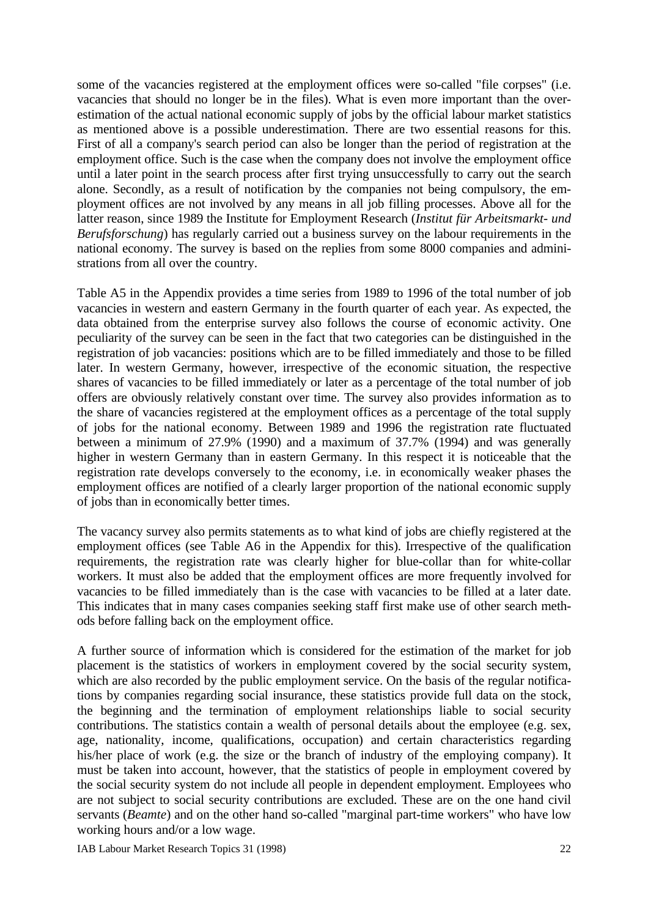some of the vacancies registered at the employment offices were so-called "file corpses" (i.e. vacancies that should no longer be in the files). What is even more important than the overestimation of the actual national economic supply of jobs by the official labour market statistics as mentioned above is a possible underestimation. There are two essential reasons for this. First of all a company's search period can also be longer than the period of registration at the employment office. Such is the case when the company does not involve the employment office until a later point in the search process after first trying unsuccessfully to carry out the search alone. Secondly, as a result of notification by the companies not being compulsory, the employment offices are not involved by any means in all job filling processes. Above all for the latter reason, since 1989 the Institute for Employment Research (*Institut für Arbeitsmarkt- und Berufsforschung*) has regularly carried out a business survey on the labour requirements in the national economy. The survey is based on the replies from some 8000 companies and administrations from all over the country.

Table A5 in the Appendix provides a time series from 1989 to 1996 of the total number of job vacancies in western and eastern Germany in the fourth quarter of each year. As expected, the data obtained from the enterprise survey also follows the course of economic activity. One peculiarity of the survey can be seen in the fact that two categories can be distinguished in the registration of job vacancies: positions which are to be filled immediately and those to be filled later. In western Germany, however, irrespective of the economic situation, the respective shares of vacancies to be filled immediately or later as a percentage of the total number of job offers are obviously relatively constant over time. The survey also provides information as to the share of vacancies registered at the employment offices as a percentage of the total supply of jobs for the national economy. Between 1989 and 1996 the registration rate fluctuated between a minimum of 27.9% (1990) and a maximum of 37.7% (1994) and was generally higher in western Germany than in eastern Germany. In this respect it is noticeable that the registration rate develops conversely to the economy, i.e. in economically weaker phases the employment offices are notified of a clearly larger proportion of the national economic supply of jobs than in economically better times.

The vacancy survey also permits statements as to what kind of jobs are chiefly registered at the employment offices (see Table A6 in the Appendix for this). Irrespective of the qualification requirements, the registration rate was clearly higher for blue-collar than for white-collar workers. It must also be added that the employment offices are more frequently involved for vacancies to be filled immediately than is the case with vacancies to be filled at a later date. This indicates that in many cases companies seeking staff first make use of other search methods before falling back on the employment office.

A further source of information which is considered for the estimation of the market for job placement is the statistics of workers in employment covered by the social security system, which are also recorded by the public employment service. On the basis of the regular notifications by companies regarding social insurance, these statistics provide full data on the stock, the beginning and the termination of employment relationships liable to social security contributions. The statistics contain a wealth of personal details about the employee (e.g. sex, age, nationality, income, qualifications, occupation) and certain characteristics regarding his/her place of work (e.g. the size or the branch of industry of the employing company). It must be taken into account, however, that the statistics of people in employment covered by the social security system do not include all people in dependent employment. Employees who are not subject to social security contributions are excluded. These are on the one hand civil servants (*Beamte*) and on the other hand so-called "marginal part-time workers" who have low working hours and/or a low wage.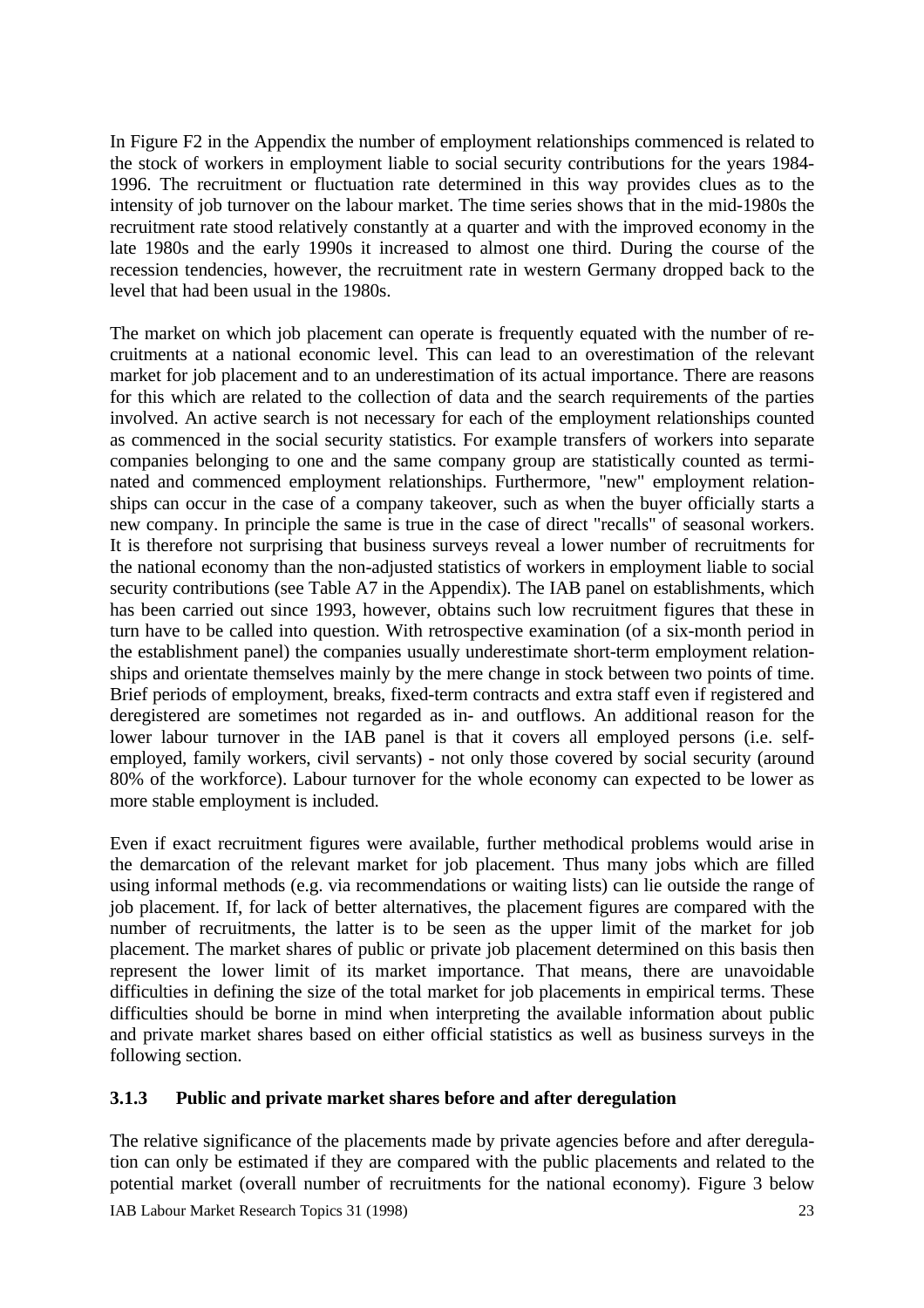In Figure F2 in the Appendix the number of employment relationships commenced is related to the stock of workers in employment liable to social security contributions for the years 1984-1996. The recruitment or fluctuation rate determined in this way provides clues as to the intensity of job turnover on the labour market. The time series shows that in the mid-1980s the recruitment rate stood relatively constantly at a quarter and with the improved economy in the late 1980s and the early 1990s it increased to almost one third. During the course of the recession tendencies, however, the recruitment rate in western Germany dropped back to the level that had been usual in the 1980s.

The market on which job placement can operate is frequently equated with the number of recruitments at a national economic level. This can lead to an overestimation of the relevant market for job placement and to an underestimation of its actual importance. There are reasons for this which are related to the collection of data and the search requirements of the parties involved. An active search is not necessary for each of the employment relationships counted as commenced in the social security statistics. For example transfers of workers into separate companies belonging to one and the same company group are statistically counted as terminated and commenced employment relationships. Furthermore, "new" employment relationships can occur in the case of a company takeover, such as when the buyer officially starts a new company. In principle the same is true in the case of direct "recalls" of seasonal workers. It is therefore not surprising that business surveys reveal a lower number of recruitments for the national economy than the non-adjusted statistics of workers in employment liable to social security contributions (see Table A7 in the Appendix). The IAB panel on establishments, which has been carried out since 1993, however, obtains such low recruitment figures that these in turn have to be called into question. With retrospective examination (of a six-month period in the establishment panel) the companies usually underestimate short-term employment relationships and orientate themselves mainly by the mere change in stock between two points of time. Brief periods of employment, breaks, fixed-term contracts and extra staff even if registered and deregistered are sometimes not regarded as in- and outflows. An additional reason for the lower labour turnover in the IAB panel is that it covers all employed persons (i.e. self-employed, family workers, civil servants) - not only those covered by social security (around 80% of the workforce). Labour turnover for the whole economy can expected to be lower as more stable employment is included.

Even if exact recruitment figures were available, further methodical problems would arise in the demarcation of the relevant market for job placement. Thus many jobs which are filled using informal methods (e.g. via recommendations or waiting lists) can lie outside the range of job placement. If, for lack of better alternatives, the placement figures are compared with the number of recruitments, the latter is to be seen as the upper limit of the market for job placement. The market shares of public or private job placement determined on this basis then represent the lower limit of its market importance. That means, there are unavoidable difficulties in defining the size of the total market for job placements in empirical terms. These difficulties should be borne in mind when interpreting the available information about public and private market shares based on either official statistics as well as business surveys in the following section.

### 3.1.3 Public and private market shares before and after deregulation

The relative significance of the placements made by private agencies before and after deregulation can only be estimated if they are compared with the public placements and related to the potential market (overall number of recruitments for the national economy). Figure 3 below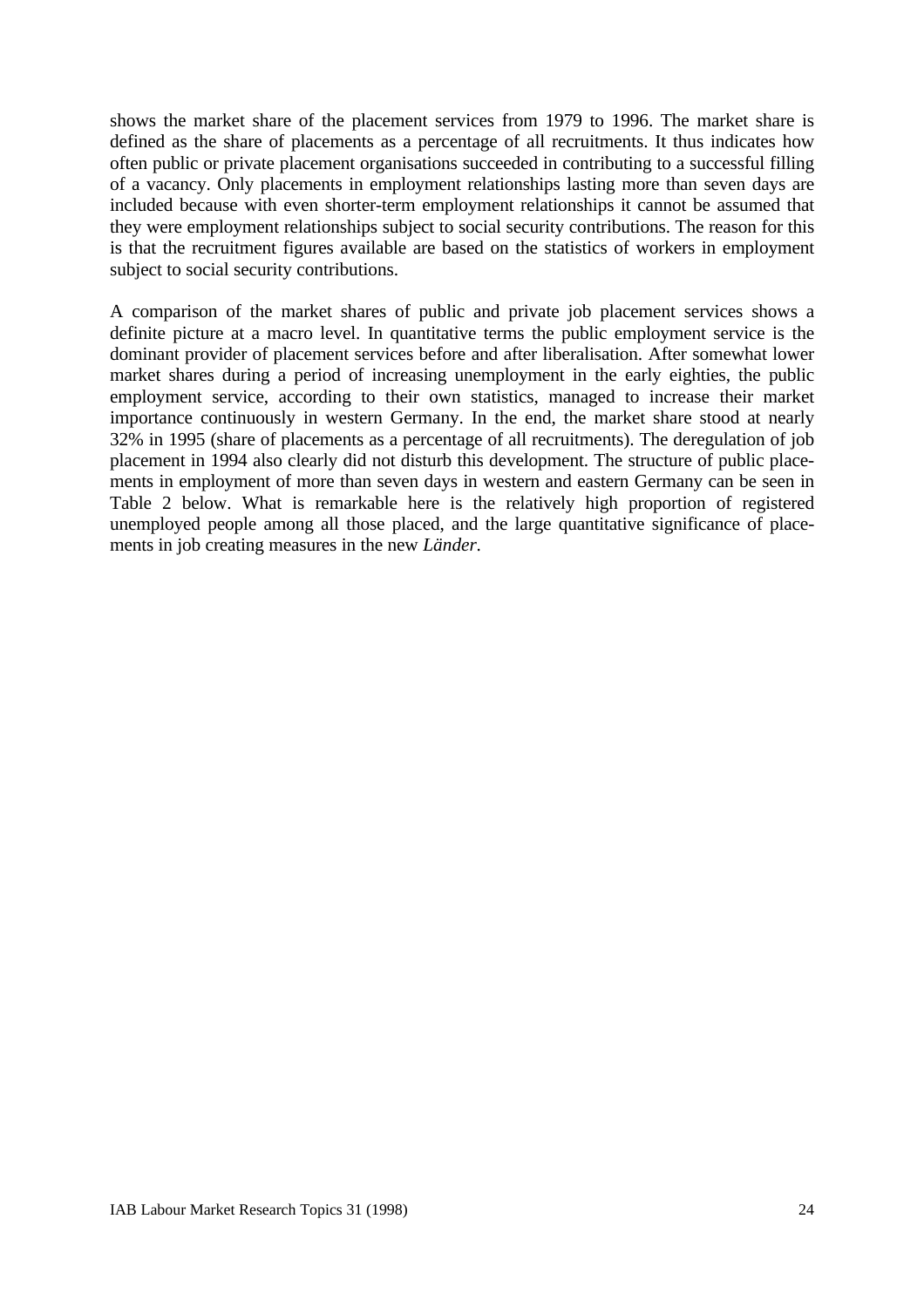shows the market share of the placement services from 1979 to 1996. The market share is defined as the share of placements as a percentage of all recruitments. It thus indicates how often public or private placement organisations succeeded in contributing to a successful filling of a vacancy. Only placements in employment relationships lasting more than seven days are included because with even shorter-term employment relationships it cannot be assumed that they were employment relationships subject to social security contributions. The reason for this is that the recruitment figures available are based on the statistics of workers in employment subject to social security contributions.

A comparison of the market shares of public and private job placement services shows a definite picture at a macro level. In quantitative terms the public employment service is the dominant provider of placement services before and after liberalisation. After somewhat lower market shares during a period of increasing unemployment in the early eighties, the public employment service, according to their own statistics, managed to increase their market importance continuously in western Germany. In the end, the market share stood at nearly 32% in 1995 (share of placements as a percentage of all recruitments). The deregulation of job placement in 1994 also clearly did not disturb this development. The structure of public placements in employment of more than seven days in western and eastern Germany can be seen in Table 2 below. What is remarkable here is the relatively high proportion of registered unemployed people among all those placed, and the large quantitative significance of placements in job creating measures in the new *Länder*.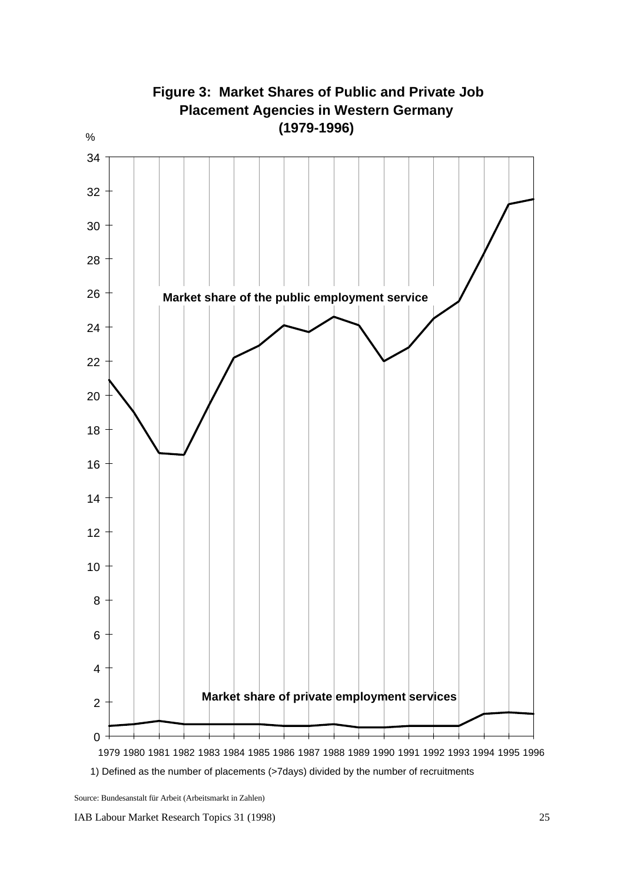**Figure 3: Market Shares of Public and Private Job Placement Agencies in Western Germany (1979-1996)**

%

Market share of the public employment service

Market share of private employment services

1979 1980 1981 1982 1983 1984 1985 1986 1987 1988 1989 1990 1991 1992 1993 1994 1995 1996

1) Defined as the number of placements (>7days) divided by the number of recruitments

Source: Bundesanstalt für Arbeit (Arbeitsmarkt in Zahlen)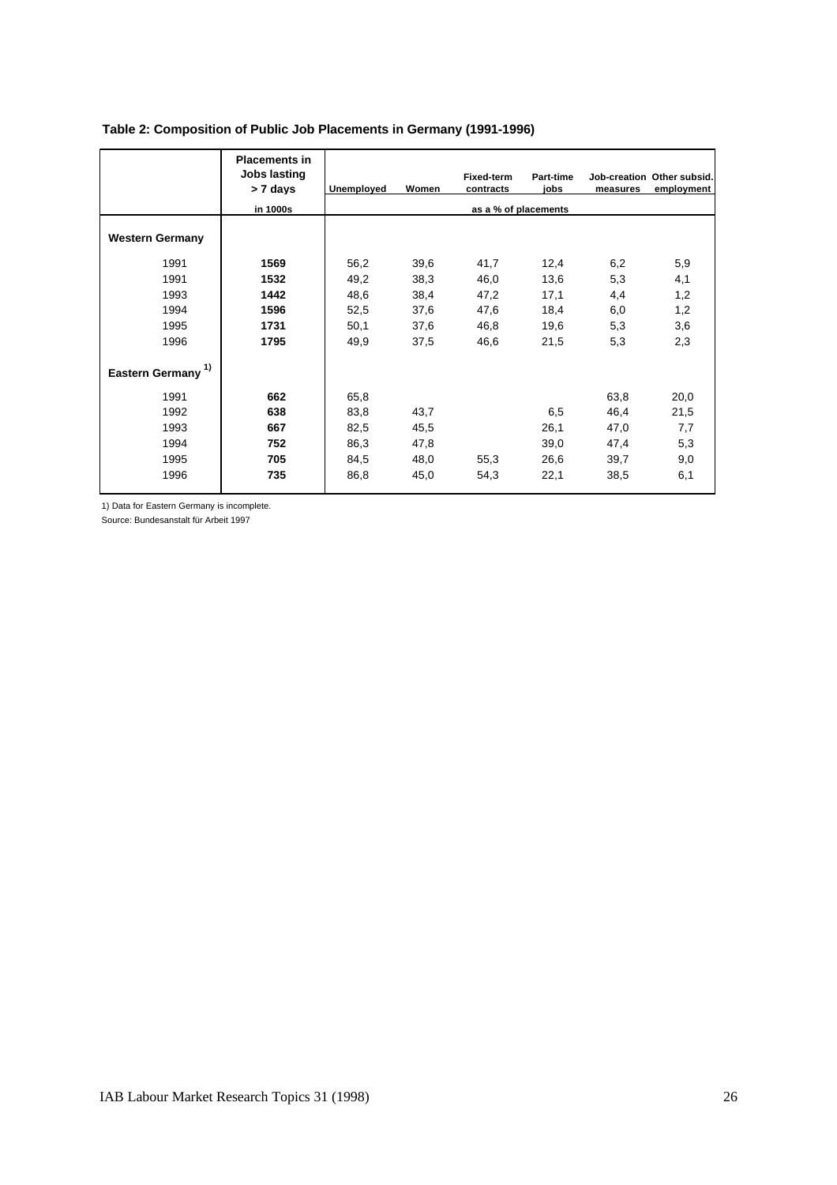**Table 2: Composition of Public Job Placements in Germany (1991-1996)**

| | Placements in Jobs lasting > 7 days | Unemployed | Women | Fixed-term contracts | Part-time jobs | Job-creation measures | Other subsid. employment |
|---|---|---|---|---|---|---|---|
| | in 1000s | as a % of placements | | | | | |
| **Western Germany** | | | | | | | |
| 1991 | **1569** | 56,2 | 39,6 | 41,7 | 12,4 | 6,2 | 5,9 |
| 1991 | **1532** | 49,2 | 38,3 | 46,0 | 13,6 | 5,3 | 4,1 |
| 1993 | **1442** | 48,6 | 38,4 | 47,2 | 17,1 | 4,4 | 1,2 |
| 1994 | **1596** | 52,5 | 37,6 | 47,6 | 18,4 | 6,0 | 1,2 |
| 1995 | **1731** | 50,1 | 37,6 | 46,8 | 19,6 | 5,3 | 3,6 |
| 1996 | **1795** | 49,9 | 37,5 | 46,6 | 21,5 | 5,3 | 2,3 |
| **Eastern Germany** [1)] | | | | | | | |
| 1991 | **662** | 65,8 | | | | 63,8 | 20,0 |
| 1992 | **638** | 83,8 | 43,7 | | 6,5 | 46,4 | 21,5 |
| 1993 | **667** | 82,5 | 45,5 | | 26,1 | 47,0 | 7,7 |
| 1994 | **752** | 86,3 | 47,8 | | 39,0 | 47,4 | 5,3 |
| 1995 | **705** | 84,5 | 48,0 | 55,3 | 26,6 | 39,7 | 9,0 |
| 1996 | **735** | 86,8 | 45,0 | 54,3 | 22,1 | 38,5 | 6,1 |

1) Data for Eastern Germany is incomplete.

Source: Bundesanstalt für Arbeit 1997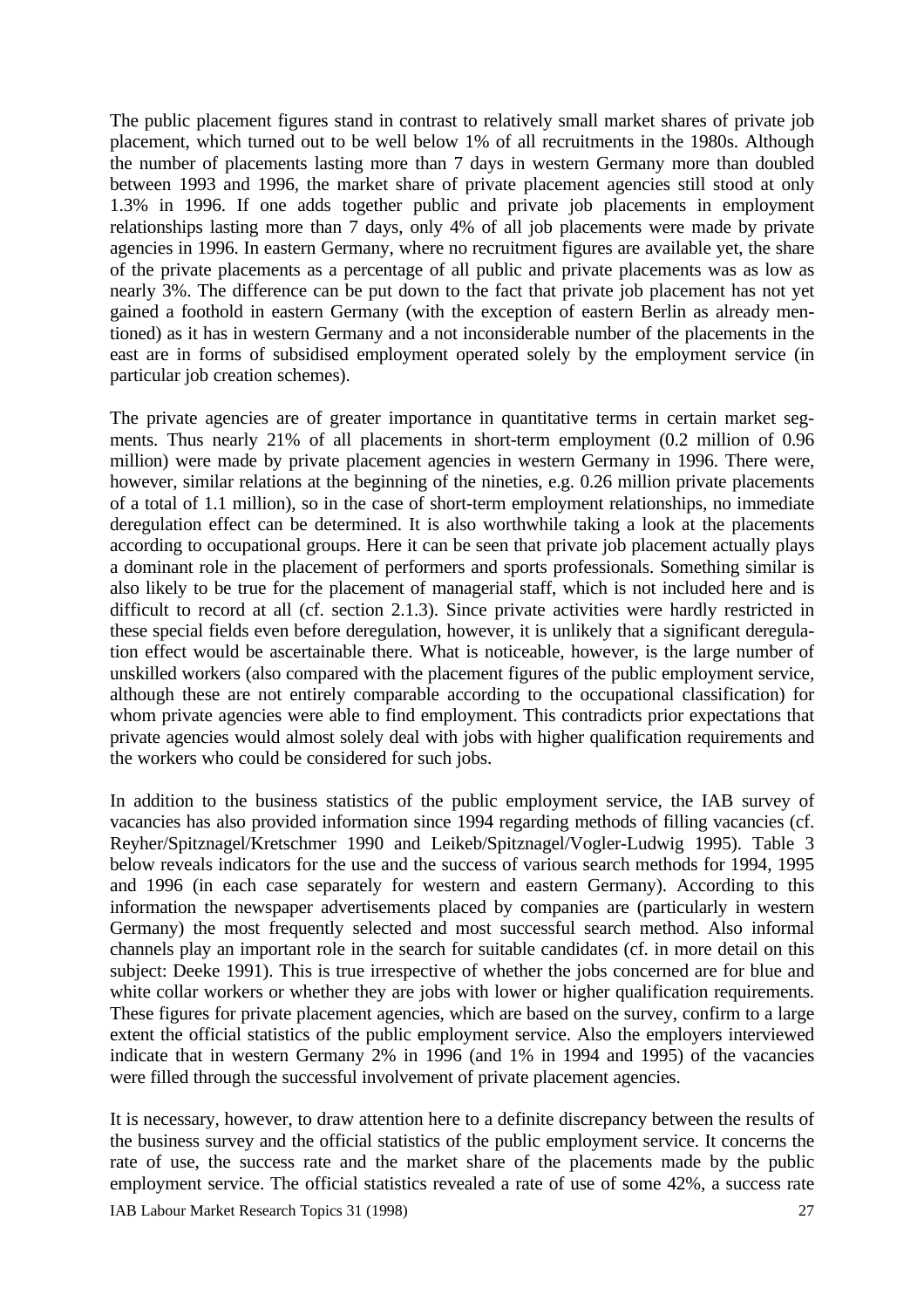The public placement figures stand in contrast to relatively small market shares of private job placement, which turned out to be well below 1% of all recruitments in the 1980s. Although the number of placements lasting more than 7 days in western Germany more than doubled between 1993 and 1996, the market share of private placement agencies still stood at only 1.3% in 1996. If one adds together public and private job placements in employment relationships lasting more than 7 days, only 4% of all job placements were made by private agencies in 1996. In eastern Germany, where no recruitment figures are available yet, the share of the private placements as a percentage of all public and private placements was as low as nearly 3%. The difference can be put down to the fact that private job placement has not yet gained a foothold in eastern Germany (with the exception of eastern Berlin as already mentioned) as it has in western Germany and a not inconsiderable number of the placements in the east are in forms of subsidised employment operated solely by the employment service (in particular job creation schemes).

The private agencies are of greater importance in quantitative terms in certain market segments. Thus nearly 21% of all placements in short-term employment (0.2 million of 0.96 million) were made by private placement agencies in western Germany in 1996. There were, however, similar relations at the beginning of the nineties, e.g. 0.26 million private placements of a total of 1.1 million), so in the case of short-term employment relationships, no immediate deregulation effect can be determined. It is also worthwhile taking a look at the placements according to occupational groups. Here it can be seen that private job placement actually plays a dominant role in the placement of performers and sports professionals. Something similar is also likely to be true for the placement of managerial staff, which is not included here and is difficult to record at all (cf. section 2.1.3). Since private activities were hardly restricted in these special fields even before deregulation, however, it is unlikely that a significant deregulation effect would be ascertainable there. What is noticeable, however, is the large number of unskilled workers (also compared with the placement figures of the public employment service, although these are not entirely comparable according to the occupational classification) for whom private agencies were able to find employment. This contradicts prior expectations that private agencies would almost solely deal with jobs with higher qualification requirements and the workers who could be considered for such jobs.

In addition to the business statistics of the public employment service, the IAB survey of vacancies has also provided information since 1994 regarding methods of filling vacancies (cf. Reyher/Spitznagel/Kretschmer 1990 and Leikeb/Spitznagel/Vogler-Ludwig 1995). Table 3 below reveals indicators for the use and the success of various search methods for 1994, 1995 and 1996 (in each case separately for western and eastern Germany). According to this information the newspaper advertisements placed by companies are (particularly in western Germany) the most frequently selected and most successful search method. Also informal channels play an important role in the search for suitable candidates (cf. in more detail on this subject: Deeke 1991). This is true irrespective of whether the jobs concerned are for blue and white collar workers or whether they are jobs with lower or higher qualification requirements. These figures for private placement agencies, which are based on the survey, confirm to a large extent the official statistics of the public employment service. Also the employers interviewed indicate that in western Germany 2% in 1996 (and 1% in 1994 and 1995) of the vacancies were filled through the successful involvement of private placement agencies.

It is necessary, however, to draw attention here to a definite discrepancy between the results of the business survey and the official statistics of the public employment service. It concerns the rate of use, the success rate and the market share of the placements made by the public employment service. The official statistics revealed a rate of use of some 42%, a success rate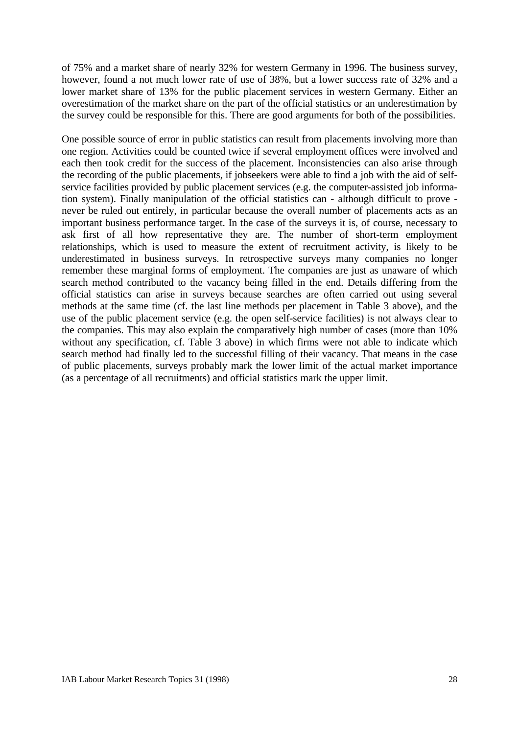of 75% and a market share of nearly 32% for western Germany in 1996. The business survey, however, found a not much lower rate of use of 38%, but a lower success rate of 32% and a lower market share of 13% for the public placement services in western Germany. Either an overestimation of the market share on the part of the official statistics or an underestimation by the survey could be responsible for this. There are good arguments for both of the possibilities.

One possible source of error in public statistics can result from placements involving more than one region. Activities could be counted twice if several employment offices were involved and each then took credit for the success of the placement. Inconsistencies can also arise through the recording of the public placements, if jobseekers were able to find a job with the aid of self-service facilities provided by public placement services (e.g. the computer-assisted job information system). Finally manipulation of the official statistics can - although difficult to prove - never be ruled out entirely, in particular because the overall number of placements acts as an important business performance target. In the case of the surveys it is, of course, necessary to ask first of all how representative they are. The number of short-term employment relationships, which is used to measure the extent of recruitment activity, is likely to be underestimated in business surveys. In retrospective surveys many companies no longer remember these marginal forms of employment. The companies are just as unaware of which search method contributed to the vacancy being filled in the end. Details differing from the official statistics can arise in surveys because searches are often carried out using several methods at the same time (cf. the last line methods per placement in Table 3 above), and the use of the public placement service (e.g. the open self-service facilities) is not always clear to the companies. This may also explain the comparatively high number of cases (more than 10% without any specification, cf. Table 3 above) in which firms were not able to indicate which search method had finally led to the successful filling of their vacancy. That means in the case of public placements, surveys probably mark the lower limit of the actual market importance (as a percentage of all recruitments) and official statistics mark the upper limit.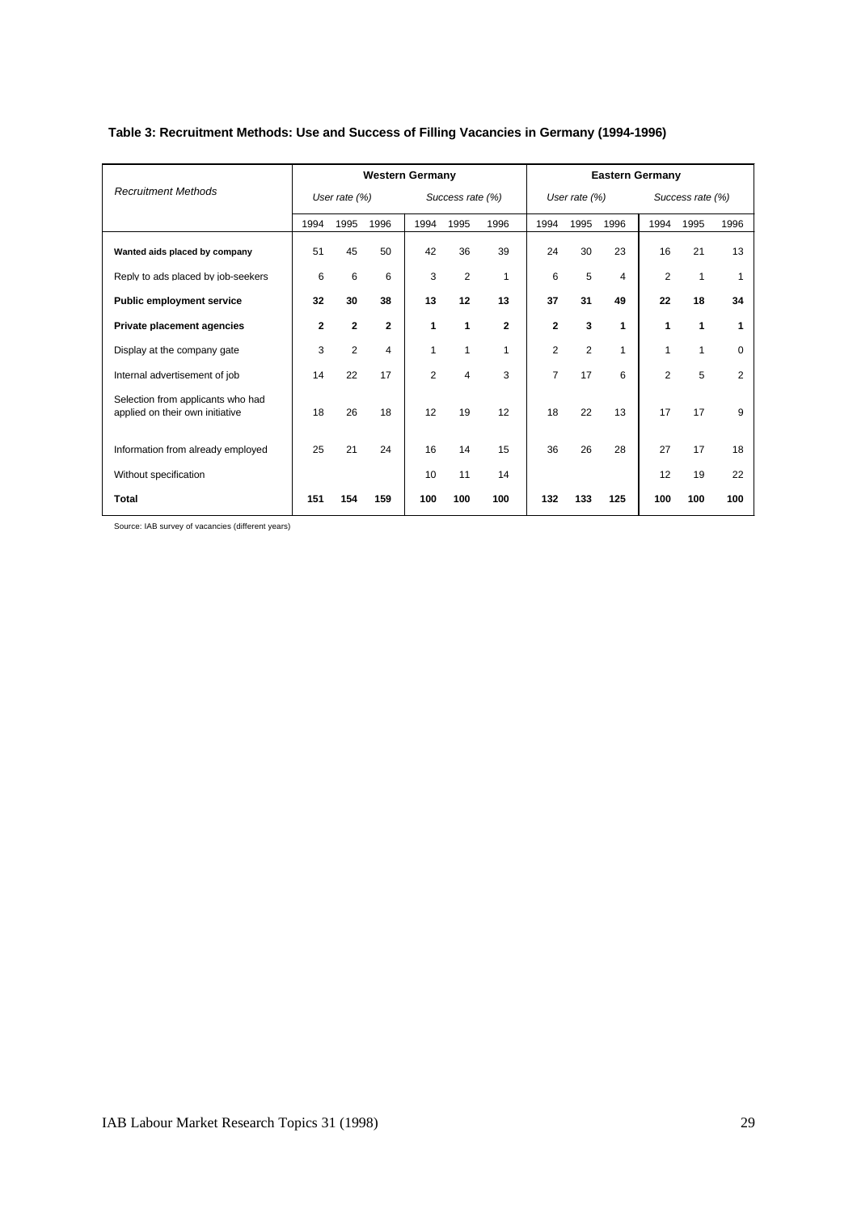**Table 3: Recruitment Methods: Use and Success of Filling Vacancies in Germany (1994-1996)**

| *Recruitment Methods* | **Western Germany** | | | | | | **Eastern Germany** | | | | | |
|---|---|---|---|---|---|---|---|---|---|---|---|---|
| | *User rate (%)* | | | *Success rate (%)* | | | *User rate (%)* | | | *Success rate (%)* | | |
| | 1994 | 1995 | 1996 | 1994 | 1995 | 1996 | 1994 | 1995 | 1996 | 1994 | 1995 | 1996 |
| **Wanted aids placed by company** | 51 | 45 | 50 | 42 | 36 | 39 | 24 | 30 | 23 | 16 | 21 | 13 |
| Reply to ads placed by job-seekers | 6 | 6 | 6 | 3 | 2 | 1 | 6 | 5 | 4 | 2 | 1 | 1 |
| **Public employment service** | **32** | **30** | **38** | **13** | **12** | **13** | **37** | **31** | **49** | **22** | **18** | **34** |
| **Private placement agencies** | **2** | **2** | **2** | **1** | **1** | **2** | **2** | **3** | **1** | **1** | **1** | **1** |
| Display at the company gate | 3 | 2 | 4 | 1 | 1 | 1 | 2 | 2 | 1 | 1 | 1 | 0 |
| Internal advertisement of job | 14 | 22 | 17 | 2 | 4 | 3 | 7 | 17 | 6 | 2 | 5 | 2 |
| Selection from applicants who had applied on their own initiative | 18 | 26 | 18 | 12 | 19 | 12 | 18 | 22 | 13 | 17 | 17 | 9 |
| Information from already employed | 25 | 21 | 24 | 16 | 14 | 15 | 36 | 26 | 28 | 27 | 17 | 18 |
| Without specification | | | | 10 | 11 | 14 | | | | 12 | 19 | 22 |
| **Total** | **151** | **154** | **159** | **100** | **100** | **100** | **132** | **133** | **125** | **100** | **100** | **100** |

Source: IAB survey of vacancies (different years)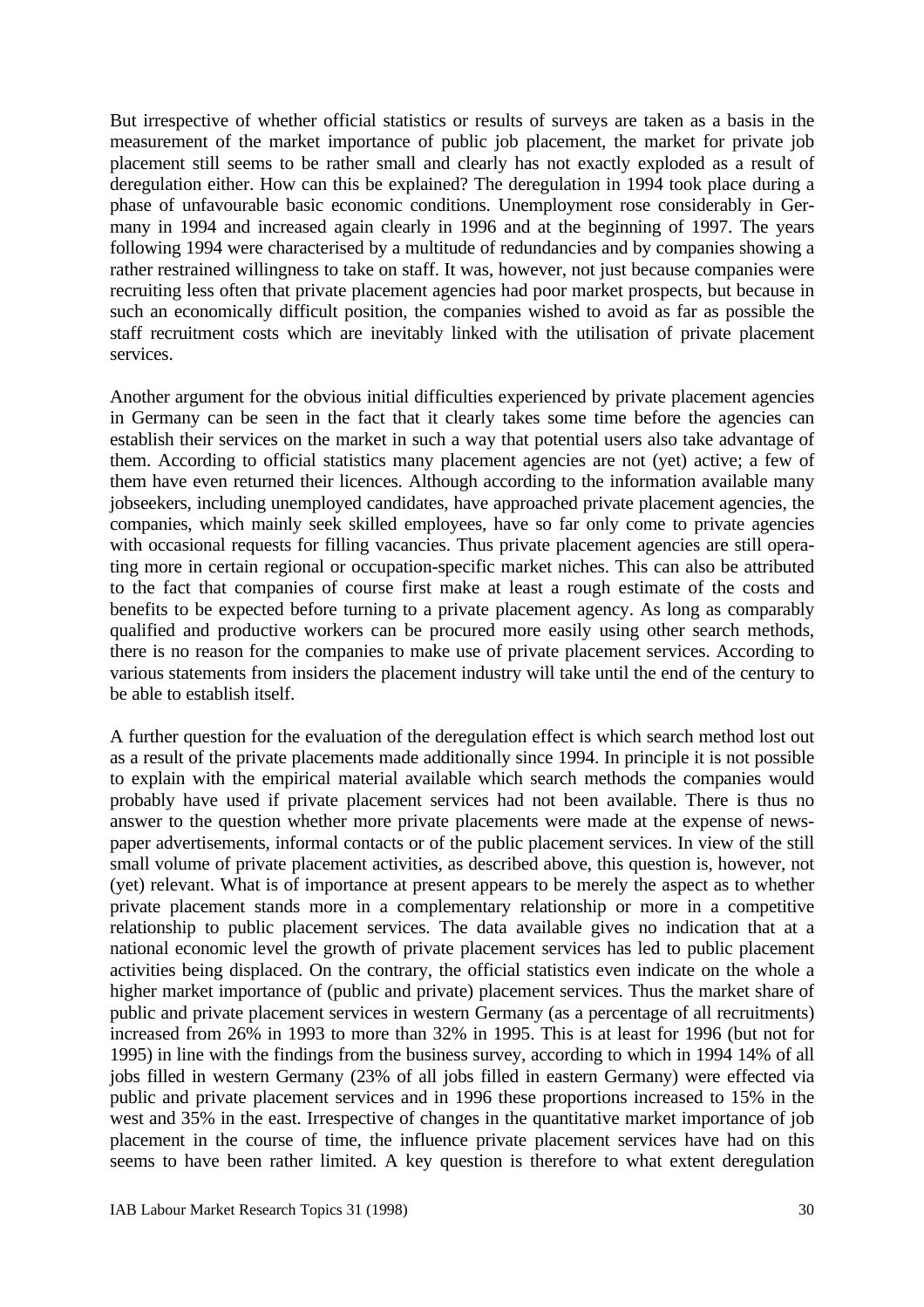But irrespective of whether official statistics or results of surveys are taken as a basis in the measurement of the market importance of public job placement, the market for private job placement still seems to be rather small and clearly has not exactly exploded as a result of deregulation either. How can this be explained? The deregulation in 1994 took place during a phase of unfavourable basic economic conditions. Unemployment rose considerably in Germany in 1994 and increased again clearly in 1996 and at the beginning of 1997. The years following 1994 were characterised by a multitude of redundancies and by companies showing a rather restrained willingness to take on staff. It was, however, not just because companies were recruiting less often that private placement agencies had poor market prospects, but because in such an economically difficult position, the companies wished to avoid as far as possible the staff recruitment costs which are inevitably linked with the utilisation of private placement services.

Another argument for the obvious initial difficulties experienced by private placement agencies in Germany can be seen in the fact that it clearly takes some time before the agencies can establish their services on the market in such a way that potential users also take advantage of them. According to official statistics many placement agencies are not (yet) active; a few of them have even returned their licences. Although according to the information available many jobseekers, including unemployed candidates, have approached private placement agencies, the companies, which mainly seek skilled employees, have so far only come to private agencies with occasional requests for filling vacancies. Thus private placement agencies are still operating more in certain regional or occupation-specific market niches. This can also be attributed to the fact that companies of course first make at least a rough estimate of the costs and benefits to be expected before turning to a private placement agency. As long as comparably qualified and productive workers can be procured more easily using other search methods, there is no reason for the companies to make use of private placement services. According to various statements from insiders the placement industry will take until the end of the century to be able to establish itself.

A further question for the evaluation of the deregulation effect is which search method lost out as a result of the private placements made additionally since 1994. In principle it is not possible to explain with the empirical material available which search methods the companies would probably have used if private placement services had not been available. There is thus no answer to the question whether more private placements were made at the expense of newspaper advertisements, informal contacts or of the public placement services. In view of the still small volume of private placement activities, as described above, this question is, however, not (yet) relevant. What is of importance at present appears to be merely the aspect as to whether private placement stands more in a complementary relationship or more in a competitive relationship to public placement services. The data available gives no indication that at a national economic level the growth of private placement services has led to public placement activities being displaced. On the contrary, the official statistics even indicate on the whole a higher market importance of (public and private) placement services. Thus the market share of public and private placement services in western Germany (as a percentage of all recruitments) increased from 26% in 1993 to more than 32% in 1995. This is at least for 1996 (but not for 1995) in line with the findings from the business survey, according to which in 1994 14% of all jobs filled in western Germany (23% of all jobs filled in eastern Germany) were effected via public and private placement services and in 1996 these proportions increased to 15% in the west and 35% in the east. Irrespective of changes in the quantitative market importance of job placement in the course of time, the influence private placement services have had on this seems to have been rather limited. A key question is therefore to what extent deregulation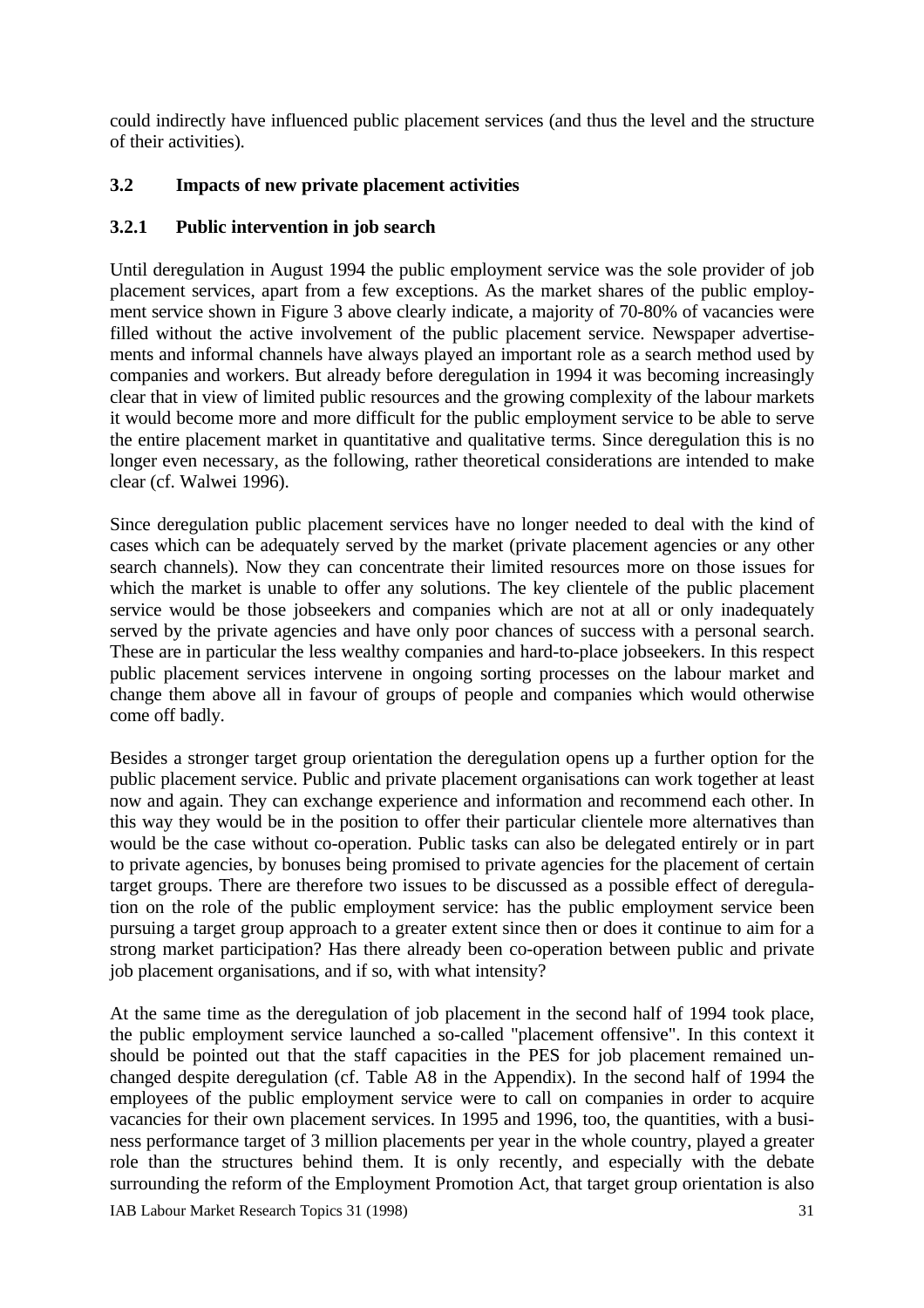could indirectly have influenced public placement services (and thus the level and the structure of their activities).

## 3.2 Impacts of new private placement activities

### 3.2.1 Public intervention in job search

Until deregulation in August 1994 the public employment service was the sole provider of job placement services, apart from a few exceptions. As the market shares of the public employment service shown in Figure 3 above clearly indicate, a majority of 70-80% of vacancies were filled without the active involvement of the public placement service. Newspaper advertisements and informal channels have always played an important role as a search method used by companies and workers. But already before deregulation in 1994 it was becoming increasingly clear that in view of limited public resources and the growing complexity of the labour markets it would become more and more difficult for the public employment service to be able to serve the entire placement market in quantitative and qualitative terms. Since deregulation this is no longer even necessary, as the following, rather theoretical considerations are intended to make clear (cf. Walwei 1996).

Since deregulation public placement services have no longer needed to deal with the kind of cases which can be adequately served by the market (private placement agencies or any other search channels). Now they can concentrate their limited resources more on those issues for which the market is unable to offer any solutions. The key clientele of the public placement service would be those jobseekers and companies which are not at all or only inadequately served by the private agencies and have only poor chances of success with a personal search. These are in particular the less wealthy companies and hard-to-place jobseekers. In this respect public placement services intervene in ongoing sorting processes on the labour market and change them above all in favour of groups of people and companies which would otherwise come off badly.

Besides a stronger target group orientation the deregulation opens up a further option for the public placement service. Public and private placement organisations can work together at least now and again. They can exchange experience and information and recommend each other. In this way they would be in the position to offer their particular clientele more alternatives than would be the case without co-operation. Public tasks can also be delegated entirely or in part to private agencies, by bonuses being promised to private agencies for the placement of certain target groups. There are therefore two issues to be discussed as a possible effect of deregulation on the role of the public employment service: has the public employment service been pursuing a target group approach to a greater extent since then or does it continue to aim for a strong market participation? Has there already been co-operation between public and private job placement organisations, and if so, with what intensity?

At the same time as the deregulation of job placement in the second half of 1994 took place, the public employment service launched a so-called "placement offensive". In this context it should be pointed out that the staff capacities in the PES for job placement remained unchanged despite deregulation (cf. Table A8 in the Appendix). In the second half of 1994 the employees of the public employment service were to call on companies in order to acquire vacancies for their own placement services. In 1995 and 1996, too, the quantities, with a business performance target of 3 million placements per year in the whole country, played a greater role than the structures behind them. It is only recently, and especially with the debate surrounding the reform of the Employment Promotion Act, that target group orientation is also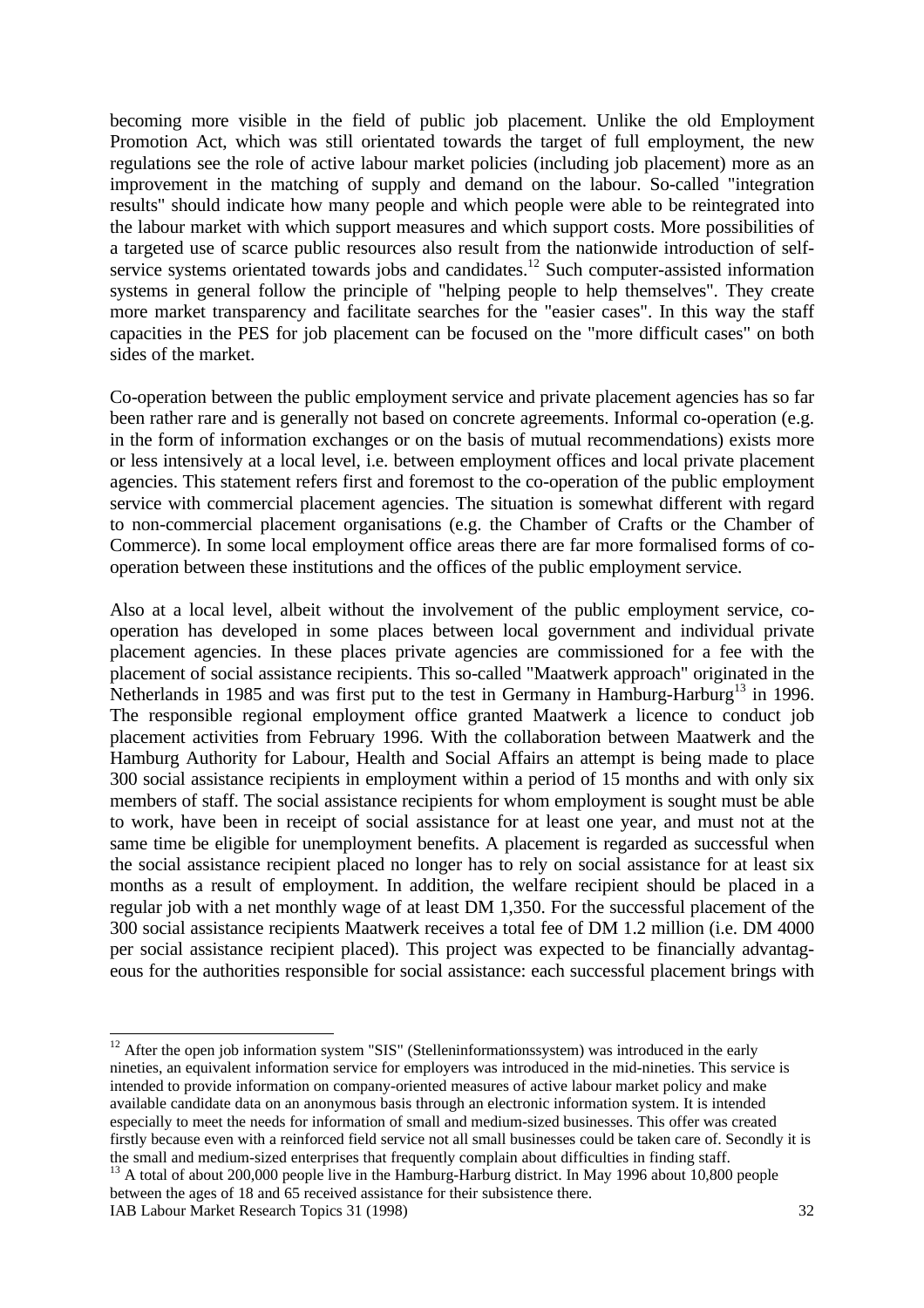becoming more visible in the field of public job placement. Unlike the old Employment Promotion Act, which was still orientated towards the target of full employment, the new regulations see the role of active labour market policies (including job placement) more as an improvement in the matching of supply and demand on the labour. So-called "integration results" should indicate how many people and which people were able to be reintegrated into the labour market with which support measures and which support costs. More possibilities of a targeted use of scarce public resources also result from the nationwide introduction of self-service systems orientated towards jobs and candidates.[12] Such computer-assisted information systems in general follow the principle of "helping people to help themselves". They create more market transparency and facilitate searches for the "easier cases". In this way the staff capacities in the PES for job placement can be focused on the "more difficult cases" on both sides of the market.

Co-operation between the public employment service and private placement agencies has so far been rather rare and is generally not based on concrete agreements. Informal co-operation (e.g. in the form of information exchanges or on the basis of mutual recommendations) exists more or less intensively at a local level, i.e. between employment offices and local private placement agencies. This statement refers first and foremost to the co-operation of the public employment service with commercial placement agencies. The situation is somewhat different with regard to non-commercial placement organisations (e.g. the Chamber of Crafts or the Chamber of Commerce). In some local employment office areas there are far more formalised forms of co-operation between these institutions and the offices of the public employment service.

Also at a local level, albeit without the involvement of the public employment service, co-operation has developed in some places between local government and individual private placement agencies. In these places private agencies are commissioned for a fee with the placement of social assistance recipients. This so-called "Maatwerk approach" originated in the Netherlands in 1985 and was first put to the test in Germany in Hamburg-Harburg[13] in 1996. The responsible regional employment office granted Maatwerk a licence to conduct job placement activities from February 1996. With the collaboration between Maatwerk and the Hamburg Authority for Labour, Health and Social Affairs an attempt is being made to place 300 social assistance recipients in employment within a period of 15 months and with only six members of staff. The social assistance recipients for whom employment is sought must be able to work, have been in receipt of social assistance for at least one year, and must not at the same time be eligible for unemployment benefits. A placement is regarded as successful when the social assistance recipient placed no longer has to rely on social assistance for at least six months as a result of employment. In addition, the welfare recipient should be placed in a regular job with a net monthly wage of at least DM 1,350. For the successful placement of the 300 social assistance recipients Maatwerk receives a total fee of DM 1.2 million (i.e. DM 4000 per social assistance recipient placed). This project was expected to be financially advantageous for the authorities responsible for social assistance: each successful placement brings with

---

[12] After the open job information system "SIS" (Stelleninformationssystem) was introduced in the early nineties, an equivalent information service for employers was introduced in the mid-nineties. This service is intended to provide information on company-oriented measures of active labour market policy and make available candidate data on an anonymous basis through an electronic information system. It is intended especially to meet the needs for information of small and medium-sized businesses. This offer was created firstly because even with a reinforced field service not all small businesses could be taken care of. Secondly it is the small and medium-sized enterprises that frequently complain about difficulties in finding staff.

[13] A total of about 200,000 people live in the Hamburg-Harburg district. In May 1996 about 10,800 people between the ages of 18 and 65 received assistance for their subsistence there.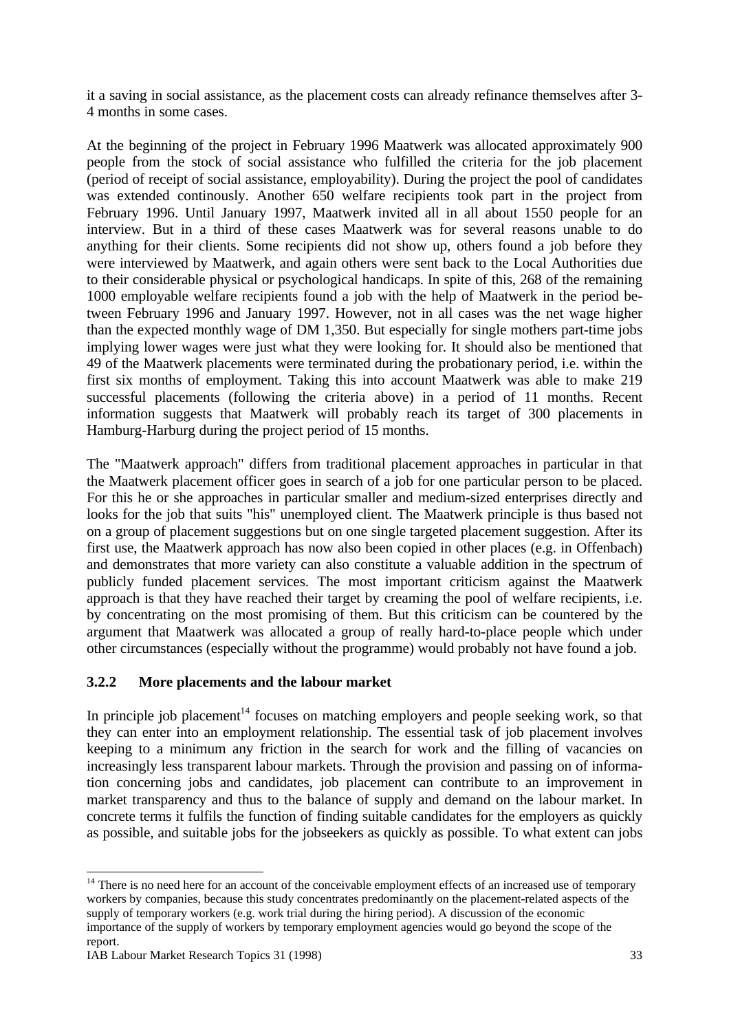it a saving in social assistance, as the placement costs can already refinance themselves after 3-4 months in some cases.

At the beginning of the project in February 1996 Maatwerk was allocated approximately 900 people from the stock of social assistance who fulfilled the criteria for the job placement (period of receipt of social assistance, employability). During the project the pool of candidates was extended continously. Another 650 welfare recipients took part in the project from February 1996. Until January 1997, Maatwerk invited all in all about 1550 people for an interview. But in a third of these cases Maatwerk was for several reasons unable to do anything for their clients. Some recipients did not show up, others found a job before they were interviewed by Maatwerk, and again others were sent back to the Local Authorities due to their considerable physical or psychological handicaps. In spite of this, 268 of the remaining 1000 employable welfare recipients found a job with the help of Maatwerk in the period between February 1996 and January 1997. However, not in all cases was the net wage higher than the expected monthly wage of DM 1,350. But especially for single mothers part-time jobs implying lower wages were just what they were looking for. It should also be mentioned that 49 of the Maatwerk placements were terminated during the probationary period, i.e. within the first six months of employment. Taking this into account Maatwerk was able to make 219 successful placements (following the criteria above) in a period of 11 months. Recent information suggests that Maatwerk will probably reach its target of 300 placements in Hamburg-Harburg during the project period of 15 months.

The "Maatwerk approach" differs from traditional placement approaches in particular in that the Maatwerk placement officer goes in search of a job for one particular person to be placed. For this he or she approaches in particular smaller and medium-sized enterprises directly and looks for the job that suits "his" unemployed client. The Maatwerk principle is thus based not on a group of placement suggestions but on one single targeted placement suggestion. After its first use, the Maatwerk approach has now also been copied in other places (e.g. in Offenbach) and demonstrates that more variety can also constitute a valuable addition in the spectrum of publicly funded placement services. The most important criticism against the Maatwerk approach is that they have reached their target by creaming the pool of welfare recipients, i.e. by concentrating on the most promising of them. But this criticism can be countered by the argument that Maatwerk was allocated a group of really hard-to-place people which under other circumstances (especially without the programme) would probably not have found a job.

### 3.2.2 More placements and the labour market

In principle job placement[14] focuses on matching employers and people seeking work, so that they can enter into an employment relationship. The essential task of job placement involves keeping to a minimum any friction in the search for work and the filling of vacancies on increasingly less transparent labour markets. Through the provision and passing on of information concerning jobs and candidates, job placement can contribute to an improvement in market transparency and thus to the balance of supply and demand on the labour market. In concrete terms it fulfils the function of finding suitable candidates for the employers as quickly as possible, and suitable jobs for the jobseekers as quickly as possible. To what extent can jobs

[14] There is no need here for an account of the conceivable employment effects of an increased use of temporary workers by companies, because this study concentrates predominantly on the placement-related aspects of the supply of temporary workers (e.g. work trial during the hiring period). A discussion of the economic importance of the supply of workers by temporary employment agencies would go beyond the scope of the report.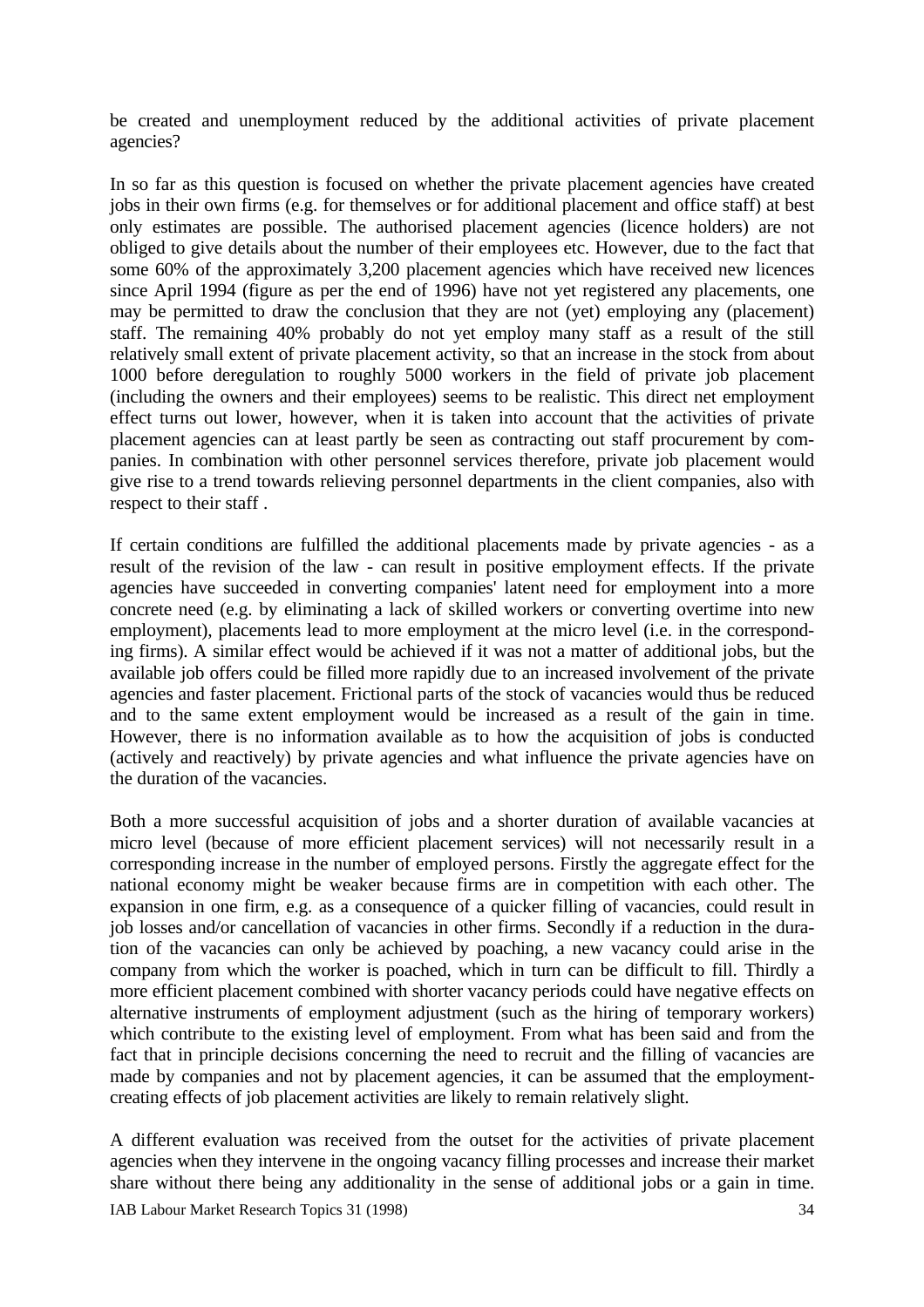be created and unemployment reduced by the additional activities of private placement agencies?

In so far as this question is focused on whether the private placement agencies have created jobs in their own firms (e.g. for themselves or for additional placement and office staff) at best only estimates are possible. The authorised placement agencies (licence holders) are not obliged to give details about the number of their employees etc. However, due to the fact that some 60% of the approximately 3,200 placement agencies which have received new licences since April 1994 (figure as per the end of 1996) have not yet registered any placements, one may be permitted to draw the conclusion that they are not (yet) employing any (placement) staff. The remaining 40% probably do not yet employ many staff as a result of the still relatively small extent of private placement activity, so that an increase in the stock from about 1000 before deregulation to roughly 5000 workers in the field of private job placement (including the owners and their employees) seems to be realistic. This direct net employment effect turns out lower, however, when it is taken into account that the activities of private placement agencies can at least partly be seen as contracting out staff procurement by companies. In combination with other personnel services therefore, private job placement would give rise to a trend towards relieving personnel departments in the client companies, also with respect to their staff .

If certain conditions are fulfilled the additional placements made by private agencies - as a result of the revision of the law - can result in positive employment effects. If the private agencies have succeeded in converting companies' latent need for employment into a more concrete need (e.g. by eliminating a lack of skilled workers or converting overtime into new employment), placements lead to more employment at the micro level (i.e. in the corresponding firms). A similar effect would be achieved if it was not a matter of additional jobs, but the available job offers could be filled more rapidly due to an increased involvement of the private agencies and faster placement. Frictional parts of the stock of vacancies would thus be reduced and to the same extent employment would be increased as a result of the gain in time. However, there is no information available as to how the acquisition of jobs is conducted (actively and reactively) by private agencies and what influence the private agencies have on the duration of the vacancies.

Both a more successful acquisition of jobs and a shorter duration of available vacancies at micro level (because of more efficient placement services) will not necessarily result in a corresponding increase in the number of employed persons. Firstly the aggregate effect for the national economy might be weaker because firms are in competition with each other. The expansion in one firm, e.g. as a consequence of a quicker filling of vacancies, could result in job losses and/or cancellation of vacancies in other firms. Secondly if a reduction in the duration of the vacancies can only be achieved by poaching, a new vacancy could arise in the company from which the worker is poached, which in turn can be difficult to fill. Thirdly a more efficient placement combined with shorter vacancy periods could have negative effects on alternative instruments of employment adjustment (such as the hiring of temporary workers) which contribute to the existing level of employment. From what has been said and from the fact that in principle decisions concerning the need to recruit and the filling of vacancies are made by companies and not by placement agencies, it can be assumed that the employment-creating effects of job placement activities are likely to remain relatively slight.

A different evaluation was received from the outset for the activities of private placement agencies when they intervene in the ongoing vacancy filling processes and increase their market share without there being any additionality in the sense of additional jobs or a gain in time.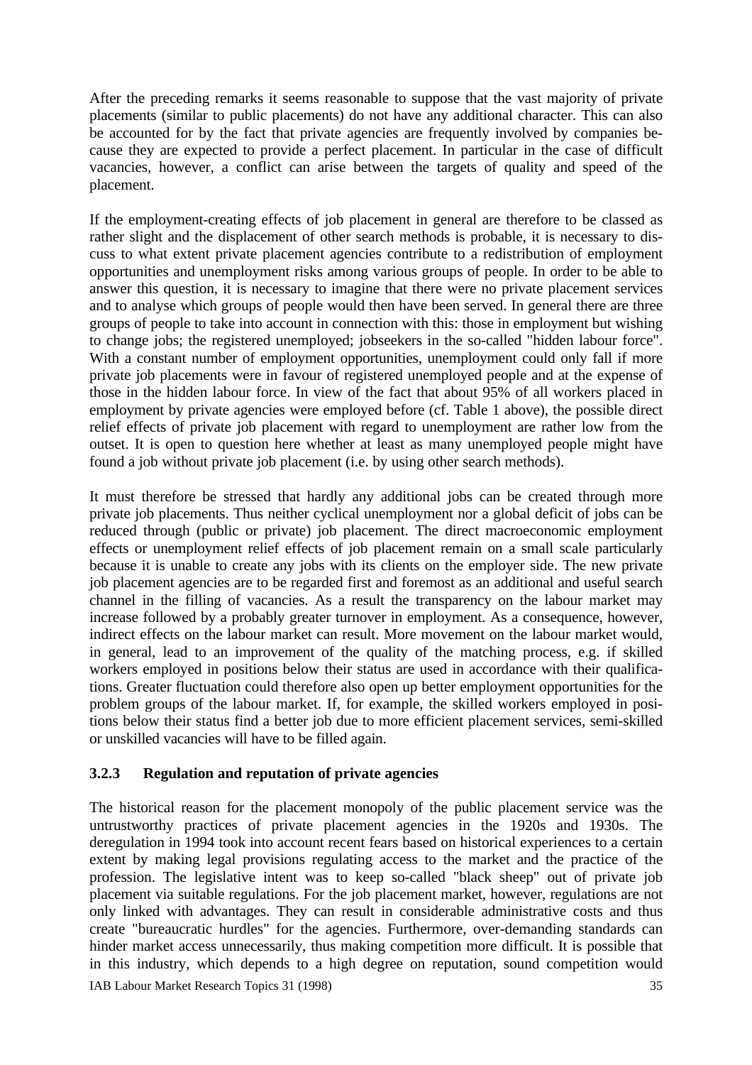After the preceding remarks it seems reasonable to suppose that the vast majority of private placements (similar to public placements) do not have any additional character. This can also be accounted for by the fact that private agencies are frequently involved by companies because they are expected to provide a perfect placement. In particular in the case of difficult vacancies, however, a conflict can arise between the targets of quality and speed of the placement.

If the employment-creating effects of job placement in general are therefore to be classed as rather slight and the displacement of other search methods is probable, it is necessary to discuss to what extent private placement agencies contribute to a redistribution of employment opportunities and unemployment risks among various groups of people. In order to be able to answer this question, it is necessary to imagine that there were no private placement services and to analyse which groups of people would then have been served. In general there are three groups of people to take into account in connection with this: those in employment but wishing to change jobs; the registered unemployed; jobseekers in the so-called "hidden labour force". With a constant number of employment opportunities, unemployment could only fall if more private job placements were in favour of registered unemployed people and at the expense of those in the hidden labour force. In view of the fact that about 95% of all workers placed in employment by private agencies were employed before (cf. Table 1 above), the possible direct relief effects of private job placement with regard to unemployment are rather low from the outset. It is open to question here whether at least as many unemployed people might have found a job without private job placement (i.e. by using other search methods).

It must therefore be stressed that hardly any additional jobs can be created through more private job placements. Thus neither cyclical unemployment nor a global deficit of jobs can be reduced through (public or private) job placement. The direct macroeconomic employment effects or unemployment relief effects of job placement remain on a small scale particularly because it is unable to create any jobs with its clients on the employer side. The new private job placement agencies are to be regarded first and foremost as an additional and useful search channel in the filling of vacancies. As a result the transparency on the labour market may increase followed by a probably greater turnover in employment. As a consequence, however, indirect effects on the labour market can result. More movement on the labour market would, in general, lead to an improvement of the quality of the matching process, e.g. if skilled workers employed in positions below their status are used in accordance with their qualifications. Greater fluctuation could therefore also open up better employment opportunities for the problem groups of the labour market. If, for example, the skilled workers employed in positions below their status find a better job due to more efficient placement services, semi-skilled or unskilled vacancies will have to be filled again.

### 3.2.3 Regulation and reputation of private agencies

The historical reason for the placement monopoly of the public placement service was the untrustworthy practices of private placement agencies in the 1920s and 1930s. The deregulation in 1994 took into account recent fears based on historical experiences to a certain extent by making legal provisions regulating access to the market and the practice of the profession. The legislative intent was to keep so-called "black sheep" out of private job placement via suitable regulations. For the job placement market, however, regulations are not only linked with advantages. They can result in considerable administrative costs and thus create "bureaucratic hurdles" for the agencies. Furthermore, over-demanding standards can hinder market access unnecessarily, thus making competition more difficult. It is possible that in this industry, which depends to a high degree on reputation, sound competition would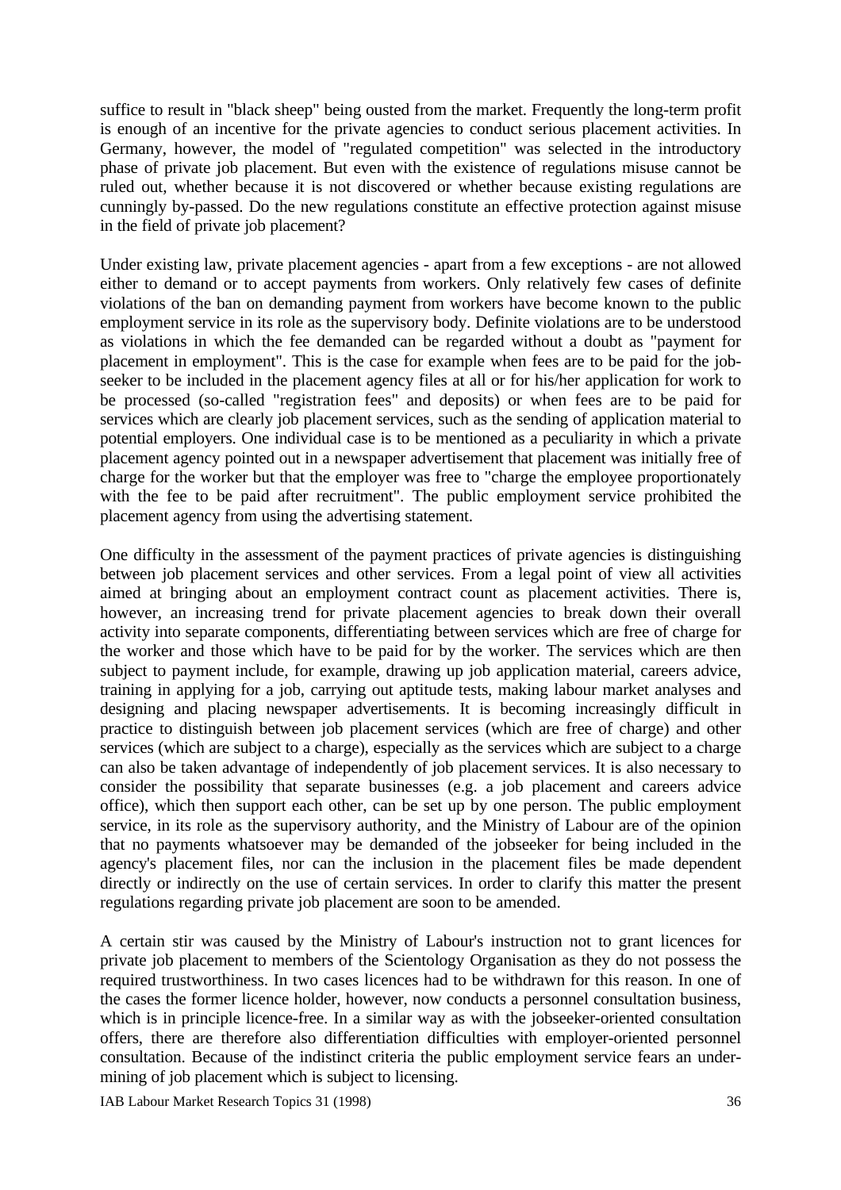suffice to result in "black sheep" being ousted from the market. Frequently the long-term profit is enough of an incentive for the private agencies to conduct serious placement activities. In Germany, however, the model of "regulated competition" was selected in the introductory phase of private job placement. But even with the existence of regulations misuse cannot be ruled out, whether because it is not discovered or whether because existing regulations are cunningly by-passed. Do the new regulations constitute an effective protection against misuse in the field of private job placement?

Under existing law, private placement agencies - apart from a few exceptions - are not allowed either to demand or to accept payments from workers. Only relatively few cases of definite violations of the ban on demanding payment from workers have become known to the public employment service in its role as the supervisory body. Definite violations are to be understood as violations in which the fee demanded can be regarded without a doubt as "payment for placement in employment". This is the case for example when fees are to be paid for the job-seeker to be included in the placement agency files at all or for his/her application for work to be processed (so-called "registration fees" and deposits) or when fees are to be paid for services which are clearly job placement services, such as the sending of application material to potential employers. One individual case is to be mentioned as a peculiarity in which a private placement agency pointed out in a newspaper advertisement that placement was initially free of charge for the worker but that the employer was free to "charge the employee proportionately with the fee to be paid after recruitment". The public employment service prohibited the placement agency from using the advertising statement.

One difficulty in the assessment of the payment practices of private agencies is distinguishing between job placement services and other services. From a legal point of view all activities aimed at bringing about an employment contract count as placement activities. There is, however, an increasing trend for private placement agencies to break down their overall activity into separate components, differentiating between services which are free of charge for the worker and those which have to be paid for by the worker. The services which are then subject to payment include, for example, drawing up job application material, careers advice, training in applying for a job, carrying out aptitude tests, making labour market analyses and designing and placing newspaper advertisements. It is becoming increasingly difficult in practice to distinguish between job placement services (which are free of charge) and other services (which are subject to a charge), especially as the services which are subject to a charge can also be taken advantage of independently of job placement services. It is also necessary to consider the possibility that separate businesses (e.g. a job placement and careers advice office), which then support each other, can be set up by one person. The public employment service, in its role as the supervisory authority, and the Ministry of Labour are of the opinion that no payments whatsoever may be demanded of the jobseeker for being included in the agency's placement files, nor can the inclusion in the placement files be made dependent directly or indirectly on the use of certain services. In order to clarify this matter the present regulations regarding private job placement are soon to be amended.

A certain stir was caused by the Ministry of Labour's instruction not to grant licences for private job placement to members of the Scientology Organisation as they do not possess the required trustworthiness. In two cases licences had to be withdrawn for this reason. In one of the cases the former licence holder, however, now conducts a personnel consultation business, which is in principle licence-free. In a similar way as with the jobseeker-oriented consultation offers, there are therefore also differentiation difficulties with employer-oriented personnel consultation. Because of the indistinct criteria the public employment service fears an under-mining of job placement which is subject to licensing.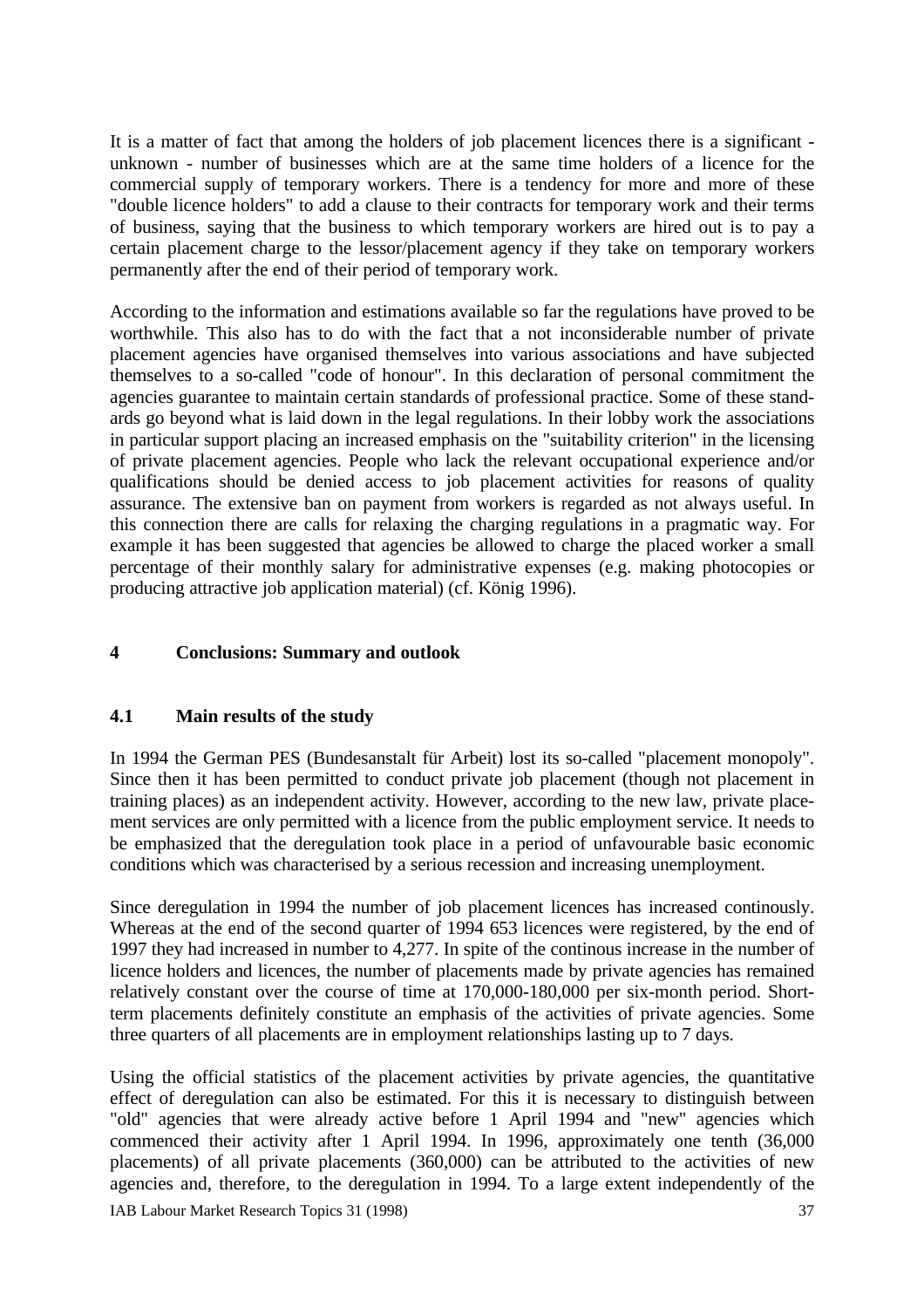It is a matter of fact that among the holders of job placement licences there is a significant - unknown - number of businesses which are at the same time holders of a licence for the commercial supply of temporary workers. There is a tendency for more and more of these "double licence holders" to add a clause to their contracts for temporary work and their terms of business, saying that the business to which temporary workers are hired out is to pay a certain placement charge to the lessor/placement agency if they take on temporary workers permanently after the end of their period of temporary work.

According to the information and estimations available so far the regulations have proved to be worthwhile. This also has to do with the fact that a not inconsiderable number of private placement agencies have organised themselves into various associations and have subjected themselves to a so-called "code of honour". In this declaration of personal commitment the agencies guarantee to maintain certain standards of professional practice. Some of these standards go beyond what is laid down in the legal regulations. In their lobby work the associations in particular support placing an increased emphasis on the "suitability criterion" in the licensing of private placement agencies. People who lack the relevant occupational experience and/or qualifications should be denied access to job placement activities for reasons of quality assurance. The extensive ban on payment from workers is regarded as not always useful. In this connection there are calls for relaxing the charging regulations in a pragmatic way. For example it has been suggested that agencies be allowed to charge the placed worker a small percentage of their monthly salary for administrative expenses (e.g. making photocopies or producing attractive job application material) (cf. König 1996).

# 4 Conclusions: Summary and outlook

## 4.1 Main results of the study

In 1994 the German PES (Bundesanstalt für Arbeit) lost its so-called "placement monopoly". Since then it has been permitted to conduct private job placement (though not placement in training places) as an independent activity. However, according to the new law, private placement services are only permitted with a licence from the public employment service. It needs to be emphasized that the deregulation took place in a period of unfavourable basic economic conditions which was characterised by a serious recession and increasing unemployment.

Since deregulation in 1994 the number of job placement licences has increased continously. Whereas at the end of the second quarter of 1994 653 licences were registered, by the end of 1997 they had increased in number to 4,277. In spite of the continous increase in the number of licence holders and licences, the number of placements made by private agencies has remained relatively constant over the course of time at 170,000-180,000 per six-month period. Short-term placements definitely constitute an emphasis of the activities of private agencies. Some three quarters of all placements are in employment relationships lasting up to 7 days.

Using the official statistics of the placement activities by private agencies, the quantitative effect of deregulation can also be estimated. For this it is necessary to distinguish between "old" agencies that were already active before 1 April 1994 and "new" agencies which commenced their activity after 1 April 1994. In 1996, approximately one tenth (36,000 placements) of all private placements (360,000) can be attributed to the activities of new agencies and, therefore, to the deregulation in 1994. To a large extent independently of the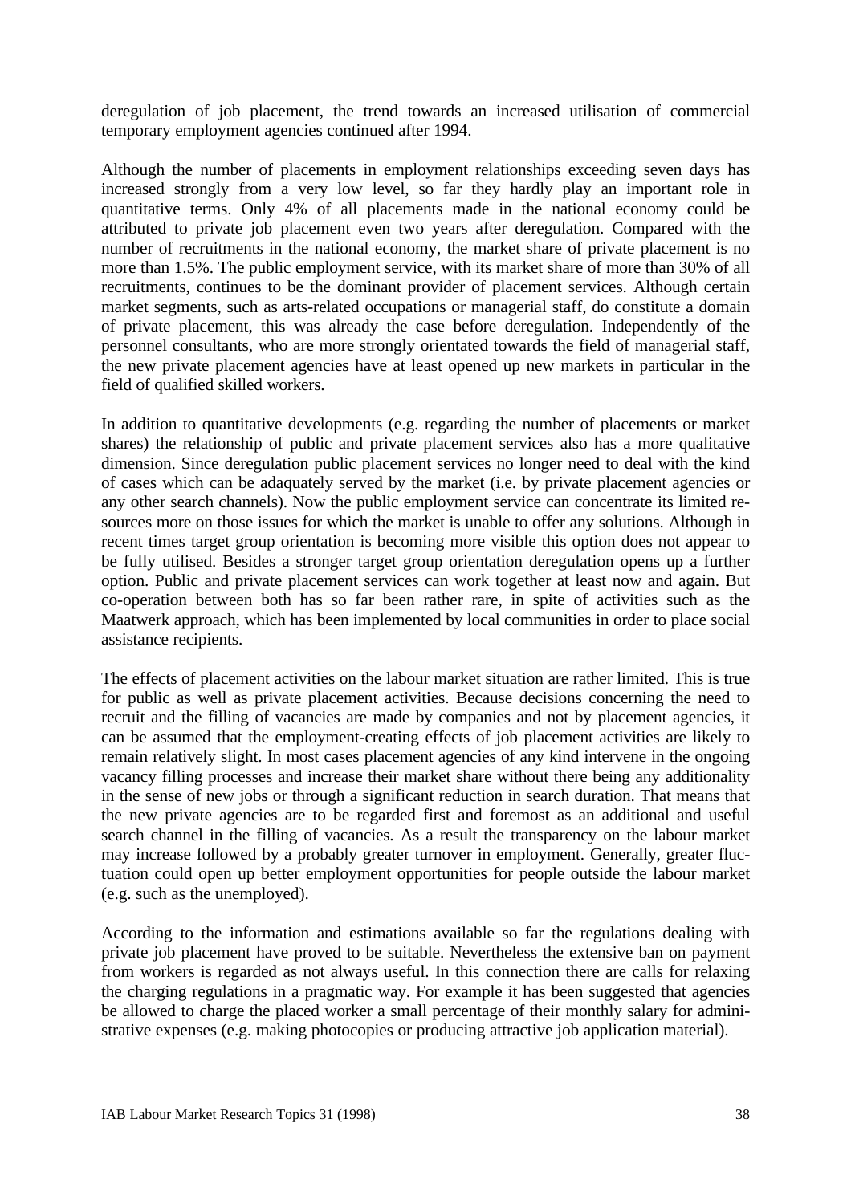deregulation of job placement, the trend towards an increased utilisation of commercial temporary employment agencies continued after 1994.

Although the number of placements in employment relationships exceeding seven days has increased strongly from a very low level, so far they hardly play an important role in quantitative terms. Only 4% of all placements made in the national economy could be attributed to private job placement even two years after deregulation. Compared with the number of recruitments in the national economy, the market share of private placement is no more than 1.5%. The public employment service, with its market share of more than 30% of all recruitments, continues to be the dominant provider of placement services. Although certain market segments, such as arts-related occupations or managerial staff, do constitute a domain of private placement, this was already the case before deregulation. Independently of the personnel consultants, who are more strongly orientated towards the field of managerial staff, the new private placement agencies have at least opened up new markets in particular in the field of qualified skilled workers.

In addition to quantitative developments (e.g. regarding the number of placements or market shares) the relationship of public and private placement services also has a more qualitative dimension. Since deregulation public placement services no longer need to deal with the kind of cases which can be adaquately served by the market (i.e. by private placement agencies or any other search channels). Now the public employment service can concentrate its limited resources more on those issues for which the market is unable to offer any solutions. Although in recent times target group orientation is becoming more visible this option does not appear to be fully utilised. Besides a stronger target group orientation deregulation opens up a further option. Public and private placement services can work together at least now and again. But co-operation between both has so far been rather rare, in spite of activities such as the Maatwerk approach, which has been implemented by local communities in order to place social assistance recipients.

The effects of placement activities on the labour market situation are rather limited. This is true for public as well as private placement activities. Because decisions concerning the need to recruit and the filling of vacancies are made by companies and not by placement agencies, it can be assumed that the employment-creating effects of job placement activities are likely to remain relatively slight. In most cases placement agencies of any kind intervene in the ongoing vacancy filling processes and increase their market share without there being any additionality in the sense of new jobs or through a significant reduction in search duration. That means that the new private agencies are to be regarded first and foremost as an additional and useful search channel in the filling of vacancies. As a result the transparency on the labour market may increase followed by a probably greater turnover in employment. Generally, greater fluctuation could open up better employment opportunities for people outside the labour market (e.g. such as the unemployed).

According to the information and estimations available so far the regulations dealing with private job placement have proved to be suitable. Nevertheless the extensive ban on payment from workers is regarded as not always useful. In this connection there are calls for relaxing the charging regulations in a pragmatic way. For example it has been suggested that agencies be allowed to charge the placed worker a small percentage of their monthly salary for administrative expenses (e.g. making photocopies or producing attractive job application material).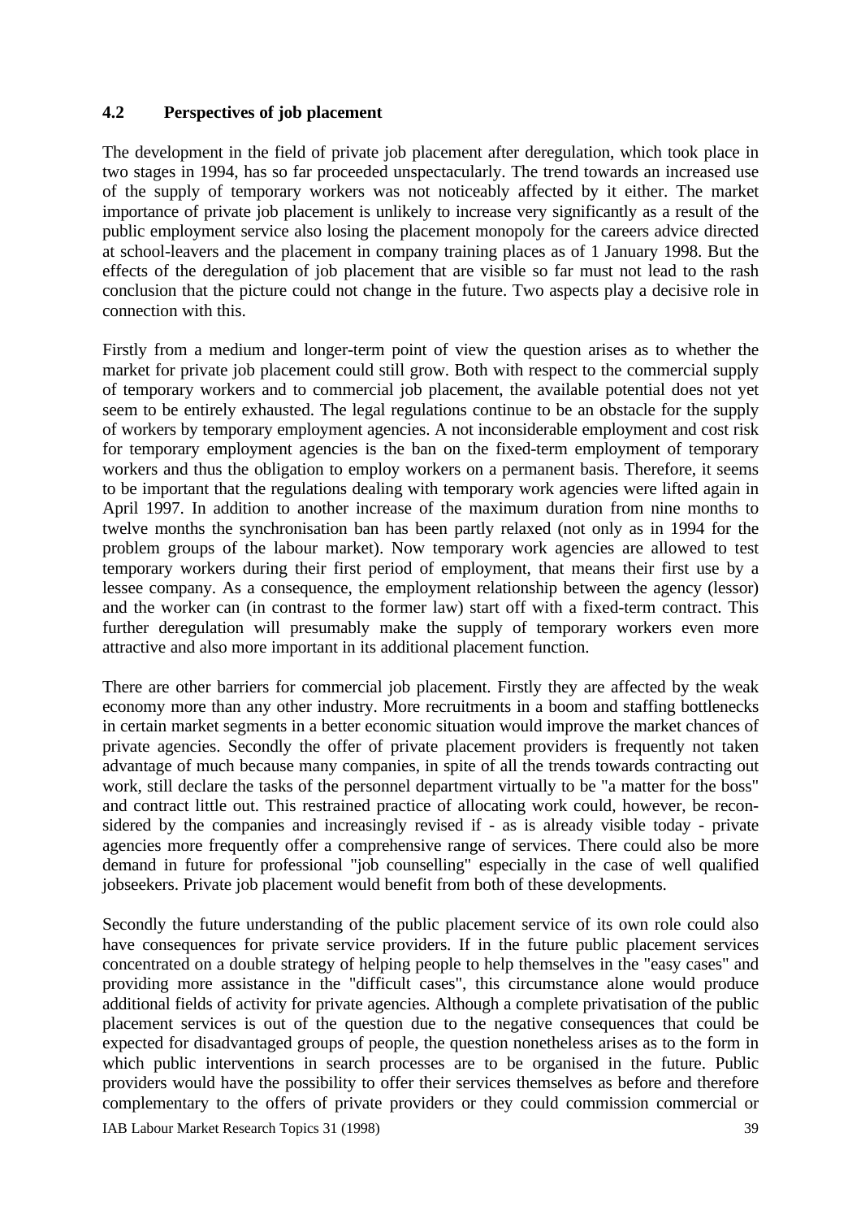## 4.2 Perspectives of job placement

The development in the field of private job placement after deregulation, which took place in two stages in 1994, has so far proceeded unspectacularly. The trend towards an increased use of the supply of temporary workers was not noticeably affected by it either. The market importance of private job placement is unlikely to increase very significantly as a result of the public employment service also losing the placement monopoly for the careers advice directed at school-leavers and the placement in company training places as of 1 January 1998. But the effects of the deregulation of job placement that are visible so far must not lead to the rash conclusion that the picture could not change in the future. Two aspects play a decisive role in connection with this.

Firstly from a medium and longer-term point of view the question arises as to whether the market for private job placement could still grow. Both with respect to the commercial supply of temporary workers and to commercial job placement, the available potential does not yet seem to be entirely exhausted. The legal regulations continue to be an obstacle for the supply of workers by temporary employment agencies. A not inconsiderable employment and cost risk for temporary employment agencies is the ban on the fixed-term employment of temporary workers and thus the obligation to employ workers on a permanent basis. Therefore, it seems to be important that the regulations dealing with temporary work agencies were lifted again in April 1997. In addition to another increase of the maximum duration from nine months to twelve months the synchronisation ban has been partly relaxed (not only as in 1994 for the problem groups of the labour market). Now temporary work agencies are allowed to test temporary workers during their first period of employment, that means their first use by a lessee company. As a consequence, the employment relationship between the agency (lessor) and the worker can (in contrast to the former law) start off with a fixed-term contract. This further deregulation will presumably make the supply of temporary workers even more attractive and also more important in its additional placement function.

There are other barriers for commercial job placement. Firstly they are affected by the weak economy more than any other industry. More recruitments in a boom and staffing bottlenecks in certain market segments in a better economic situation would improve the market chances of private agencies. Secondly the offer of private placement providers is frequently not taken advantage of much because many companies, in spite of all the trends towards contracting out work, still declare the tasks of the personnel department virtually to be "a matter for the boss" and contract little out. This restrained practice of allocating work could, however, be reconsidered by the companies and increasingly revised if - as is already visible today - private agencies more frequently offer a comprehensive range of services. There could also be more demand in future for professional "job counselling" especially in the case of well qualified jobseekers. Private job placement would benefit from both of these developments.

Secondly the future understanding of the public placement service of its own role could also have consequences for private service providers. If in the future public placement services concentrated on a double strategy of helping people to help themselves in the "easy cases" and providing more assistance in the "difficult cases", this circumstance alone would produce additional fields of activity for private agencies. Although a complete privatisation of the public placement services is out of the question due to the negative consequences that could be expected for disadvantaged groups of people, the question nonetheless arises as to the form in which public interventions in search processes are to be organised in the future. Public providers would have the possibility to offer their services themselves as before and therefore complementary to the offers of private providers or they could commission commercial or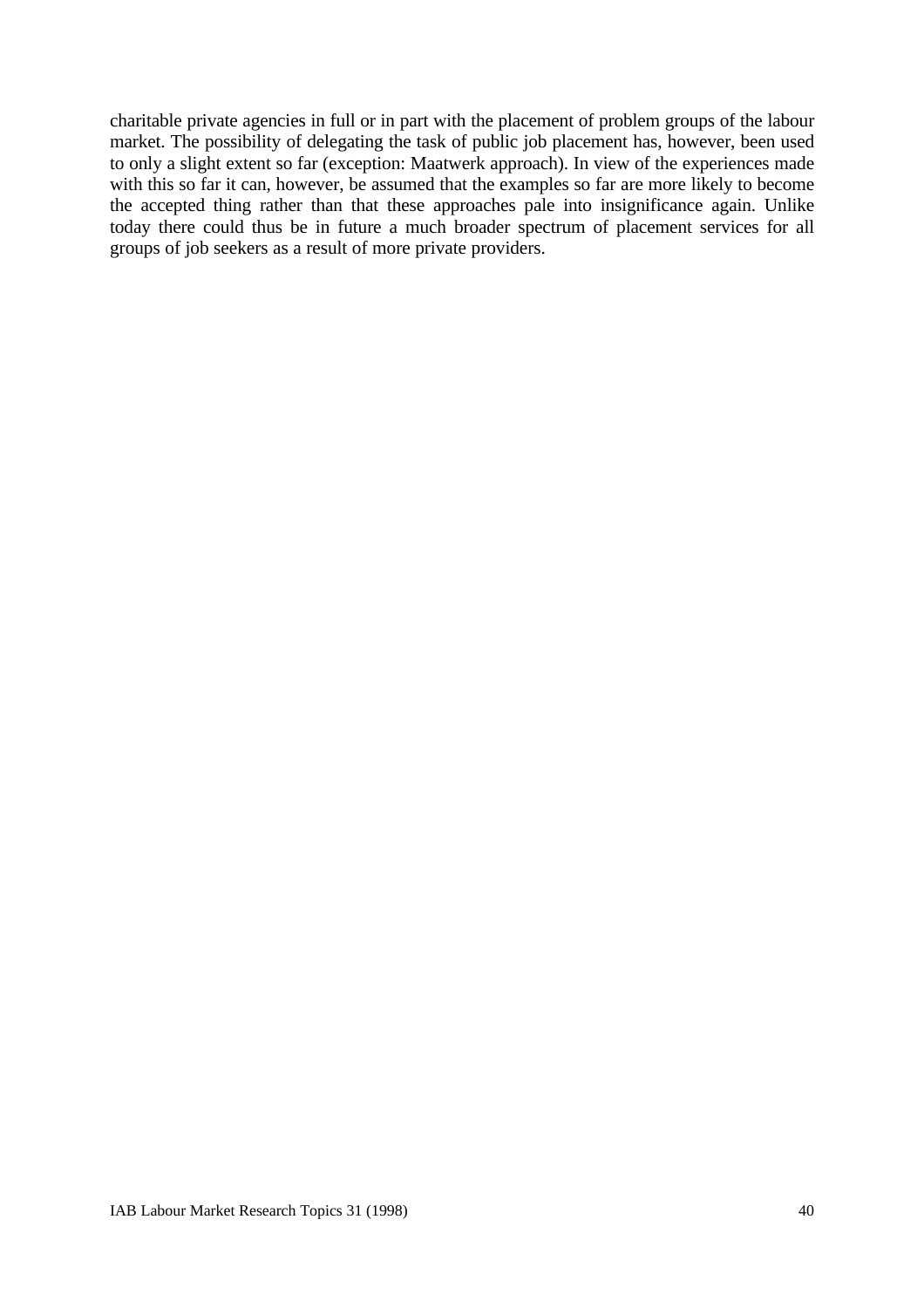charitable private agencies in full or in part with the placement of problem groups of the labour market. The possibility of delegating the task of public job placement has, however, been used to only a slight extent so far (exception: Maatwerk approach). In view of the experiences made with this so far it can, however, be assumed that the examples so far are more likely to become the accepted thing rather than that these approaches pale into insignificance again. Unlike today there could thus be in future a much broader spectrum of placement services for all groups of job seekers as a result of more private providers.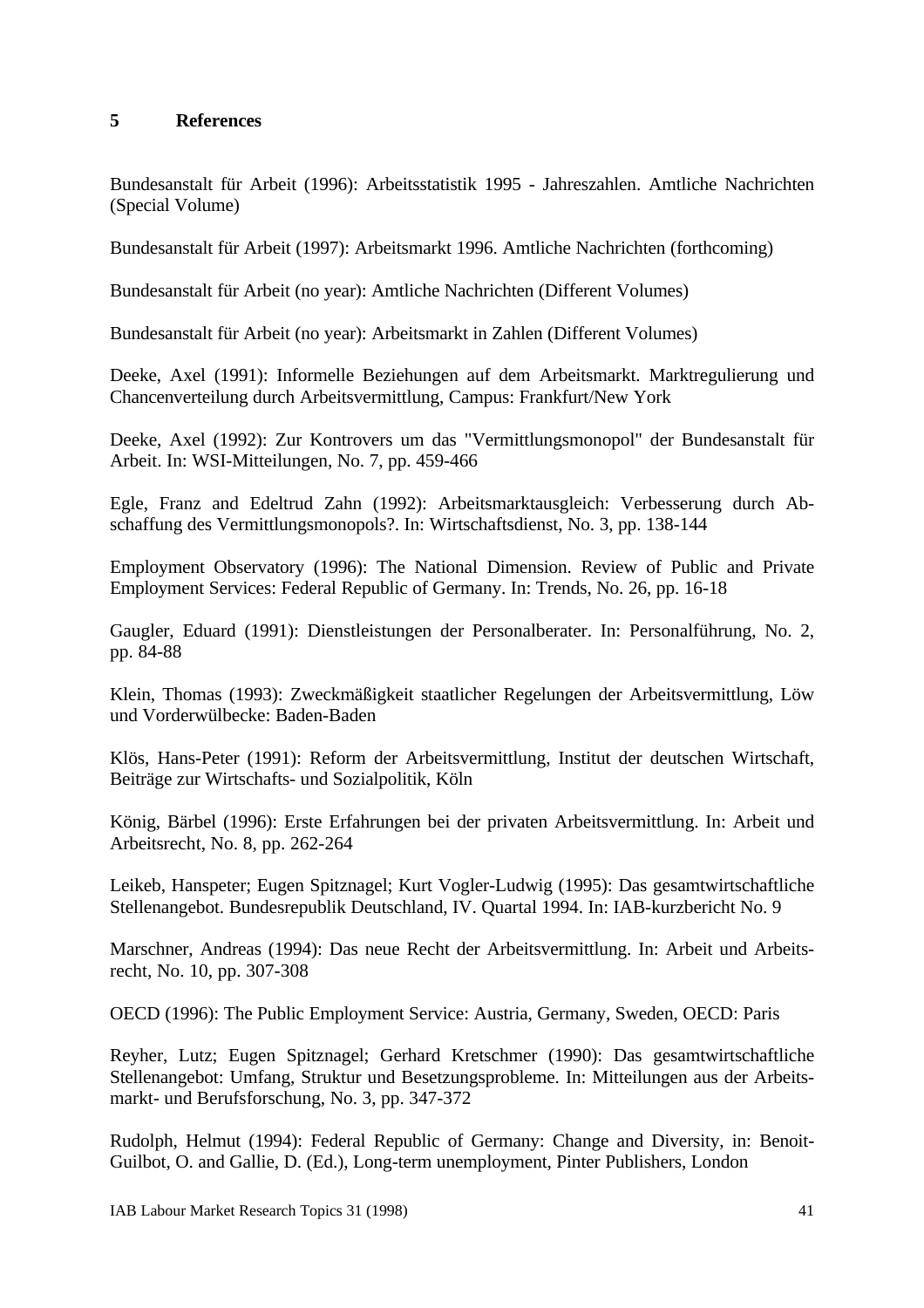## 5 References

Bundesanstalt für Arbeit (1996): Arbeitsstatistik 1995 - Jahreszahlen. Amtliche Nachrichten (Special Volume)

Bundesanstalt für Arbeit (1997): Arbeitsmarkt 1996. Amtliche Nachrichten (forthcoming)

Bundesanstalt für Arbeit (no year): Amtliche Nachrichten (Different Volumes)

Bundesanstalt für Arbeit (no year): Arbeitsmarkt in Zahlen (Different Volumes)

Deeke, Axel (1991): Informelle Beziehungen auf dem Arbeitsmarkt. Marktregulierung und Chancenverteilung durch Arbeitsvermittlung, Campus: Frankfurt/New York

Deeke, Axel (1992): Zur Kontrovers um das "Vermittlungsmonopol" der Bundesanstalt für Arbeit. In: WSI-Mitteilungen, No. 7, pp. 459-466

Egle, Franz and Edeltrud Zahn (1992): Arbeitsmarktausgleich: Verbesserung durch Abschaffung des Vermittlungsmonopols?. In: Wirtschaftsdienst, No. 3, pp. 138-144

Employment Observatory (1996): The National Dimension. Review of Public and Private Employment Services: Federal Republic of Germany. In: Trends, No. 26, pp. 16-18

Gaugler, Eduard (1991): Dienstleistungen der Personalberater. In: Personalführung, No. 2, pp. 84-88

Klein, Thomas (1993): Zweckmäßigkeit staatlicher Regelungen der Arbeitsvermittlung, Löw und Vorderwülbecke: Baden-Baden

Klös, Hans-Peter (1991): Reform der Arbeitsvermittlung, Institut der deutschen Wirtschaft, Beiträge zur Wirtschafts- und Sozialpolitik, Köln

König, Bärbel (1996): Erste Erfahrungen bei der privaten Arbeitsvermittlung. In: Arbeit und Arbeitsrecht, No. 8, pp. 262-264

Leikeb, Hanspeter; Eugen Spitznagel; Kurt Vogler-Ludwig (1995): Das gesamtwirtschaftliche Stellenangebot. Bundesrepublik Deutschland, IV. Quartal 1994. In: IAB-kurzbericht No. 9

Marschner, Andreas (1994): Das neue Recht der Arbeitsvermittlung. In: Arbeit und Arbeitsrecht, No. 10, pp. 307-308

OECD (1996): The Public Employment Service: Austria, Germany, Sweden, OECD: Paris

Reyher, Lutz; Eugen Spitznagel; Gerhard Kretschmer (1990): Das gesamtwirtschaftliche Stellenangebot: Umfang, Struktur und Besetzungsprobleme. In: Mitteilungen aus der Arbeitsmarkt- und Berufsforschung, No. 3, pp. 347-372

Rudolph, Helmut (1994): Federal Republic of Germany: Change and Diversity, in: Benoit-Guilbot, O. and Gallie, D. (Ed.), Long-term unemployment, Pinter Publishers, London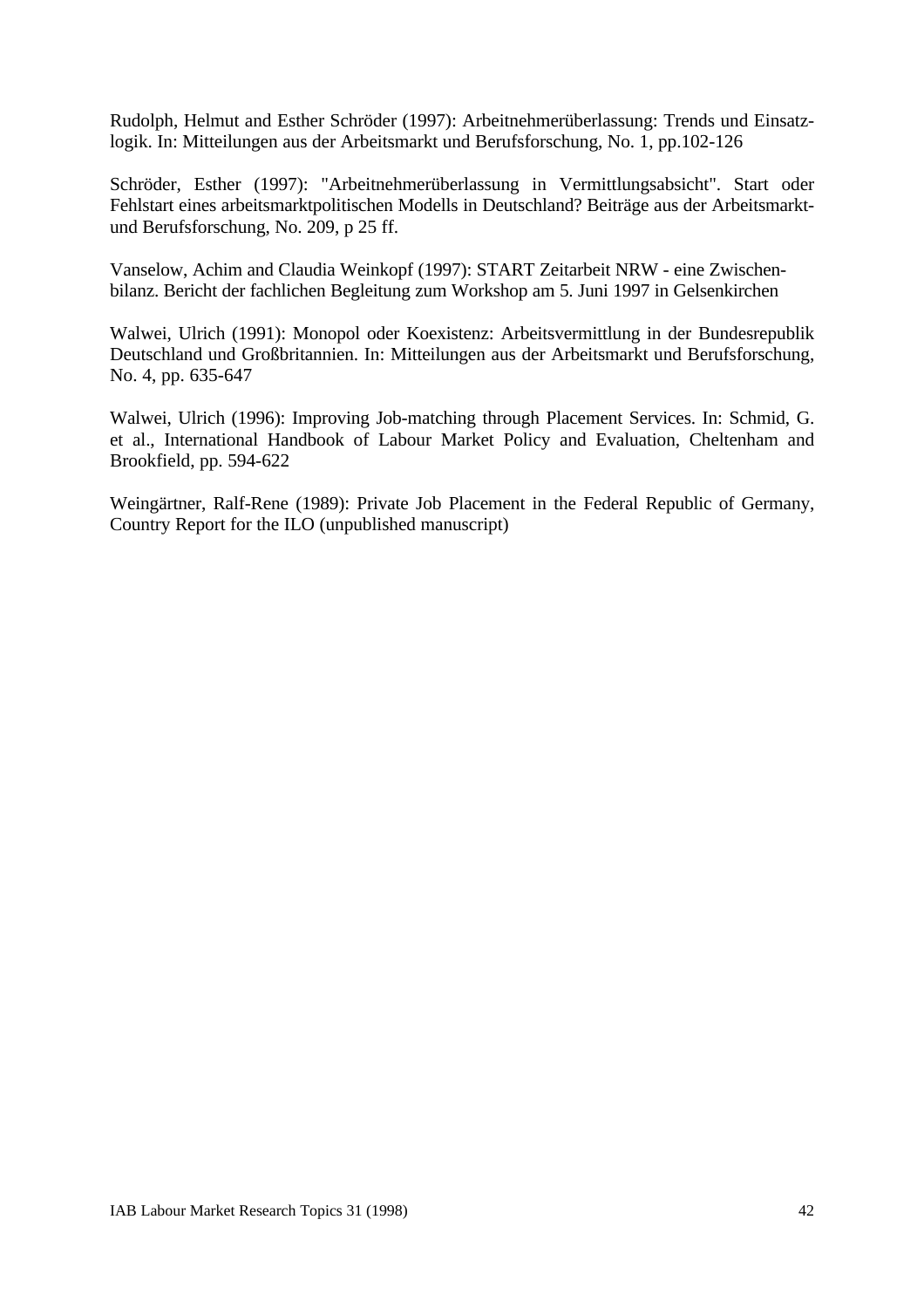Rudolph, Helmut and Esther Schröder (1997): Arbeitnehmerüberlassung: Trends und Einsatzlogik. In: Mitteilungen aus der Arbeitsmarkt und Berufsforschung, No. 1, pp.102-126

Schröder, Esther (1997): "Arbeitnehmerüberlassung in Vermittlungsabsicht". Start oder Fehlstart eines arbeitsmarktpolitischen Modells in Deutschland? Beiträge aus der Arbeitsmarkt- und Berufsforschung, No. 209, p 25 ff.

Vanselow, Achim and Claudia Weinkopf (1997): START Zeitarbeit NRW - eine Zwischenbilanz. Bericht der fachlichen Begleitung zum Workshop am 5. Juni 1997 in Gelsenkirchen

Walwei, Ulrich (1991): Monopol oder Koexistenz: Arbeitsvermittlung in der Bundesrepublik Deutschland und Großbritannien. In: Mitteilungen aus der Arbeitsmarkt und Berufsforschung, No. 4, pp. 635-647

Walwei, Ulrich (1996): Improving Job-matching through Placement Services. In: Schmid, G. et al., International Handbook of Labour Market Policy and Evaluation, Cheltenham and Brookfield, pp. 594-622

Weingärtner, Ralf-Rene (1989): Private Job Placement in the Federal Republic of Germany, Country Report for the ILO (unpublished manuscript)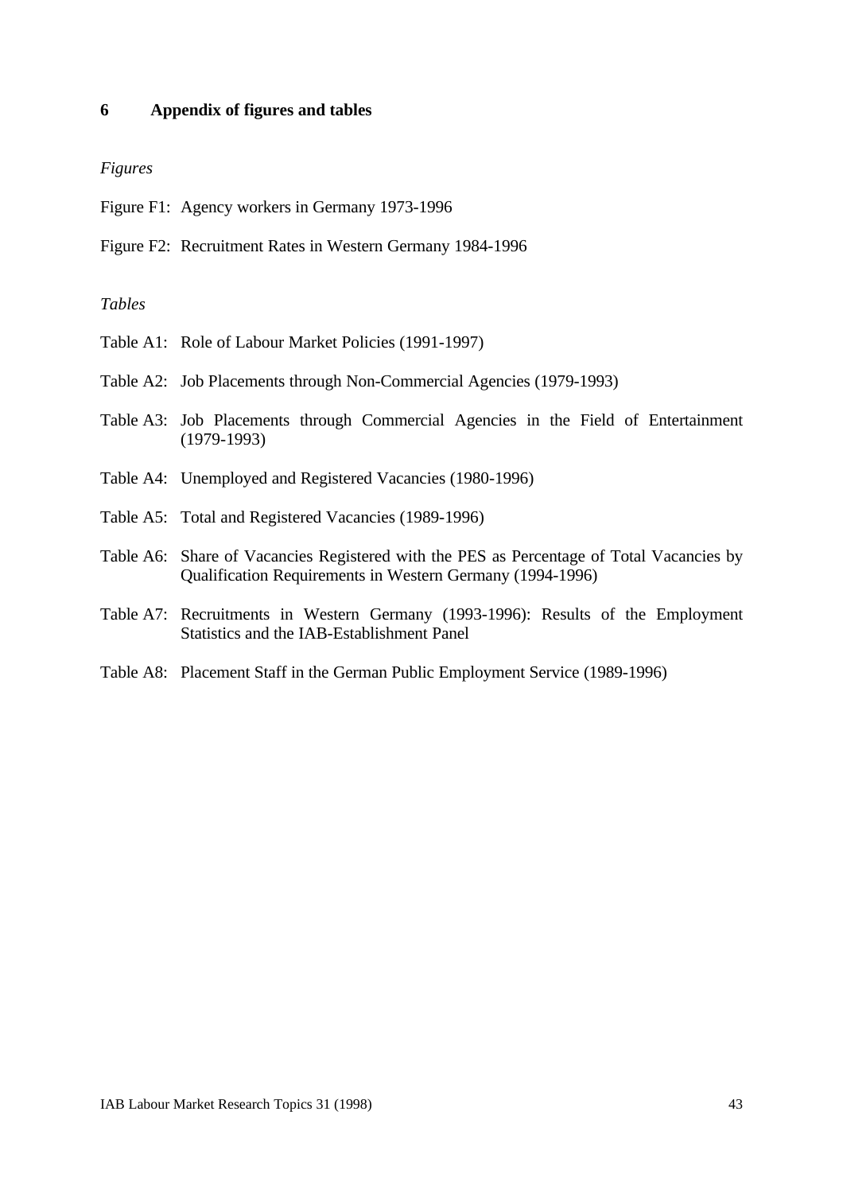# 6 Appendix of figures and tables

*Figures*

Figure F1: Agency workers in Germany 1973-1996

Figure F2: Recruitment Rates in Western Germany 1984-1996

*Tables*

Table A1: Role of Labour Market Policies (1991-1997)

Table A2: Job Placements through Non-Commercial Agencies (1979-1993)

Table A3: Job Placements through Commercial Agencies in the Field of Entertainment (1979-1993)

Table A4: Unemployed and Registered Vacancies (1980-1996)

Table A5: Total and Registered Vacancies (1989-1996)

Table A6: Share of Vacancies Registered with the PES as Percentage of Total Vacancies by Qualification Requirements in Western Germany (1994-1996)

Table A7: Recruitments in Western Germany (1993-1996): Results of the Employment Statistics and the IAB-Establishment Panel

Table A8: Placement Staff in the German Public Employment Service (1989-1996)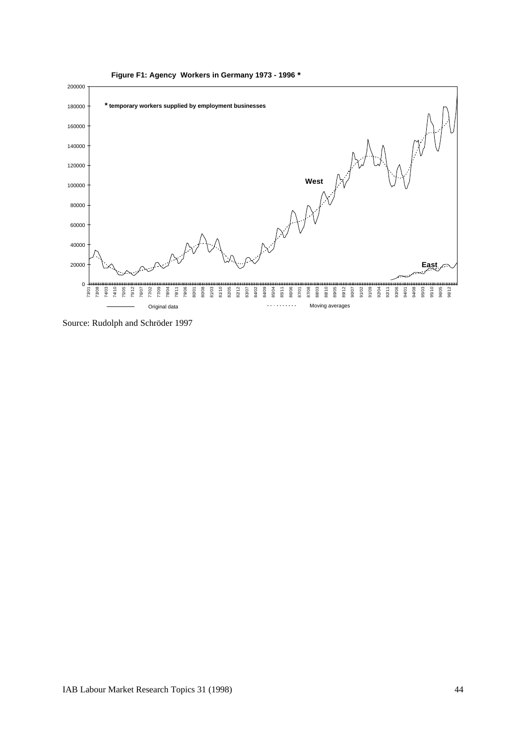**Figure F1: Agency Workers in Germany 1973 - 1996 ***

Source: Rudolph and Schröder 1997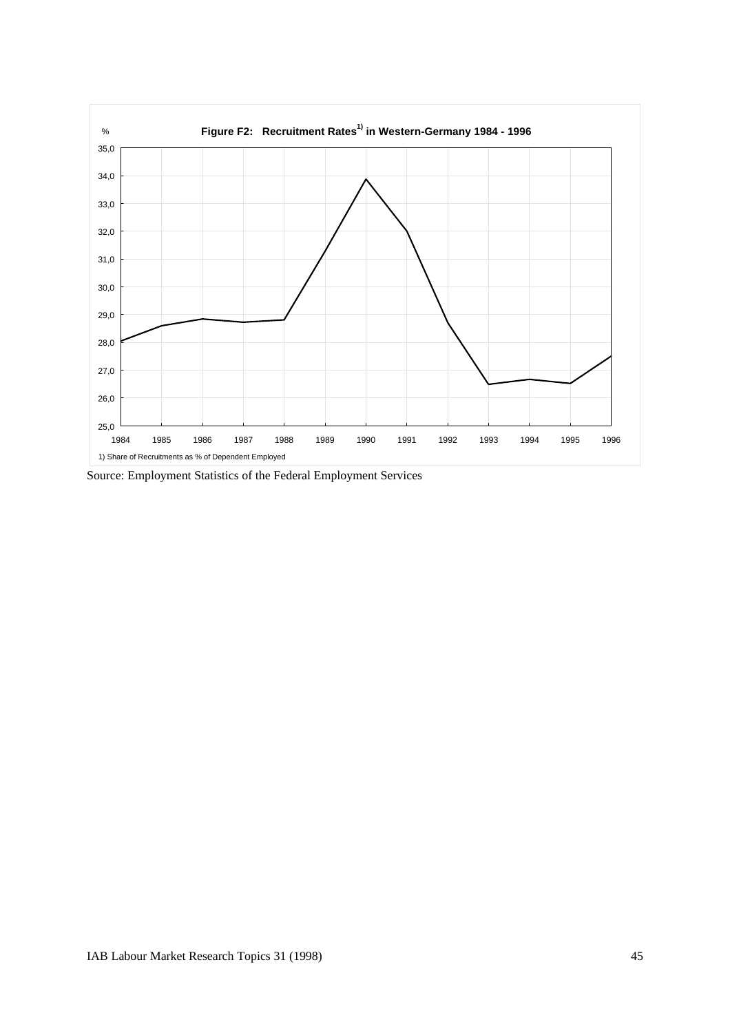**Figure F2: Recruitment Rates[1)] in Western-Germany 1984 - 1996**

1) Share of Recruitments as % of Dependent Employed

Source: Employment Statistics of the Federal Employment Services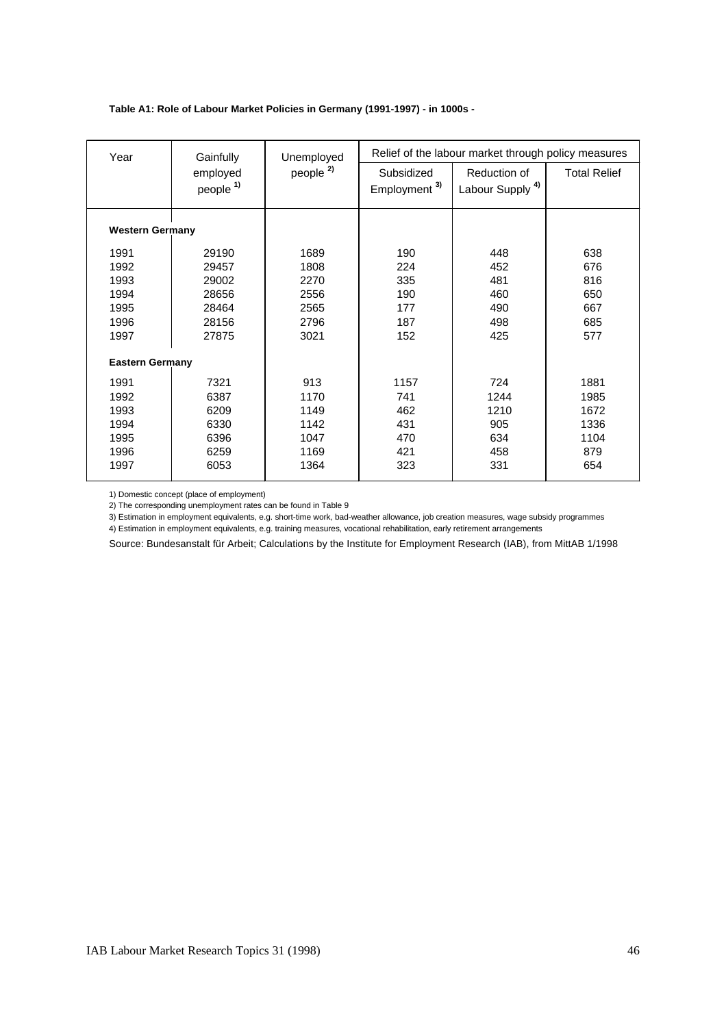**Table A1: Role of Labour Market Policies in Germany (1991-1997) - in 1000s -**

| Year | Gainfully employed people [1] | Unemployed people [2] | Relief of the labour market through policy measures | | |
|---|---|---|---|---|---|
| | | | Subsidized Employment [3] | Reduction of Labour Supply [4] | Total Relief |
| **Western Germany** | | | | | |
| 1991 | 29190 | 1689 | 190 | 448 | 638 |
| 1992 | 29457 | 1808 | 224 | 452 | 676 |
| 1993 | 29002 | 2270 | 335 | 481 | 816 |
| 1994 | 28656 | 2556 | 190 | 460 | 650 |
| 1995 | 28464 | 2565 | 177 | 490 | 667 |
| 1996 | 28156 | 2796 | 187 | 498 | 685 |
| 1997 | 27875 | 3021 | 152 | 425 | 577 |
| **Eastern Germany** | | | | | |
| 1991 | 7321 | 913 | 1157 | 724 | 1881 |
| 1992 | 6387 | 1170 | 741 | 1244 | 1985 |
| 1993 | 6209 | 1149 | 462 | 1210 | 1672 |
| 1994 | 6330 | 1142 | 431 | 905 | 1336 |
| 1995 | 6396 | 1047 | 470 | 634 | 1104 |
| 1996 | 6259 | 1169 | 421 | 458 | 879 |
| 1997 | 6053 | 1364 | 323 | 331 | 654 |

1) Domestic concept (place of employment)

2) The corresponding unemployment rates can be found in Table 9

3) Estimation in employment equivalents, e.g. short-time work, bad-weather allowance, job creation measures, wage subsidy programmes

4) Estimation in employment equivalents, e.g. training measures, vocational rehabilitation, early retirement arrangements

Source: Bundesanstalt für Arbeit; Calculations by the Institute for Employment Research (IAB), from MittAB 1/1998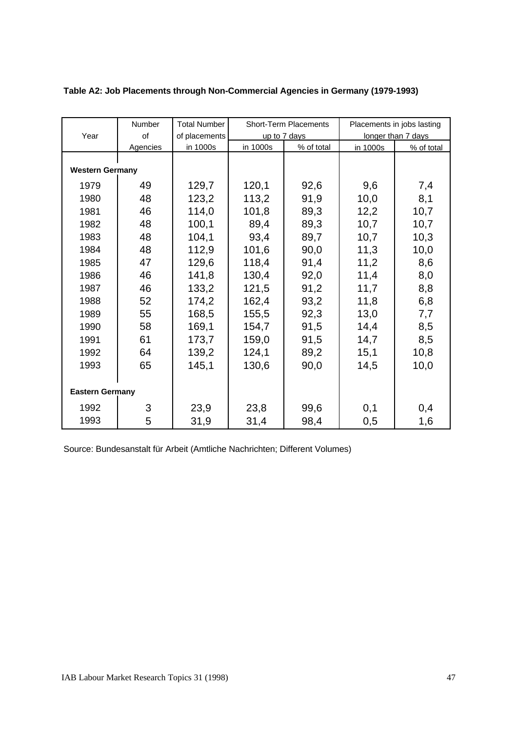**Table A2: Job Placements through Non-Commercial Agencies in Germany (1979-1993)**

| Year | Number of Agencies | Total Number of placements in 1000s | Short-Term Placements up to 7 days | | Placements in jobs lasting longer than 7 days | |
|---|---|---|---|---|---|---|
| | | | in 1000s | % of total | in 1000s | % of total |
| **Western Germany** | | | | | | |
| 1979 | 49 | 129,7 | 120,1 | 92,6 | 9,6 | 7,4 |
| 1980 | 48 | 123,2 | 113,2 | 91,9 | 10,0 | 8,1 |
| 1981 | 46 | 114,0 | 101,8 | 89,3 | 12,2 | 10,7 |
| 1982 | 48 | 100,1 | 89,4 | 89,3 | 10,7 | 10,7 |
| 1983 | 48 | 104,1 | 93,4 | 89,7 | 10,7 | 10,3 |
| 1984 | 48 | 112,9 | 101,6 | 90,0 | 11,3 | 10,0 |
| 1985 | 47 | 129,6 | 118,4 | 91,4 | 11,2 | 8,6 |
| 1986 | 46 | 141,8 | 130,4 | 92,0 | 11,4 | 8,0 |
| 1987 | 46 | 133,2 | 121,5 | 91,2 | 11,7 | 8,8 |
| 1988 | 52 | 174,2 | 162,4 | 93,2 | 11,8 | 6,8 |
| 1989 | 55 | 168,5 | 155,5 | 92,3 | 13,0 | 7,7 |
| 1990 | 58 | 169,1 | 154,7 | 91,5 | 14,4 | 8,5 |
| 1991 | 61 | 173,7 | 159,0 | 91,5 | 14,7 | 8,5 |
| 1992 | 64 | 139,2 | 124,1 | 89,2 | 15,1 | 10,8 |
| 1993 | 65 | 145,1 | 130,6 | 90,0 | 14,5 | 10,0 |
| **Eastern Germany** | | | | | | |
| 1992 | 3 | 23,9 | 23,8 | 99,6 | 0,1 | 0,4 |
| 1993 | 5 | 31,9 | 31,4 | 98,4 | 0,5 | 1,6 |

Source: Bundesanstalt für Arbeit (Amtliche Nachrichten; Different Volumes)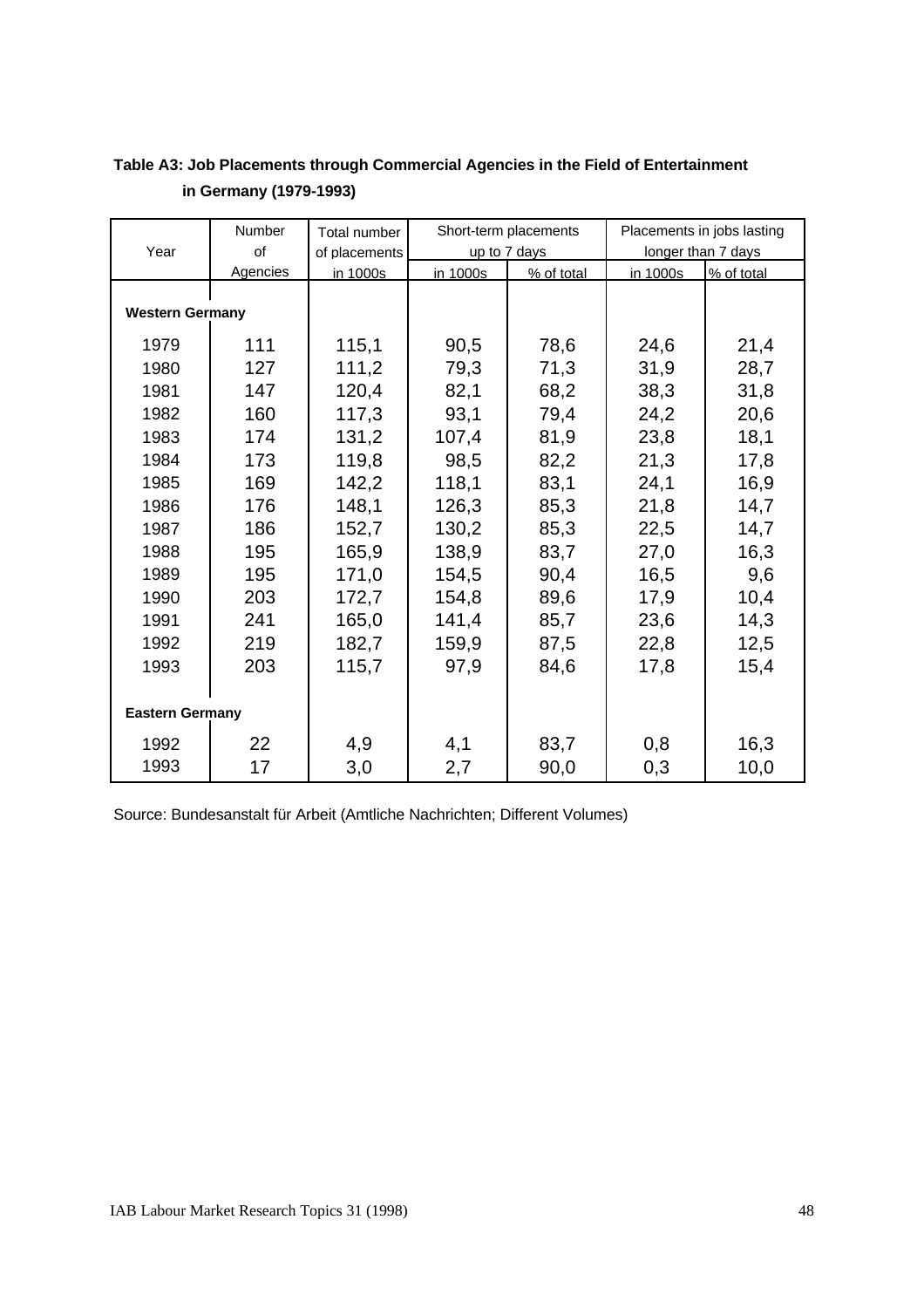**Table A3: Job Placements through Commercial Agencies in the Field of Entertainment in Germany (1979-1993)**

| Year | Number of Agencies | Total number of placements in 1000s | Short-term placements up to 7 days | | Placements in jobs lasting longer than 7 days | |
|---|---|---|---|---|---|---|
| | | | in 1000s | % of total | in 1000s | % of total |
| **Western Germany** | | | | | | |
| 1979 | 111 | 115,1 | 90,5 | 78,6 | 24,6 | 21,4 |
| 1980 | 127 | 111,2 | 79,3 | 71,3 | 31,9 | 28,7 |
| 1981 | 147 | 120,4 | 82,1 | 68,2 | 38,3 | 31,8 |
| 1982 | 160 | 117,3 | 93,1 | 79,4 | 24,2 | 20,6 |
| 1983 | 174 | 131,2 | 107,4 | 81,9 | 23,8 | 18,1 |
| 1984 | 173 | 119,8 | 98,5 | 82,2 | 21,3 | 17,8 |
| 1985 | 169 | 142,2 | 118,1 | 83,1 | 24,1 | 16,9 |
| 1986 | 176 | 148,1 | 126,3 | 85,3 | 21,8 | 14,7 |
| 1987 | 186 | 152,7 | 130,2 | 85,3 | 22,5 | 14,7 |
| 1988 | 195 | 165,9 | 138,9 | 83,7 | 27,0 | 16,3 |
| 1989 | 195 | 171,0 | 154,5 | 90,4 | 16,5 | 9,6 |
| 1990 | 203 | 172,7 | 154,8 | 89,6 | 17,9 | 10,4 |
| 1991 | 241 | 165,0 | 141,4 | 85,7 | 23,6 | 14,3 |
| 1992 | 219 | 182,7 | 159,9 | 87,5 | 22,8 | 12,5 |
| 1993 | 203 | 115,7 | 97,9 | 84,6 | 17,8 | 15,4 |
| **Eastern Germany** | | | | | | |
| 1992 | 22 | 4,9 | 4,1 | 83,7 | 0,8 | 16,3 |
| 1993 | 17 | 3,0 | 2,7 | 90,0 | 0,3 | 10,0 |

Source: Bundesanstalt für Arbeit (Amtliche Nachrichten; Different Volumes)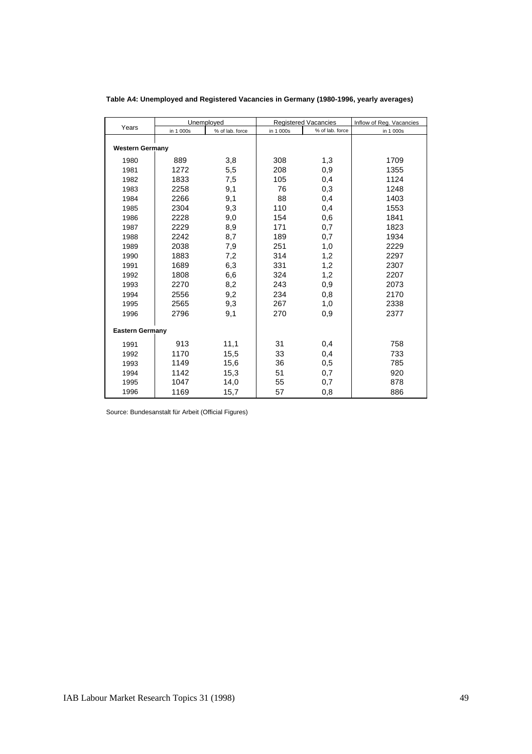**Table A4: Unemployed and Registered Vacancies in Germany (1980-1996, yearly averages)**

| Years | Unemployed | | Registered Vacancies | | Inflow of Reg. Vacancies |
|---|---|---|---|---|---|
| | in 1 000s | % of lab. force | in 1 000s | % of lab. force | in 1 000s |
| **Western Germany** | | | | | |
| 1980 | 889 | 3,8 | 308 | 1,3 | 1709 |
| 1981 | 1272 | 5,5 | 208 | 0,9 | 1355 |
| 1982 | 1833 | 7,5 | 105 | 0,4 | 1124 |
| 1983 | 2258 | 9,1 | 76 | 0,3 | 1248 |
| 1984 | 2266 | 9,1 | 88 | 0,4 | 1403 |
| 1985 | 2304 | 9,3 | 110 | 0,4 | 1553 |
| 1986 | 2228 | 9,0 | 154 | 0,6 | 1841 |
| 1987 | 2229 | 8,9 | 171 | 0,7 | 1823 |
| 1988 | 2242 | 8,7 | 189 | 0,7 | 1934 |
| 1989 | 2038 | 7,9 | 251 | 1,0 | 2229 |
| 1990 | 1883 | 7,2 | 314 | 1,2 | 2297 |
| 1991 | 1689 | 6,3 | 331 | 1,2 | 2307 |
| 1992 | 1808 | 6,6 | 324 | 1,2 | 2207 |
| 1993 | 2270 | 8,2 | 243 | 0,9 | 2073 |
| 1994 | 2556 | 9,2 | 234 | 0,8 | 2170 |
| 1995 | 2565 | 9,3 | 267 | 1,0 | 2338 |
| 1996 | 2796 | 9,1 | 270 | 0,9 | 2377 |
| **Eastern Germany** | | | | | |
| 1991 | 913 | 11,1 | 31 | 0,4 | 758 |
| 1992 | 1170 | 15,5 | 33 | 0,4 | 733 |
| 1993 | 1149 | 15,6 | 36 | 0,5 | 785 |
| 1994 | 1142 | 15,3 | 51 | 0,7 | 920 |
| 1995 | 1047 | 14,0 | 55 | 0,7 | 878 |
| 1996 | 1169 | 15,7 | 57 | 0,8 | 886 |

Source: Bundesanstalt für Arbeit (Official Figures)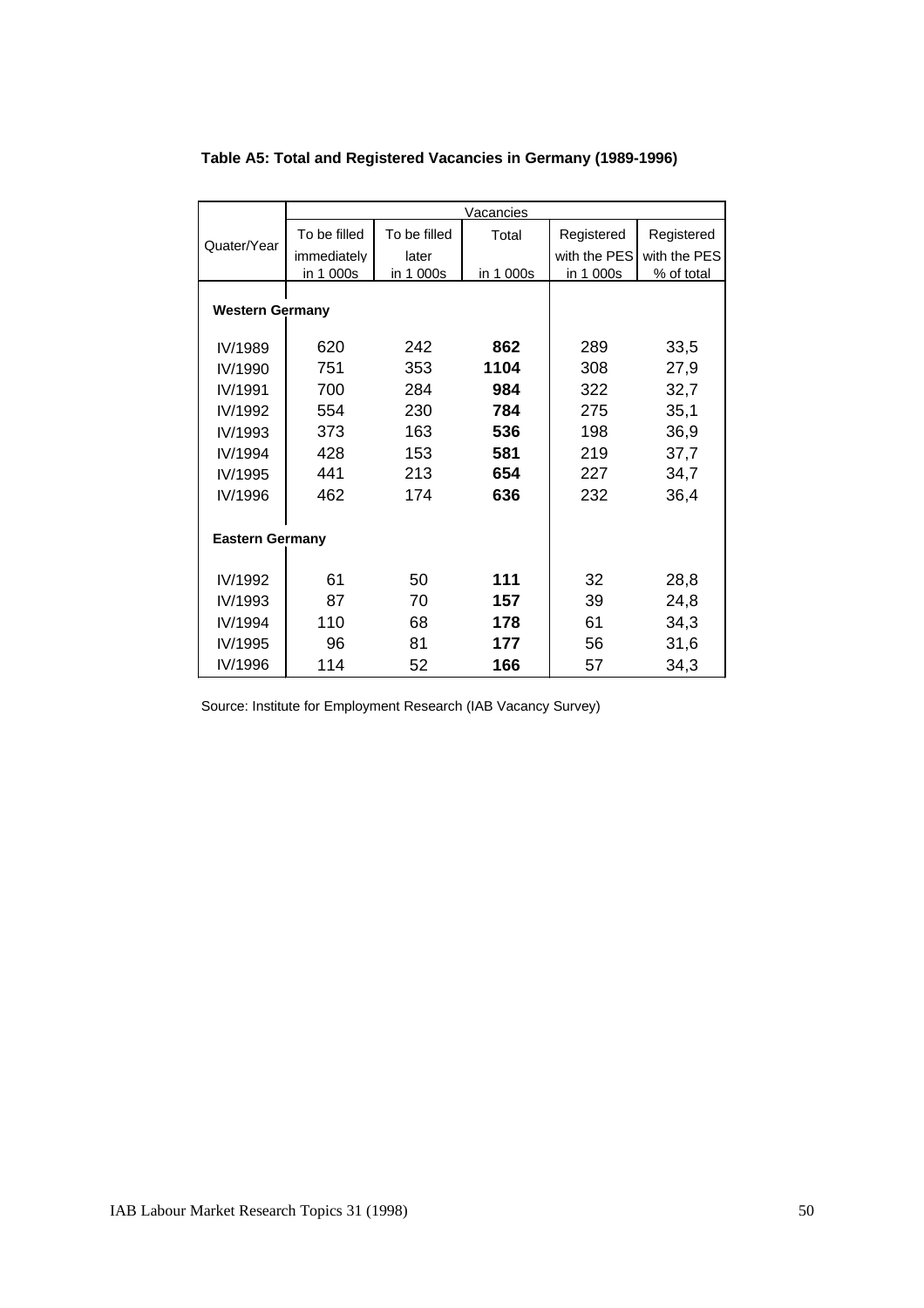**Table A5: Total and Registered Vacancies in Germany (1989-1996)**

| Quater/Year | Vacancies | | | | |
|---|---|---|---|---|---|
| | To be filled immediately in 1 000s | To be filled later in 1 000s | Total in 1 000s | Registered with the PES in 1 000s | Registered with the PES % of total |
| **Western Germany** | | | | | |
| IV/1989 | 620 | 242 | **862** | 289 | 33,5 |
| IV/1990 | 751 | 353 | **1104** | 308 | 27,9 |
| IV/1991 | 700 | 284 | **984** | 322 | 32,7 |
| IV/1992 | 554 | 230 | **784** | 275 | 35,1 |
| IV/1993 | 373 | 163 | **536** | 198 | 36,9 |
| IV/1994 | 428 | 153 | **581** | 219 | 37,7 |
| IV/1995 | 441 | 213 | **654** | 227 | 34,7 |
| IV/1996 | 462 | 174 | **636** | 232 | 36,4 |
| **Eastern Germany** | | | | | |
| IV/1992 | 61 | 50 | **111** | 32 | 28,8 |
| IV/1993 | 87 | 70 | **157** | 39 | 24,8 |
| IV/1994 | 110 | 68 | **178** | 61 | 34,3 |
| IV/1995 | 96 | 81 | **177** | 56 | 31,6 |
| IV/1996 | 114 | 52 | **166** | 57 | 34,3 |

Source: Institute for Employment Research (IAB Vacancy Survey)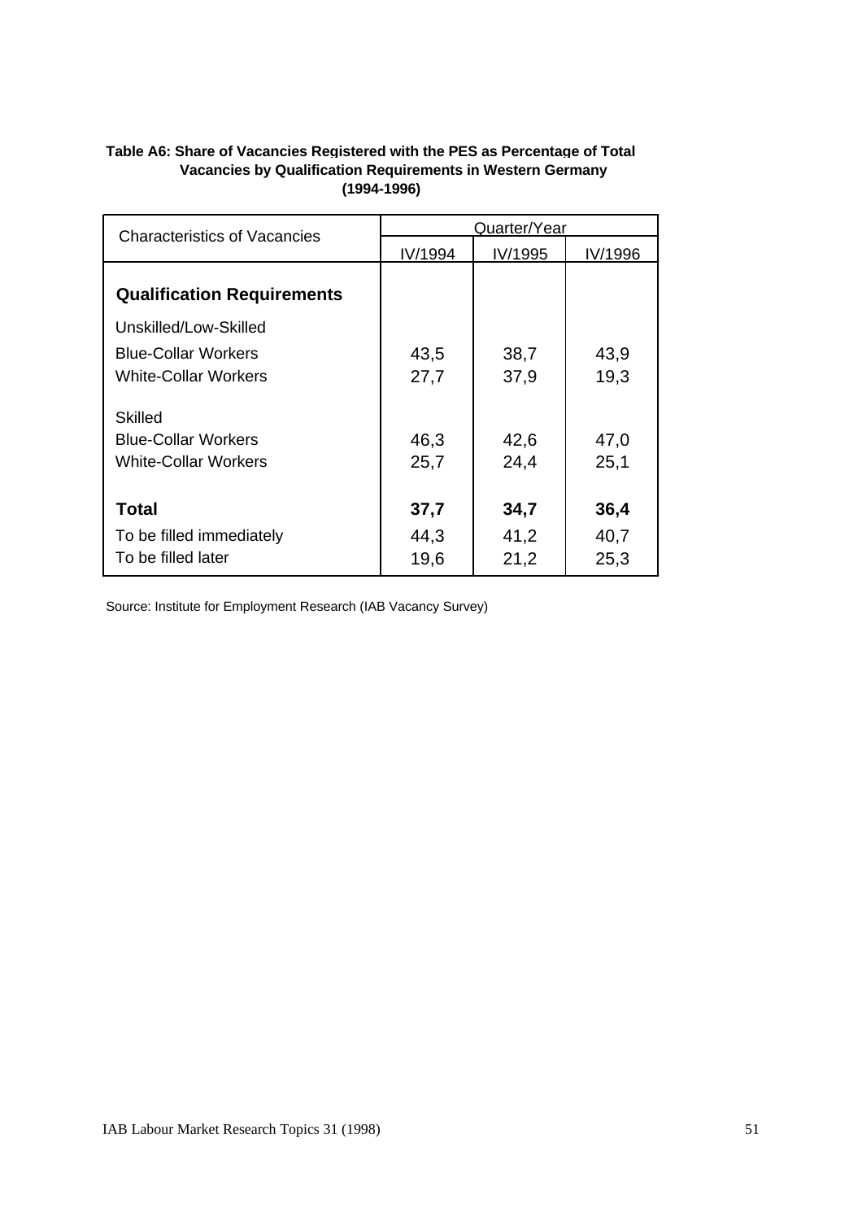**Table A6: Share of Vacancies Registered with the PES as Percentage of Total Vacancies by Qualification Requirements in Western Germany (1994-1996)**

| Characteristics of Vacancies | Quarter/Year | | |
|---|---|---|---|
| | IV/1994 | IV/1995 | IV/1996 |
| **Qualification Requirements** | | | |
| Unskilled/Low-Skilled | | | |
| Blue-Collar Workers | 43,5 | 38,7 | 43,9 |
| White-Collar Workers | 27,7 | 37,9 | 19,3 |
| Skilled | | | |
| Blue-Collar Workers | 46,3 | 42,6 | 47,0 |
| White-Collar Workers | 25,7 | 24,4 | 25,1 |
| **Total** | **37,7** | **34,7** | **36,4** |
| To be filled immediately | 44,3 | 41,2 | 40,7 |
| To be filled later | 19,6 | 21,2 | 25,3 |

Source: Institute for Employment Research (IAB Vacancy Survey)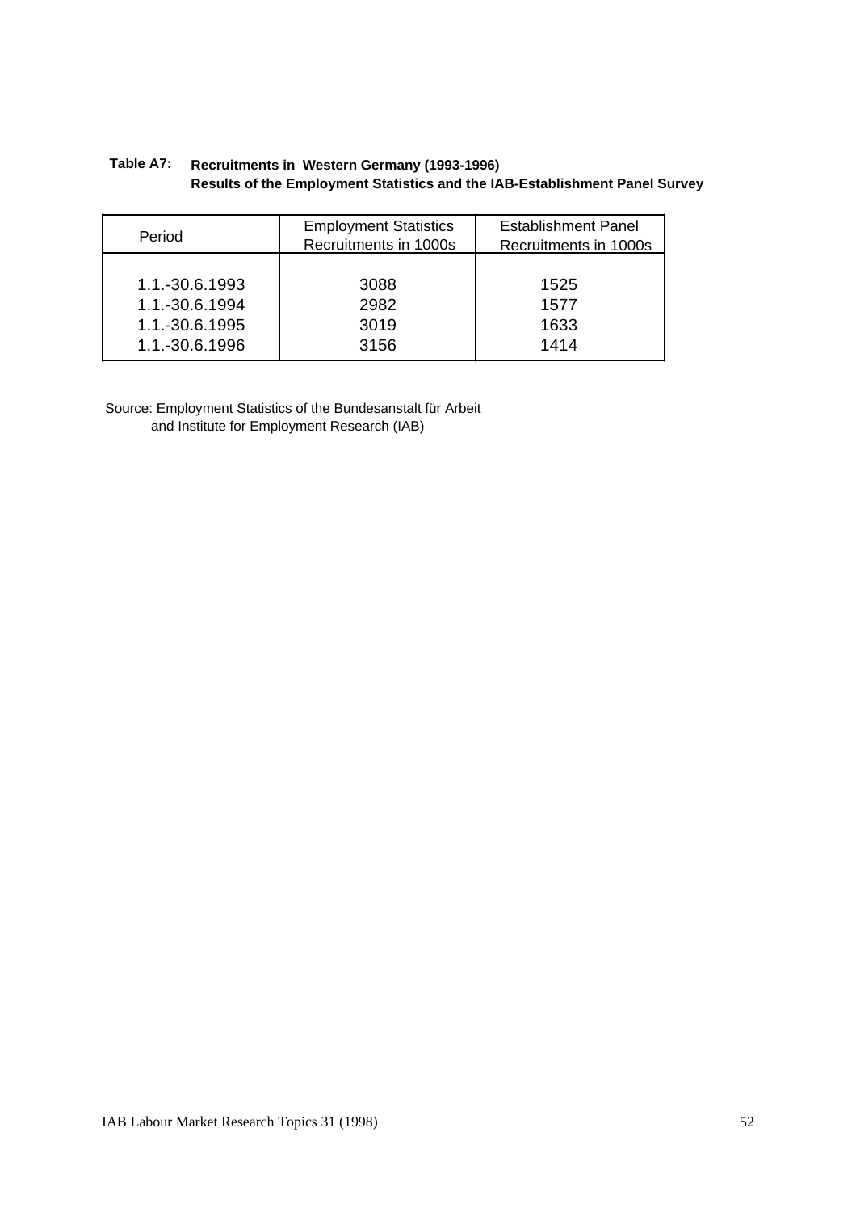**Table A7: Recruitments in Western Germany (1993-1996)**
**Results of the Employment Statistics and the IAB-Establishment Panel Survey**

| Period | Employment Statistics Recruitments in 1000s | Establishment Panel Recruitments in 1000s |
|---|---|---|
| 1.1.-30.6.1993 | 3088 | 1525 |
| 1.1.-30.6.1994 | 2982 | 1577 |
| 1.1.-30.6.1995 | 3019 | 1633 |
| 1.1.-30.6.1996 | 3156 | 1414 |

Source: Employment Statistics of the Bundesanstalt für Arbeit
and Institute for Employment Research (IAB)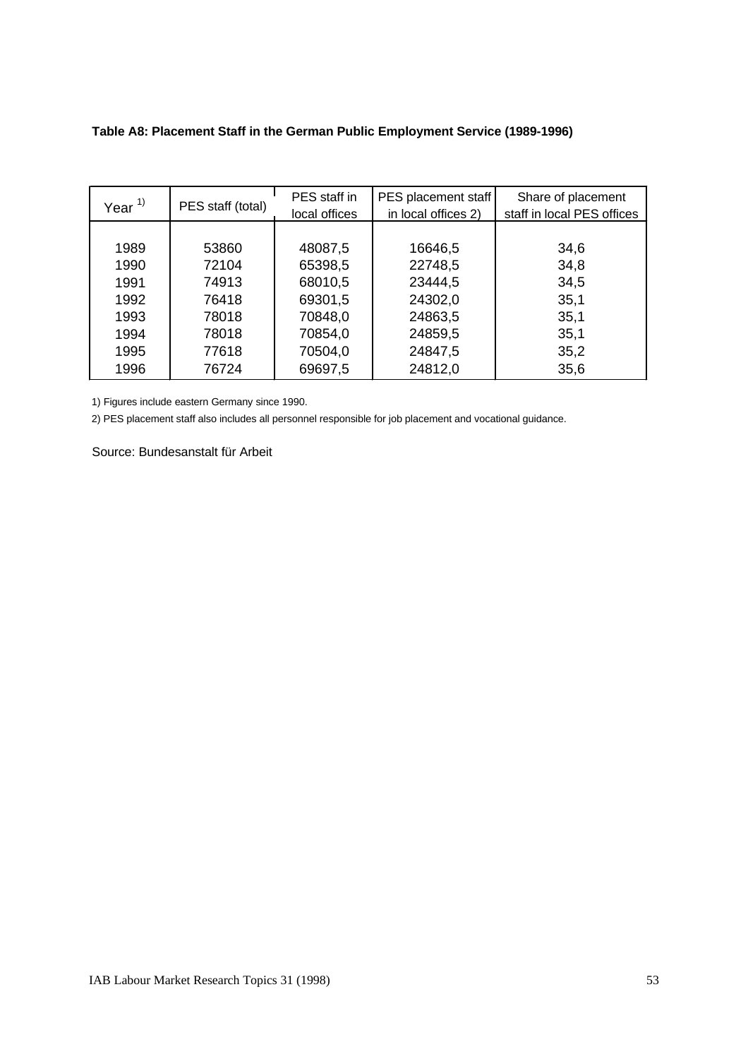**Table A8: Placement Staff in the German Public Employment Service (1989-1996)**

| Year [1)] | PES staff (total) | PES staff in local offices | PES placement staff in local offices 2) | Share of placement staff in local PES offices |
|---|---|---|---|---|
| 1989 | 53860 | 48087,5 | 16646,5 | 34,6 |
| 1990 | 72104 | 65398,5 | 22748,5 | 34,8 |
| 1991 | 74913 | 68010,5 | 23444,5 | 34,5 |
| 1992 | 76418 | 69301,5 | 24302,0 | 35,1 |
| 1993 | 78018 | 70848,0 | 24863,5 | 35,1 |
| 1994 | 78018 | 70854,0 | 24859,5 | 35,1 |
| 1995 | 77618 | 70504,0 | 24847,5 | 35,2 |
| 1996 | 76724 | 69697,5 | 24812,0 | 35,6 |

1) Figures include eastern Germany since 1990.

2) PES placement staff also includes all personnel responsible for job placement and vocational guidance.

Source: Bundesanstalt für Arbeit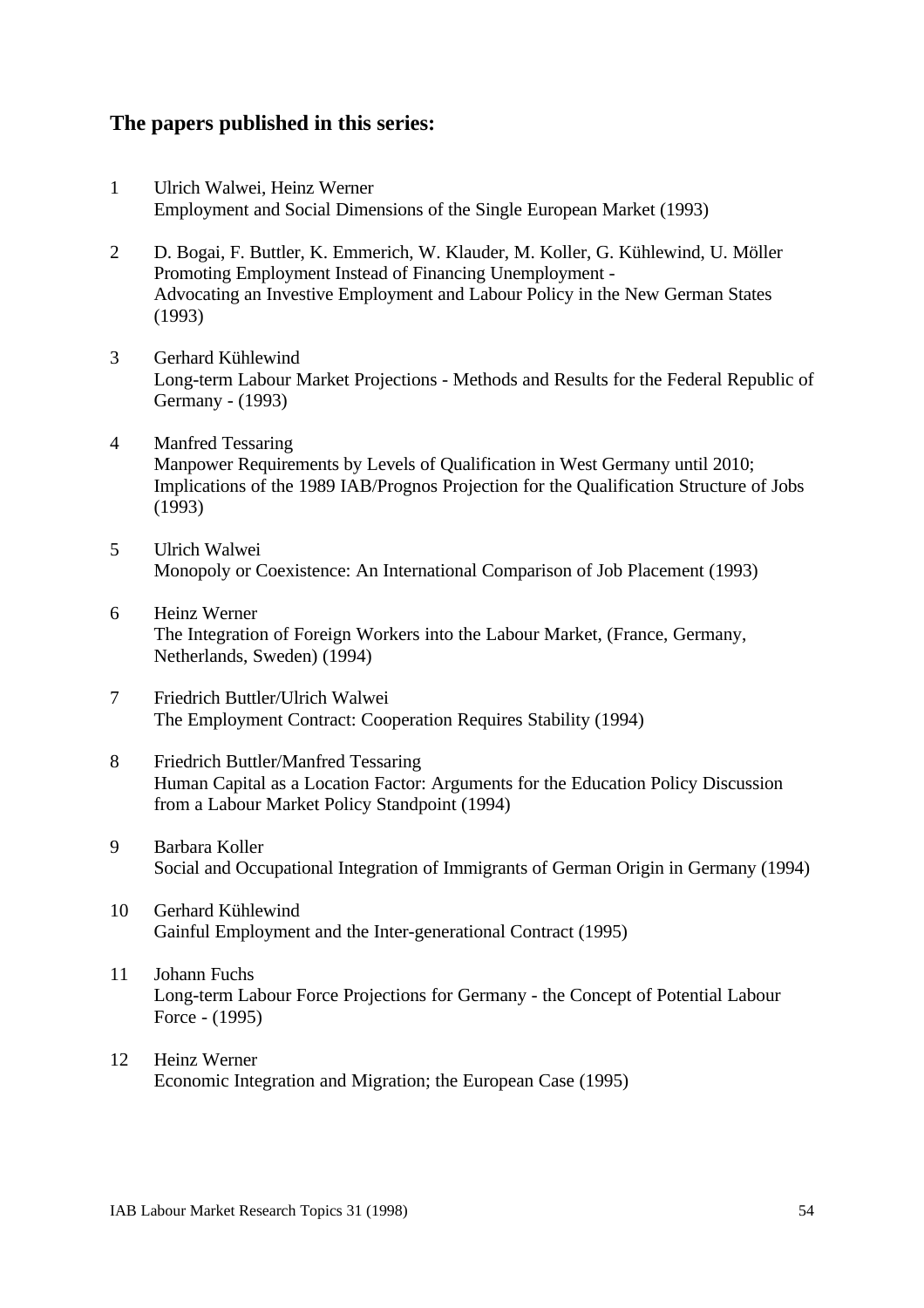### The papers published in this series:

1. Ulrich Walwei, Heinz Werner
   Employment and Social Dimensions of the Single European Market (1993)

2. D. Bogai, F. Buttler, K. Emmerich, W. Klauder, M. Koller, G. Kühlewind, U. Möller
   Promoting Employment Instead of Financing Unemployment -
   Advocating an Investive Employment and Labour Policy in the New German States (1993)

3. Gerhard Kühlewind
   Long-term Labour Market Projections - Methods and Results for the Federal Republic of Germany - (1993)

4. Manfred Tessaring
   Manpower Requirements by Levels of Qualification in West Germany until 2010; Implications of the 1989 IAB/Prognos Projection for the Qualification Structure of Jobs (1993)

5. Ulrich Walwei
   Monopoly or Coexistence: An International Comparison of Job Placement (1993)

6. Heinz Werner
   The Integration of Foreign Workers into the Labour Market, (France, Germany, Netherlands, Sweden) (1994)

7. Friedrich Buttler/Ulrich Walwei
   The Employment Contract: Cooperation Requires Stability (1994)

8. Friedrich Buttler/Manfred Tessaring
   Human Capital as a Location Factor: Arguments for the Education Policy Discussion from a Labour Market Policy Standpoint (1994)

9. Barbara Koller
   Social and Occupational Integration of Immigrants of German Origin in Germany (1994)

10. Gerhard Kühlewind
    Gainful Employment and the Inter-generational Contract (1995)

11. Johann Fuchs
    Long-term Labour Force Projections for Germany - the Concept of Potential Labour Force - (1995)

12. Heinz Werner
    Economic Integration and Migration; the European Case (1995)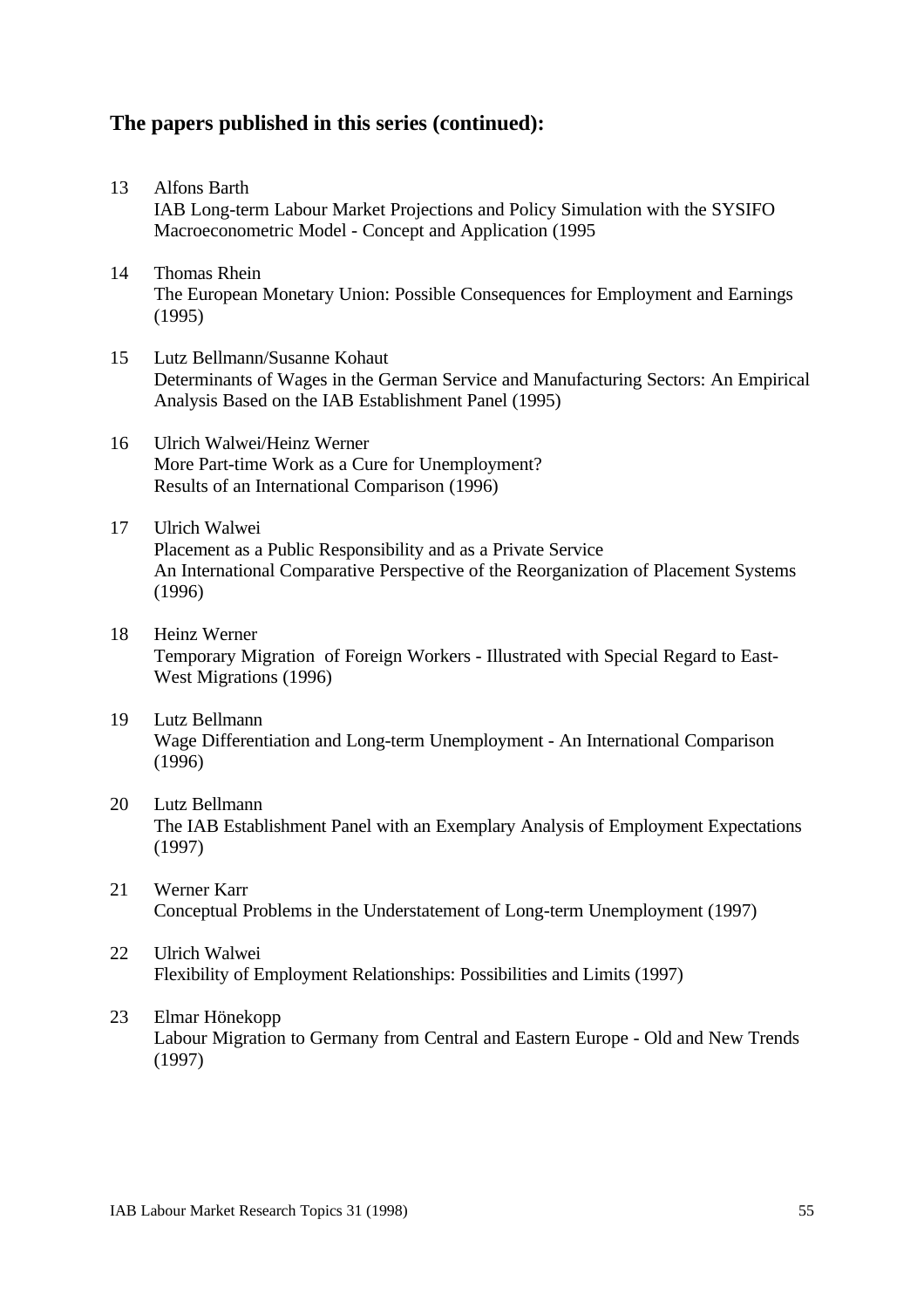## The papers published in this series (continued):

13 Alfons Barth
IAB Long-term Labour Market Projections and Policy Simulation with the SYSIFO Macroeconometric Model - Concept and Application (1995

14 Thomas Rhein
The European Monetary Union: Possible Consequences for Employment and Earnings (1995)

15 Lutz Bellmann/Susanne Kohaut
Determinants of Wages in the German Service and Manufacturing Sectors: An Empirical Analysis Based on the IAB Establishment Panel (1995)

16 Ulrich Walwei/Heinz Werner
More Part-time Work as a Cure for Unemployment?
Results of an International Comparison (1996)

17 Ulrich Walwei
Placement as a Public Responsibility and as a Private Service
An International Comparative Perspective of the Reorganization of Placement Systems (1996)

18 Heinz Werner
Temporary Migration of Foreign Workers - Illustrated with Special Regard to East-West Migrations (1996)

19 Lutz Bellmann
Wage Differentiation and Long-term Unemployment - An International Comparison (1996)

20 Lutz Bellmann
The IAB Establishment Panel with an Exemplary Analysis of Employment Expectations (1997)

21 Werner Karr
Conceptual Problems in the Understatement of Long-term Unemployment (1997)

22 Ulrich Walwei
Flexibility of Employment Relationships: Possibilities and Limits (1997)

23 Elmar Hönekopp
Labour Migration to Germany from Central and Eastern Europe - Old and New Trends (1997)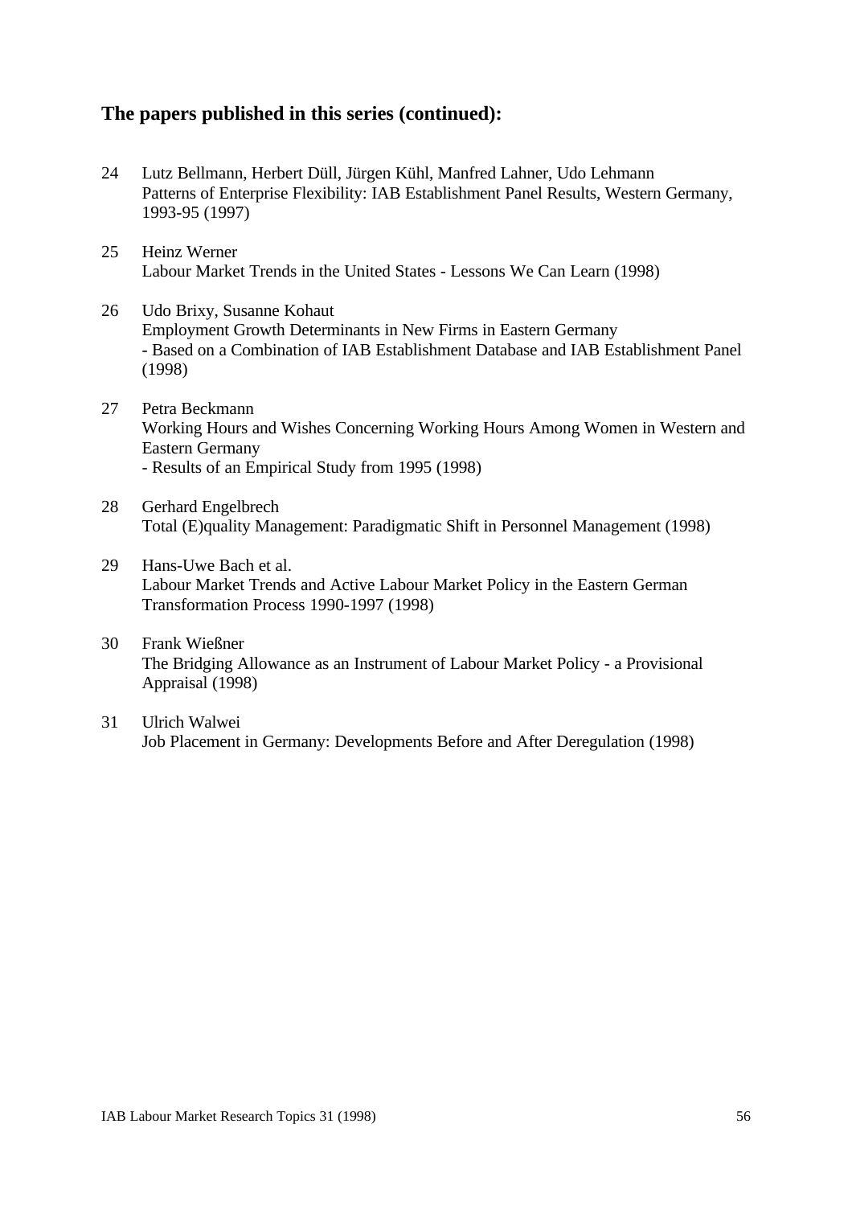## The papers published in this series (continued):

24 Lutz Bellmann, Herbert Düll, Jürgen Kühl, Manfred Lahner, Udo Lehmann
Patterns of Enterprise Flexibility: IAB Establishment Panel Results, Western Germany, 1993-95 (1997)

25 Heinz Werner
Labour Market Trends in the United States - Lessons We Can Learn (1998)

26 Udo Brixy, Susanne Kohaut
Employment Growth Determinants in New Firms in Eastern Germany
- Based on a Combination of IAB Establishment Database and IAB Establishment Panel (1998)

27 Petra Beckmann
Working Hours and Wishes Concerning Working Hours Among Women in Western and Eastern Germany
- Results of an Empirical Study from 1995 (1998)

28 Gerhard Engelbrech
Total (E)quality Management: Paradigmatic Shift in Personnel Management (1998)

29 Hans-Uwe Bach et al.
Labour Market Trends and Active Labour Market Policy in the Eastern German Transformation Process 1990-1997 (1998)

30 Frank Wießner
The Bridging Allowance as an Instrument of Labour Market Policy - a Provisional Appraisal (1998)

31 Ulrich Walwei
Job Placement in Germany: Developments Before and After Deregulation (1998)